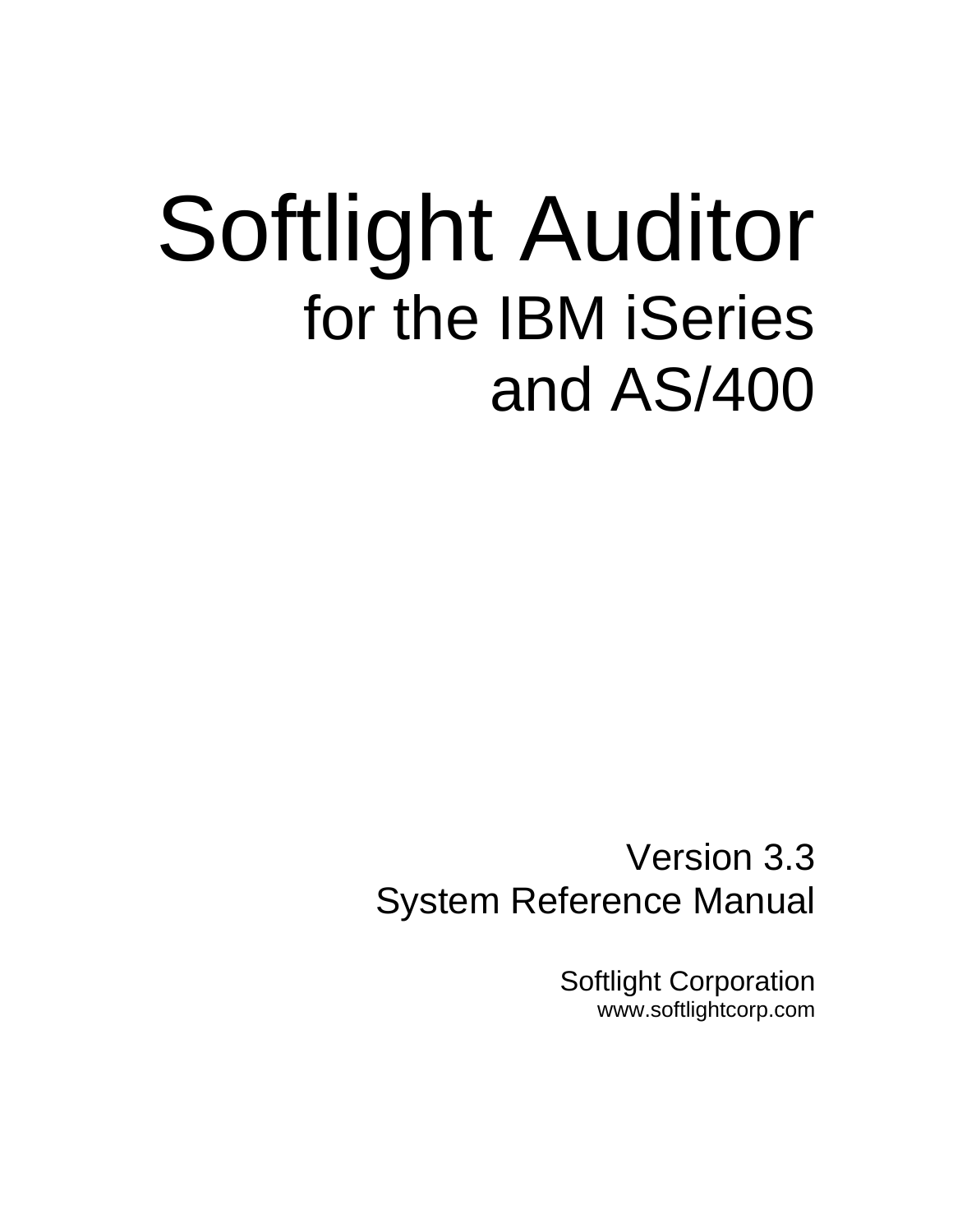# Softlight Auditor

## for the IBM iSeries and AS/400

Version 3.3

System Reference Manual

Softlight Corporation

www.softlightcorp.com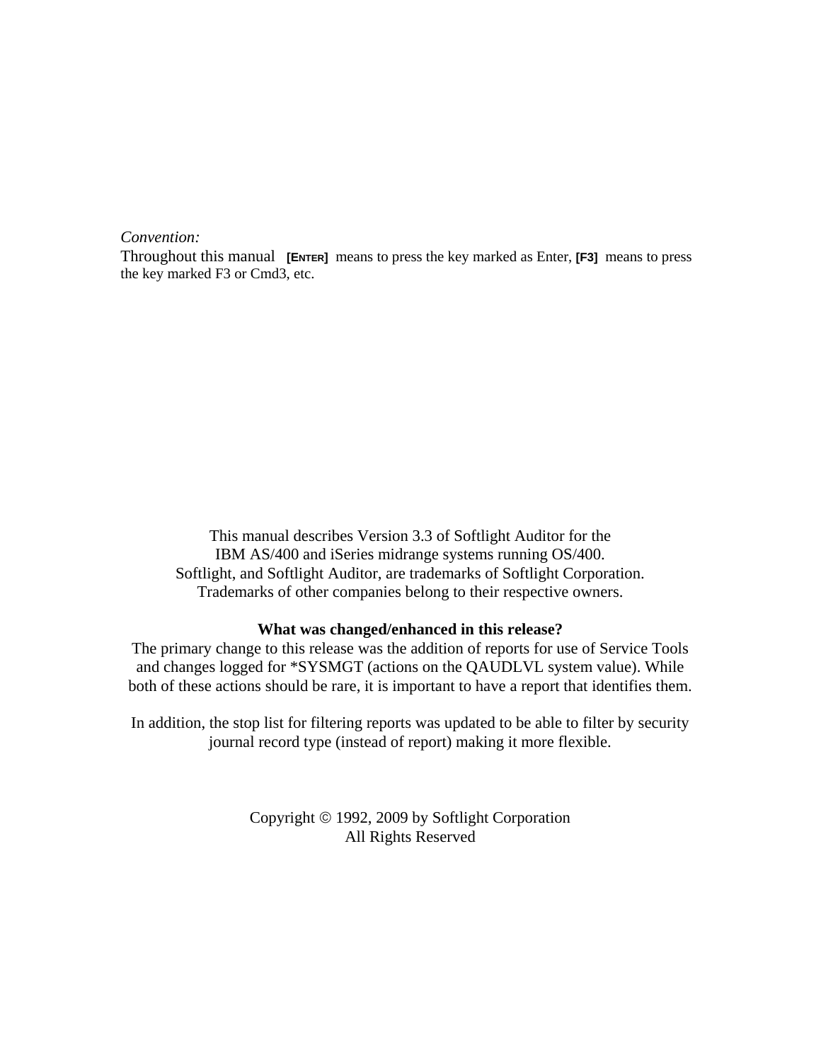*Convention:*
Throughout this manual **[ENTER]** means to press the key marked as Enter, **[F3]** means to press the key marked F3 or Cmd3, etc.

This manual describes Version 3.3 of Softlight Auditor for the IBM AS/400 and iSeries midrange systems running OS/400.
Softlight, and Softlight Auditor, are trademarks of Softlight Corporation.
Trademarks of other companies belong to their respective owners.

**What was changed/enhanced in this release?**

The primary change to this release was the addition of reports for use of Service Tools and changes logged for *SYSMGT (actions on the QAUDLVL system value). While both of these actions should be rare, it is important to have a report that identifies them.

In addition, the stop list for filtering reports was updated to be able to filter by security journal record type (instead of report) making it more flexible.

Copyright © 1992, 2009 by Softlight Corporation
All Rights Reserved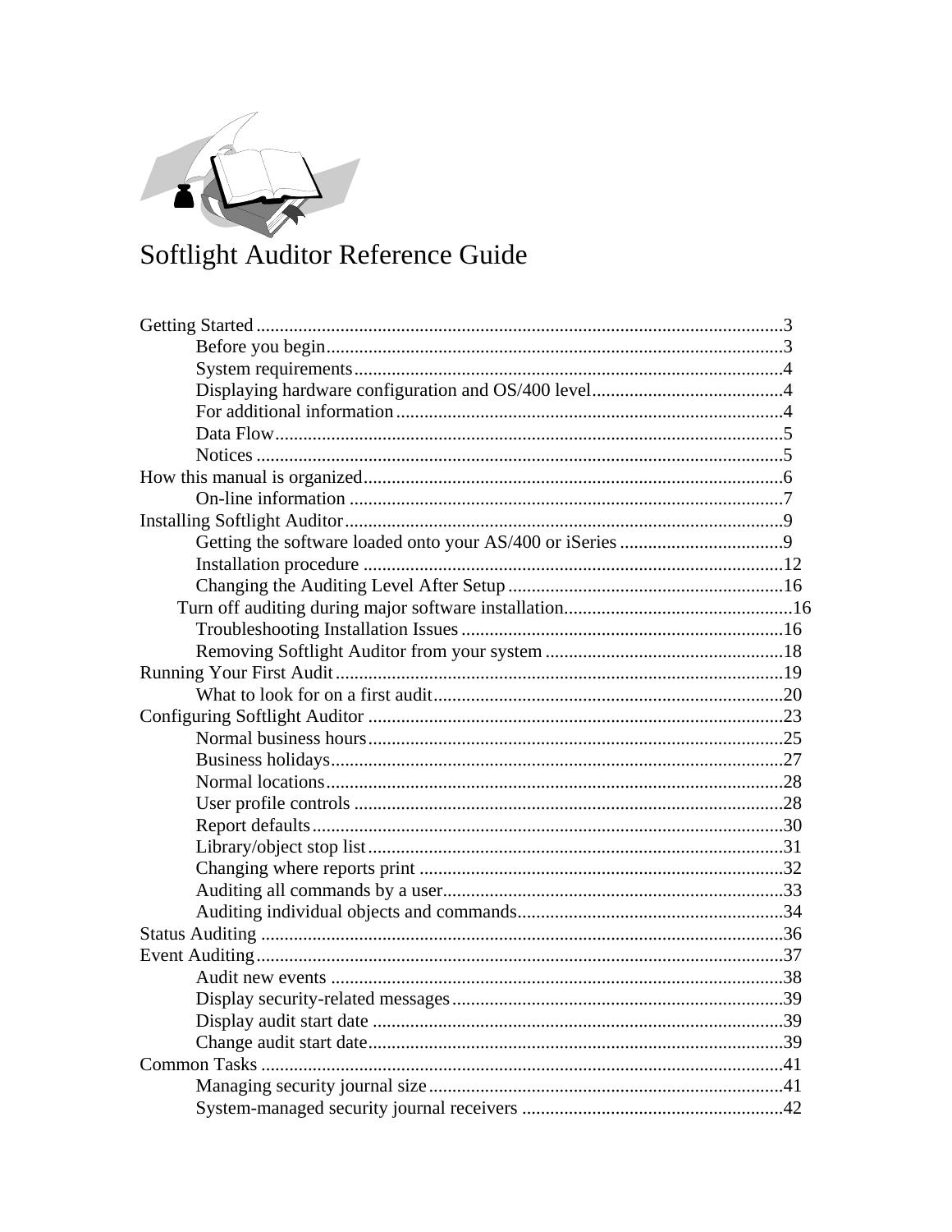# Softlight Auditor Reference Guide

- Getting Started ................................................................................................3
    - Before you begin.................................................................................3
    - System requirements...........................................................................4
    - Displaying hardware configuration and OS/400 level.........................................4
    - For additional information...................................................................4
    - Data Flow............................................................................................5
    - Notices ...............................................................................................5
- How this manual is organized..........................................................................6
    - On-line information ............................................................................7
- Installing Softlight Auditor.............................................................................9
    - Getting the software loaded onto your AS/400 or iSeries ...................................9
    - Installation procedure .........................................................................12
    - Changing the Auditing Level After Setup ..........................................................16
    - Turn off auditing during major software installation.................................................16
    - Troubleshooting Installation Issues ....................................................................16
    - Removing Softlight Auditor from your system ...................................................18
- Running Your First Audit...............................................................................19
    - What to look for on a first audit..........................................................................20
- Configuring Softlight Auditor ........................................................................23
    - Normal business hours........................................................................25
    - Business holidays................................................................................27
    - Normal locations.................................................................................28
    - User profile controls ...........................................................................28
    - Report defaults....................................................................................30
    - Library/object stop list.........................................................................31
    - Changing where reports print .............................................................32
    - Auditing all commands by a user........................................................33
    - Auditing individual objects and commands.........................................34
- Status Auditing ...............................................................................................36
- Event Auditing................................................................................................37
    - Audit new events ................................................................................38
    - Display security-related messages.......................................................39
    - Display audit start date .......................................................................39
    - Change audit start date........................................................................39
- Common Tasks ...............................................................................................41
    - Managing security journal size...........................................................41
    - System-managed security journal receivers ........................................42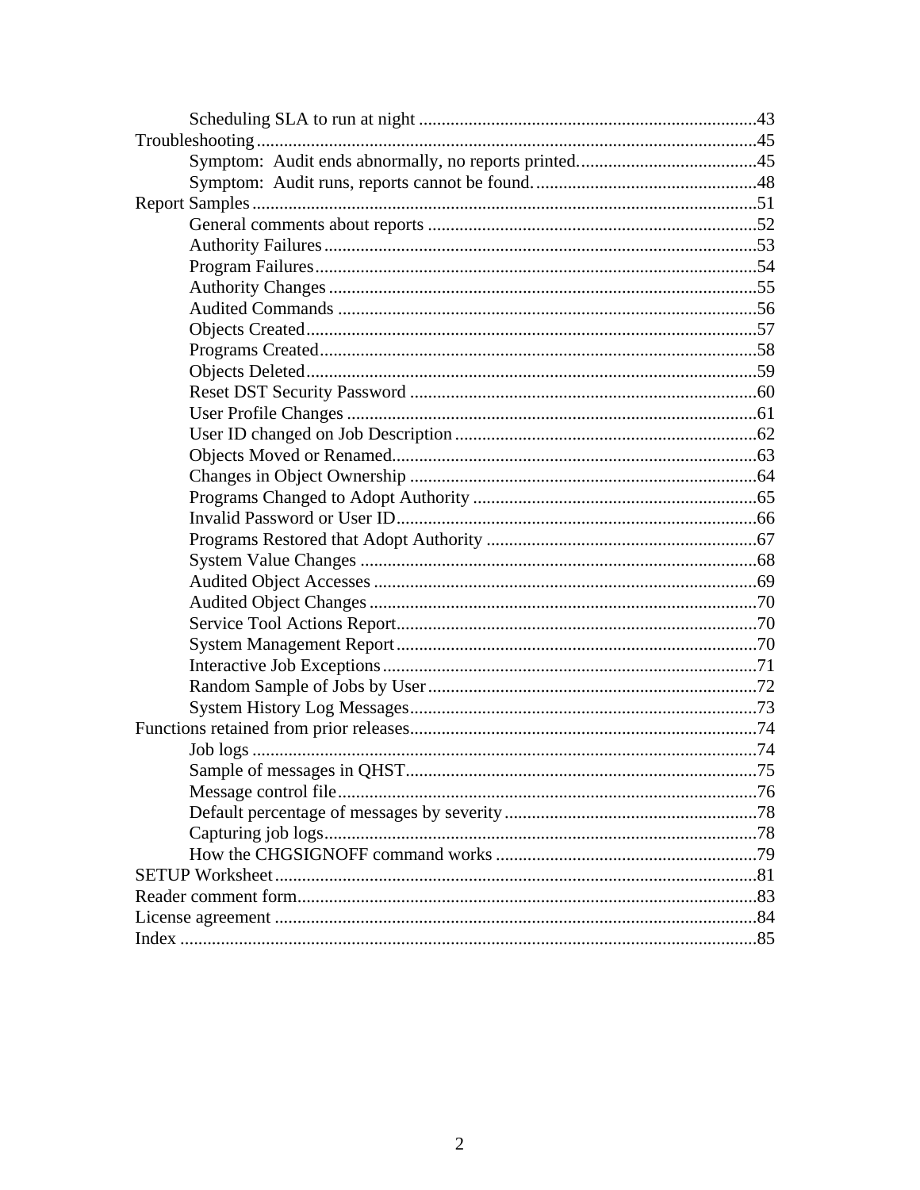- Scheduling SLA to run at night ....................................................................43
- Troubleshooting ...............................................................................................45
  - Symptom: Audit ends abnormally, no reports printed. .....................................45
  - Symptom: Audit runs, reports cannot be found. ...............................................48
- Report Samples ................................................................................................51
  - General comments about reports .....................................................................52
  - Authority Failures ............................................................................................53
  - Program Failures ..............................................................................................54
  - Authority Changes ............................................................................................55
  - Audited Commands ...........................................................................................56
  - Objects Created ................................................................................................57
  - Programs Created ..............................................................................................58
  - Objects Deleted .................................................................................................59
  - Reset DST Security Password ...........................................................................60
  - User Profile Changes ........................................................................................61
  - User ID changed on Job Description .................................................................62
  - Objects Moved or Renamed ................................................................................63
  - Changes in Object Ownership ............................................................................64
  - Programs Changed to Adopt Authority ..............................................................65
  - Invalid Password or User ID ..............................................................................66
  - Programs Restored that Adopt Authority ...........................................................67
  - System Value Changes .......................................................................................68
  - Audited Object Accesses ...................................................................................69
  - Audited Object Changes ....................................................................................70
  - Service Tool Actions Report ...............................................................................70
  - System Management Report ..............................................................................70
  - Interactive Job Exceptions .................................................................................71
  - Random Sample of Jobs by User ........................................................................72
  - System History Log Messages ...........................................................................73
- Functions retained from prior releases ...............................................................74
  - Job logs .............................................................................................................74
  - Sample of messages in QHST ............................................................................75
  - Message control file ..........................................................................................76
  - Default percentage of messages by severity .......................................................78
  - Capturing job logs .............................................................................................78
  - How the CHGSIGNOFF command works ..........................................................79
- SETUP Worksheet .............................................................................................81
- Reader comment form .......................................................................................83
- License agreement .............................................................................................84
- Index .................................................................................................................85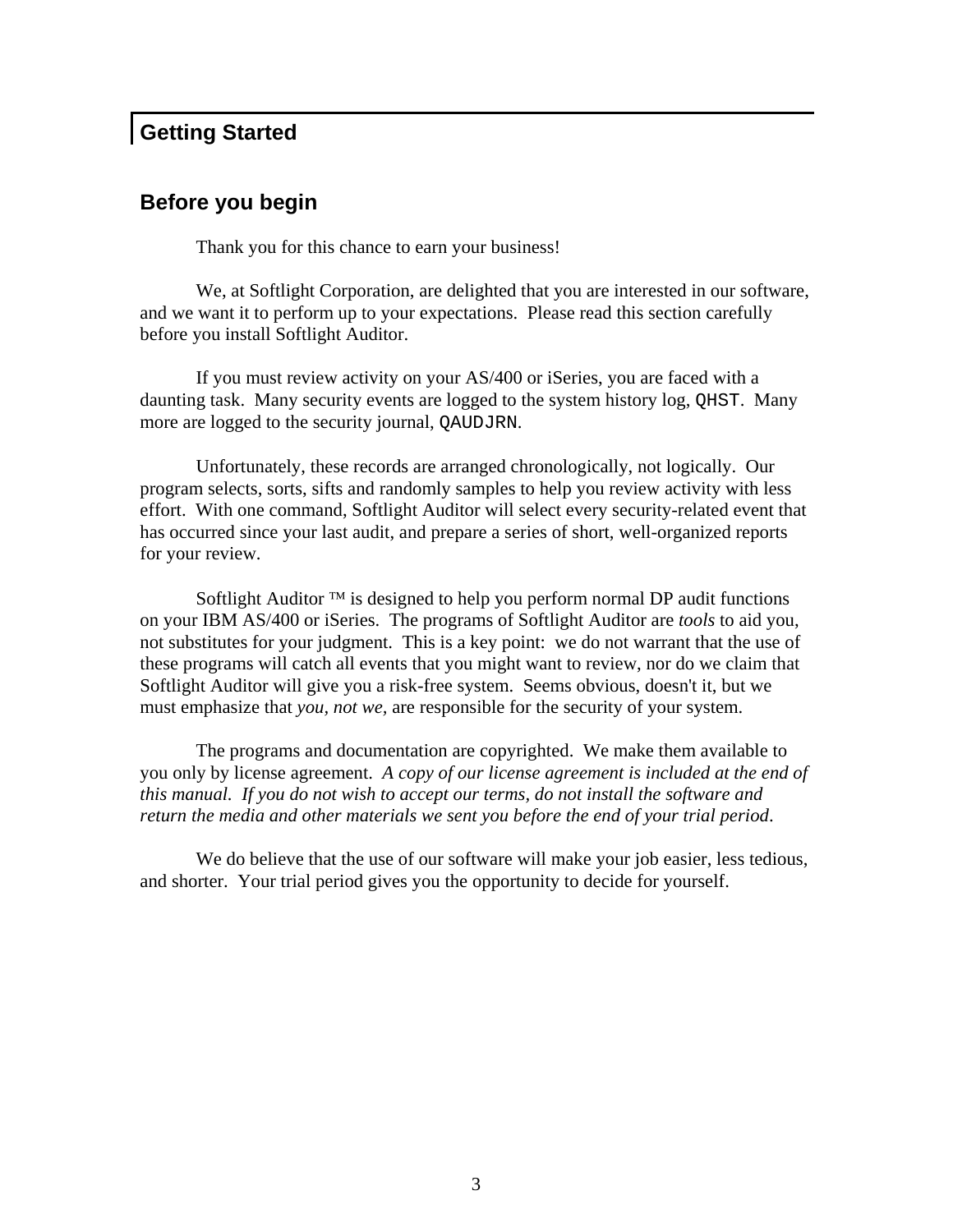# Getting Started

## Before you begin

Thank you for this chance to earn your business!

We, at Softlight Corporation, are delighted that you are interested in our software, and we want it to perform up to your expectations. Please read this section carefully before you install Softlight Auditor.

If you must review activity on your AS/400 or iSeries, you are faced with a daunting task. Many security events are logged to the system history log, `QHST`. Many more are logged to the security journal, `QAUDJRN`.

Unfortunately, these records are arranged chronologically, not logically. Our program selects, sorts, sifts and randomly samples to help you review activity with less effort. With one command, Softlight Auditor will select every security-related event that has occurred since your last audit, and prepare a series of short, well-organized reports for your review.

Softlight Auditor ™ is designed to help you perform normal DP audit functions on your IBM AS/400 or iSeries. The programs of Softlight Auditor are *tools* to aid you, not substitutes for your judgment. This is a key point: we do not warrant that the use of these programs will catch all events that you might want to review, nor do we claim that Softlight Auditor will give you a risk-free system. Seems obvious, doesn't it, but we must emphasize that *you, not we*, are responsible for the security of your system.

The programs and documentation are copyrighted. We make them available to you only by license agreement. *A copy of our license agreement is included at the end of this manual. If you do not wish to accept our terms, do not install the software and return the media and other materials we sent you before the end of your trial period*.

We do believe that the use of our software will make your job easier, less tedious, and shorter. Your trial period gives you the opportunity to decide for yourself.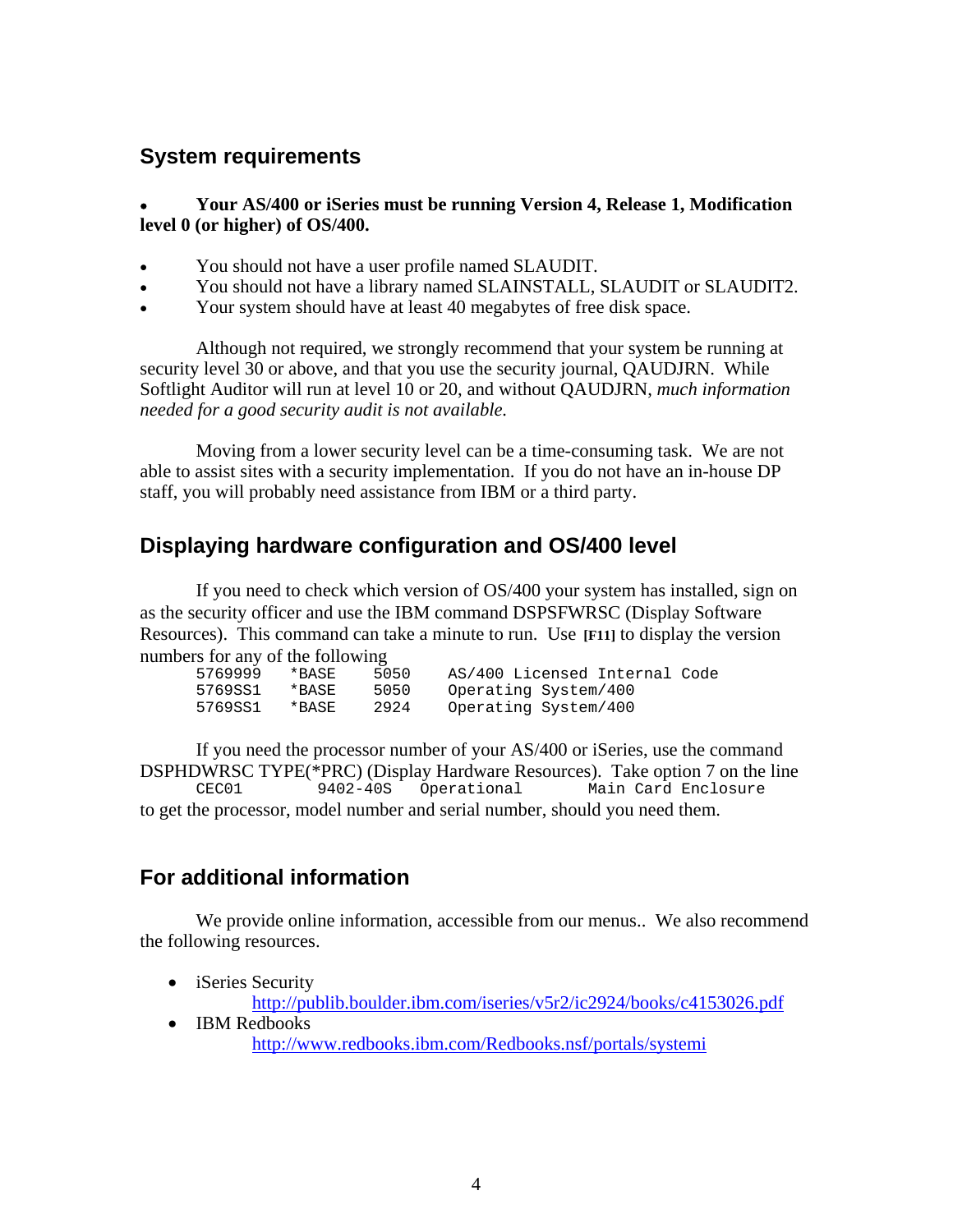## System requirements

- **Your AS/400 or iSeries must be running Version 4, Release 1, Modification level 0 (or higher) of OS/400.**

- You should not have a user profile named SLAUDIT.
- You should not have a library named SLAINSTALL, SLAUDIT or SLAUDIT2.
- Your system should have at least 40 megabytes of free disk space.

Although not required, we strongly recommend that your system be running at security level 30 or above, and that you use the security journal, QAUDJRN. While Softlight Auditor will run at level 10 or 20, and without QAUDJRN, *much information needed for a good security audit is not available.*

Moving from a lower security level can be a time-consuming task. We are not able to assist sites with a security implementation. If you do not have an in-house DP staff, you will probably need assistance from IBM or a third party.

## Displaying hardware configuration and OS/400 level

If you need to check which version of OS/400 your system has installed, sign on as the security officer and use the IBM command DSPSFWRSC (Display Software Resources). This command can take a minute to run. Use **[F11]** to display the version numbers for any of the following

```
5769999   *BASE    5050    AS/400 Licensed Internal Code
5769SS1   *BASE    5050    Operating System/400
5769SS1   *BASE    2924    Operating System/400
```

If you need the processor number of your AS/400 or iSeries, use the command DSPHDWRSC TYPE(*PRC) (Display Hardware Resources). Take option 7 on the line

```
CEC01         9402-40S   Operational        Main Card Enclosure
```

to get the processor, model number and serial number, should you need them.

## For additional information

We provide online information, accessible from our menus.. We also recommend the following resources.

- iSeries Security
  http://publib.boulder.ibm.com/iseries/v5r2/ic2924/books/c4153026.pdf
- IBM Redbooks
  http://www.redbooks.ibm.com/Redbooks.nsf/portals/systemi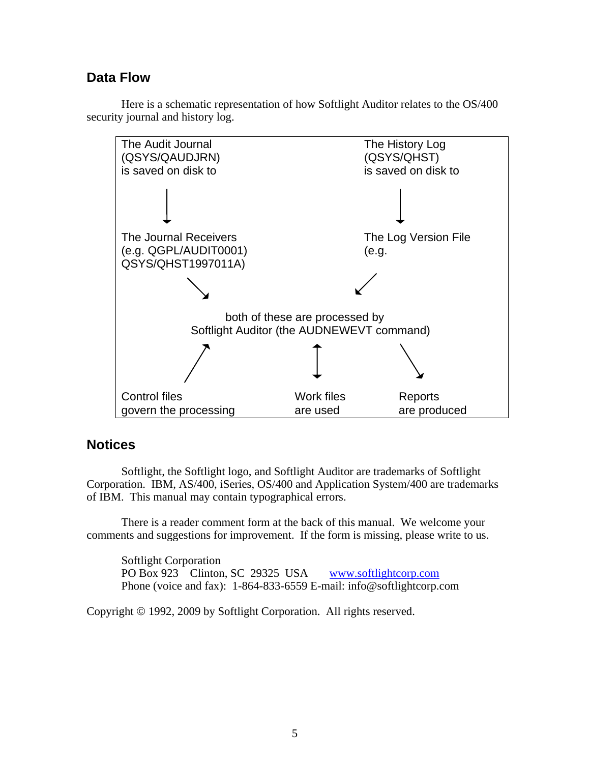## Data Flow

Here is a schematic representation of how Softlight Auditor relates to the OS/400 security journal and history log.

```
The Audit Journal                          The History Log
(QSYS/QAUDJRN)                             (QSYS/QHST)
is saved on disk to                        is saved on disk to

        |                                          |
        v                                          v

The Journal Receivers                      The Log Version File
(e.g. QGPL/AUDIT0001)                      (e.g.
QSYS/QHST1997011A)

              \                           /
               v                         v

                both of these are processed by
          Softlight Auditor (the AUDNEWEVT command)

              ^                ^                \
             /                 |                 \
            /                  v                  v

Control files               Work files          Reports
govern the processing       are used            are produced
```

## Notices

Softlight, the Softlight logo, and Softlight Auditor are trademarks of Softlight Corporation. IBM, AS/400, iSeries, OS/400 and Application System/400 are trademarks of IBM. This manual may contain typographical errors.

There is a reader comment form at the back of this manual. We welcome your comments and suggestions for improvement. If the form is missing, please write to us.

Softlight Corporation
PO Box 923 Clinton, SC 29325 USA www.softlightcorp.com
Phone (voice and fax): 1-864-833-6559 E-mail: info@softlightcorp.com

Copyright © 1992, 2009 by Softlight Corporation. All rights reserved.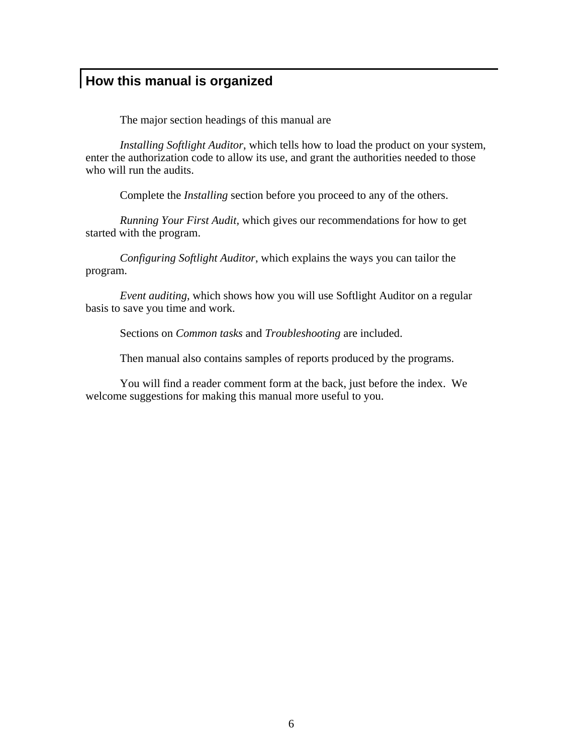## How this manual is organized

The major section headings of this manual are

*Installing Softlight Auditor*, which tells how to load the product on your system, enter the authorization code to allow its use, and grant the authorities needed to those who will run the audits.

Complete the *Installing* section before you proceed to any of the others.

*Running Your First Audit*, which gives our recommendations for how to get started with the program.

*Configuring Softlight Auditor*, which explains the ways you can tailor the program.

*Event auditing*, which shows how you will use Softlight Auditor on a regular basis to save you time and work.

Sections on *Common tasks* and *Troubleshooting* are included.

Then manual also contains samples of reports produced by the programs.

You will find a reader comment form at the back, just before the index.  We welcome suggestions for making this manual more useful to you.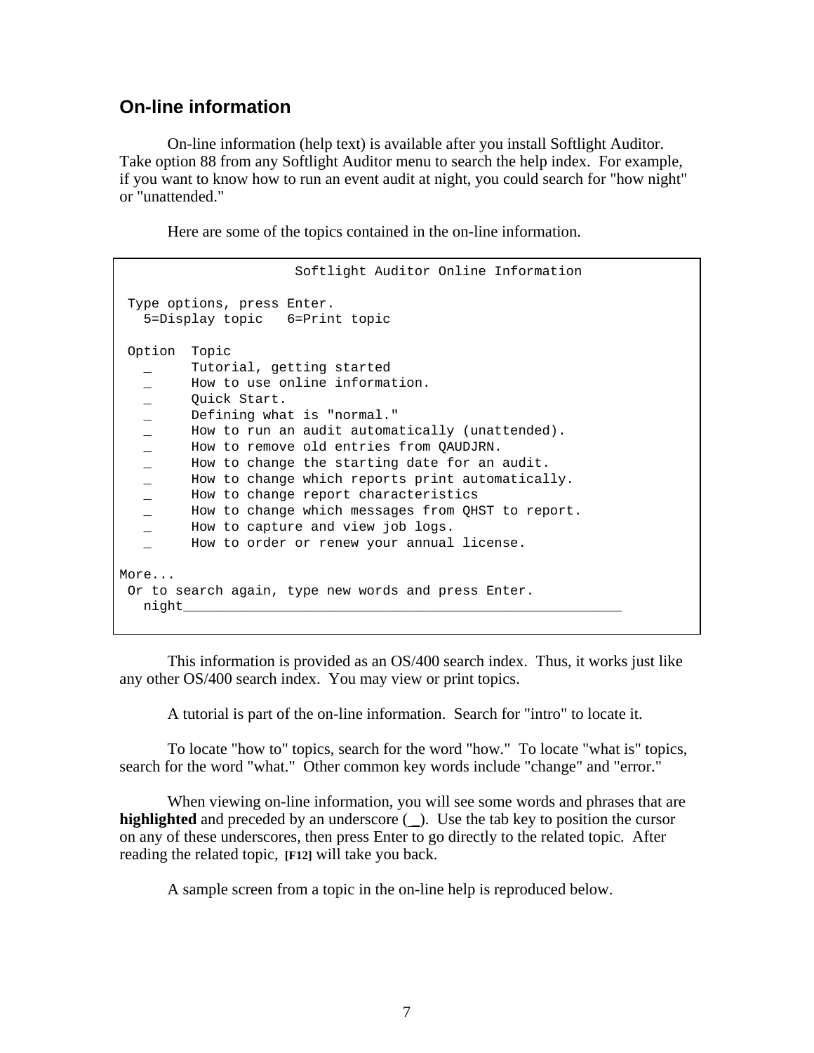## On-line information

On-line information (help text) is available after you install Softlight Auditor. Take option 88 from any Softlight Auditor menu to search the help index. For example, if you want to know how to run an event audit at night, you could search for "how night" or "unattended."

Here are some of the topics contained in the on-line information.

```
                     Softlight Auditor Online Information

 Type options, press Enter.
   5=Display topic   6=Print topic

 Option  Topic
   _     Tutorial, getting started
   _     How to use online information.
   _     Quick Start.
   _     Defining what is "normal."
   _     How to run an audit automatically (unattended).
   _     How to remove old entries from QAUDJRN.
   _     How to change the starting date for an audit.
   _     How to change which reports print automatically.
   _     How to change report characteristics
   _     How to change which messages from QHST to report.
   _     How to capture and view job logs.
   _     How to order or renew your annual license.

More...
 Or to search again, type new words and press Enter.
   night_______________________________________________________
```

This information is provided as an OS/400 search index. Thus, it works just like any other OS/400 search index. You may view or print topics.

A tutorial is part of the on-line information. Search for "intro" to locate it.

To locate "how to" topics, search for the word "how." To locate "what is" topics, search for the word "what." Other common key words include "change" and "error."

When viewing on-line information, you will see some words and phrases that are **highlighted** and preceded by an underscore (**_**). Use the tab key to position the cursor on any of these underscores, then press Enter to go directly to the related topic. After reading the related topic, **[F12]** will take you back.

A sample screen from a topic in the on-line help is reproduced below.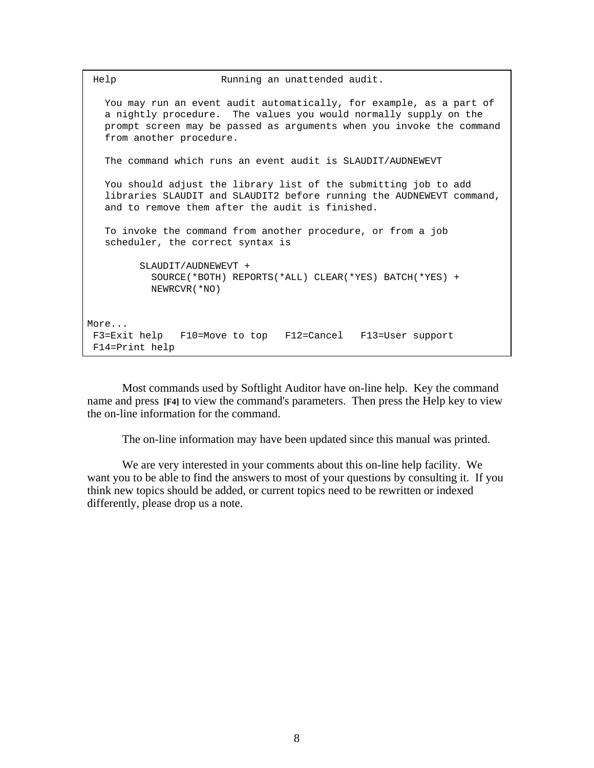```
 Help                  Running an unattended audit.

   You may run an event audit automatically, for example, as a part of
   a nightly procedure.  The values you would normally supply on the
   prompt screen may be passed as arguments when you invoke the command
   from another procedure.

   The command which runs an event audit is SLAUDIT/AUDNEWEVT

   You should adjust the library list of the submitting job to add
   libraries SLAUDIT and SLAUDIT2 before running the AUDNEWEVT command,
   and to remove them after the audit is finished.

   To invoke the command from another procedure, or from a job
   scheduler, the correct syntax is

         SLAUDIT/AUDNEWEVT +
           SOURCE(*BOTH) REPORTS(*ALL) CLEAR(*YES) BATCH(*YES) +
           NEWRCVR(*NO)


More...
 F3=Exit help   F10=Move to top   F12=Cancel   F13=User support
 F14=Print help
```

Most commands used by Softlight Auditor have on-line help. Key the command name and press **[F4]** to view the command's parameters. Then press the Help key to view the on-line information for the command.

The on-line information may have been updated since this manual was printed.

We are very interested in your comments about this on-line help facility. We want you to be able to find the answers to most of your questions by consulting it. If you think new topics should be added, or current topics need to be rewritten or indexed differently, please drop us a note.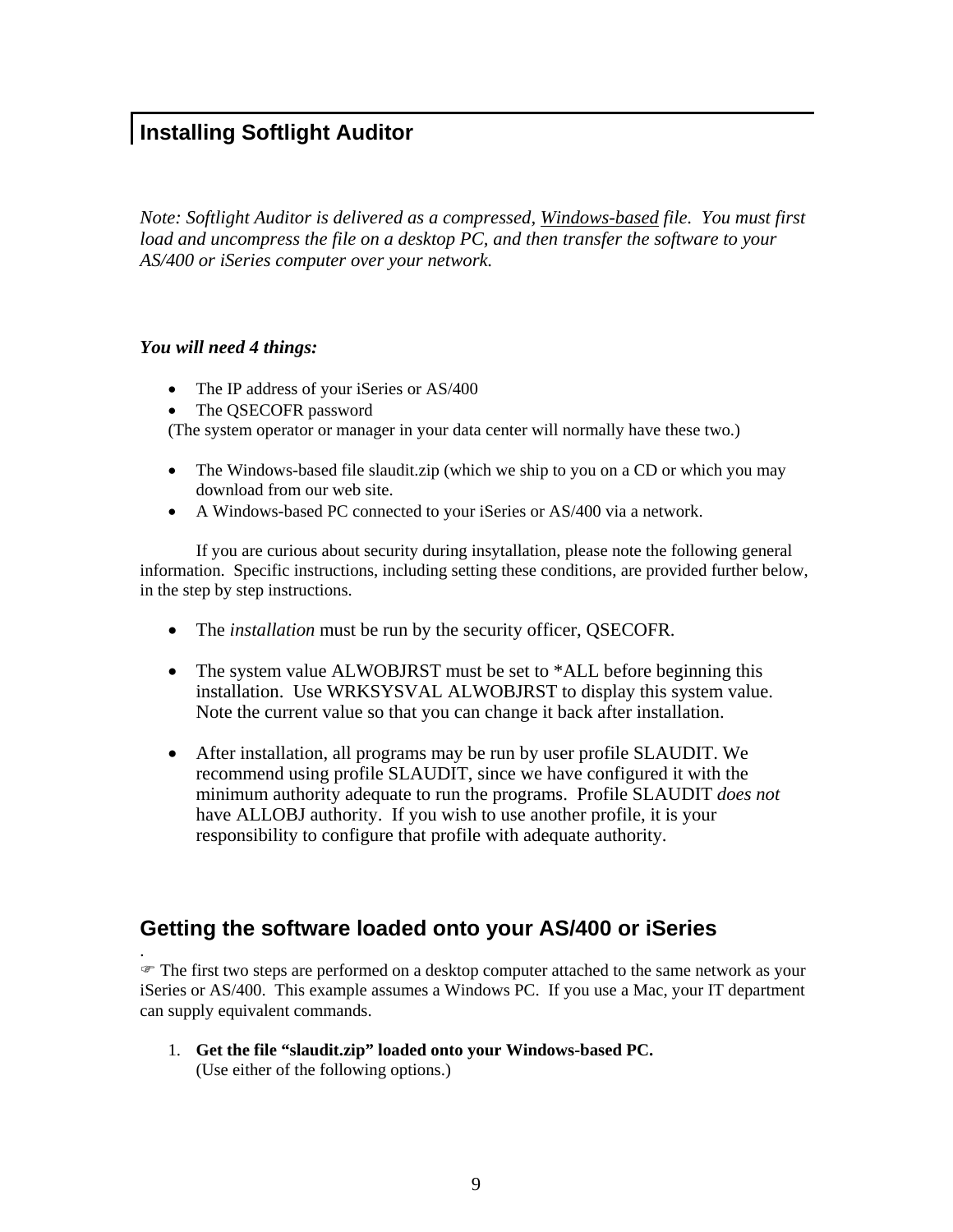## Installing Softlight Auditor

*Note: Softlight Auditor is delivered as a compressed, Windows-based file. You must first load and uncompress the file on a desktop PC, and then transfer the software to your AS/400 or iSeries computer over your network.*

***You will need 4 things:***

- The IP address of your iSeries or AS/400
- The QSECOFR password

(The system operator or manager in your data center will normally have these two.)

- The Windows-based file slaudit.zip (which we ship to you on a CD or which you may download from our web site.
- A Windows-based PC connected to your iSeries or AS/400 via a network.

If you are curious about security during insytallation, please note the following general information. Specific instructions, including setting these conditions, are provided further below, in the step by step instructions.

- The *installation* must be run by the security officer, QSECOFR.
- The system value ALWOBJRST must be set to *ALL before beginning this installation. Use WRKSYSVAL ALWOBJRST to display this system value. Note the current value so that you can change it back after installation.
- After installation, all programs may be run by user profile SLAUDIT. We recommend using profile SLAUDIT, since we have configured it with the minimum authority adequate to run the programs. Profile SLAUDIT *does not* have ALLOBJ authority. If you wish to use another profile, it is your responsibility to configure that profile with adequate authority.

## Getting the software loaded onto your AS/400 or iSeries

.
☞ The first two steps are performed on a desktop computer attached to the same network as your iSeries or AS/400. This example assumes a Windows PC. If you use a Mac, your IT department can supply equivalent commands.

1. **Get the file "slaudit.zip" loaded onto your Windows-based PC.**
   (Use either of the following options.)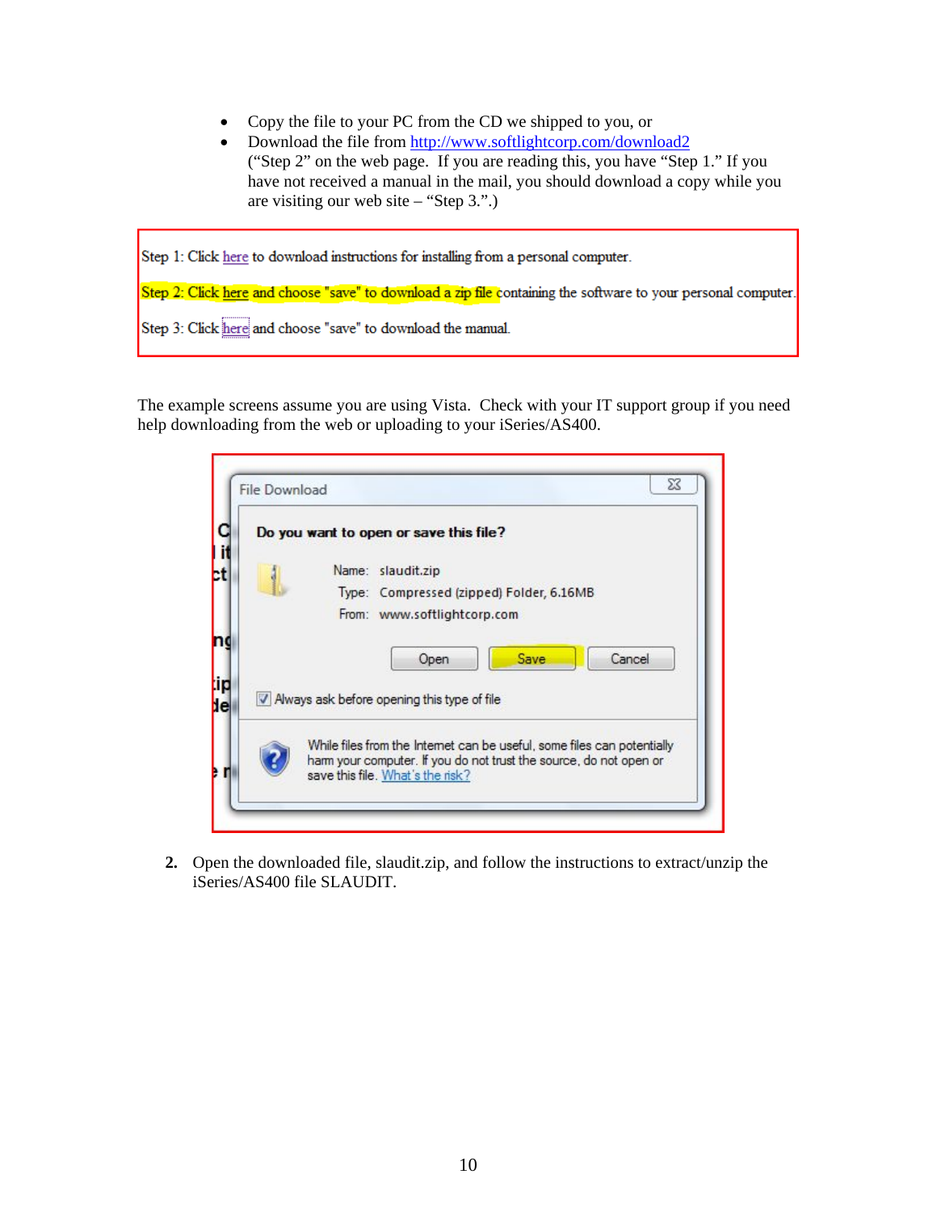- Copy the file to your PC from the CD we shipped to you, or
- Download the file from http://www.softlightcorp.com/download2 ("Step 2" on the web page. If you are reading this, you have "Step 1." If you have not received a manual in the mail, you should download a copy while you are visiting our web site – "Step 3.".)

Step 1: Click here to download instructions for installing from a personal computer.

Step 2: Click here and choose "save" to download a zip file containing the software to your personal computer.

Step 3: Click here and choose "save" to download the manual.

The example screens assume you are using Vista. Check with your IT support group if you need help downloading from the web or uploading to your iSeries/AS400.

File Download

**Do you want to open or save this file?**

Name: slaudit.zip
Type: Compressed (zipped) Folder, 6.16MB
From: www.softlightcorp.com

Open | Save | Cancel

☑ Always ask before opening this type of file

While files from the Internet can be useful, some files can potentially harm your computer. If you do not trust the source, do not open or save this file. What's the risk?

2. Open the downloaded file, slaudit.zip, and follow the instructions to extract/unzip the iSeries/AS400 file SLAUDIT.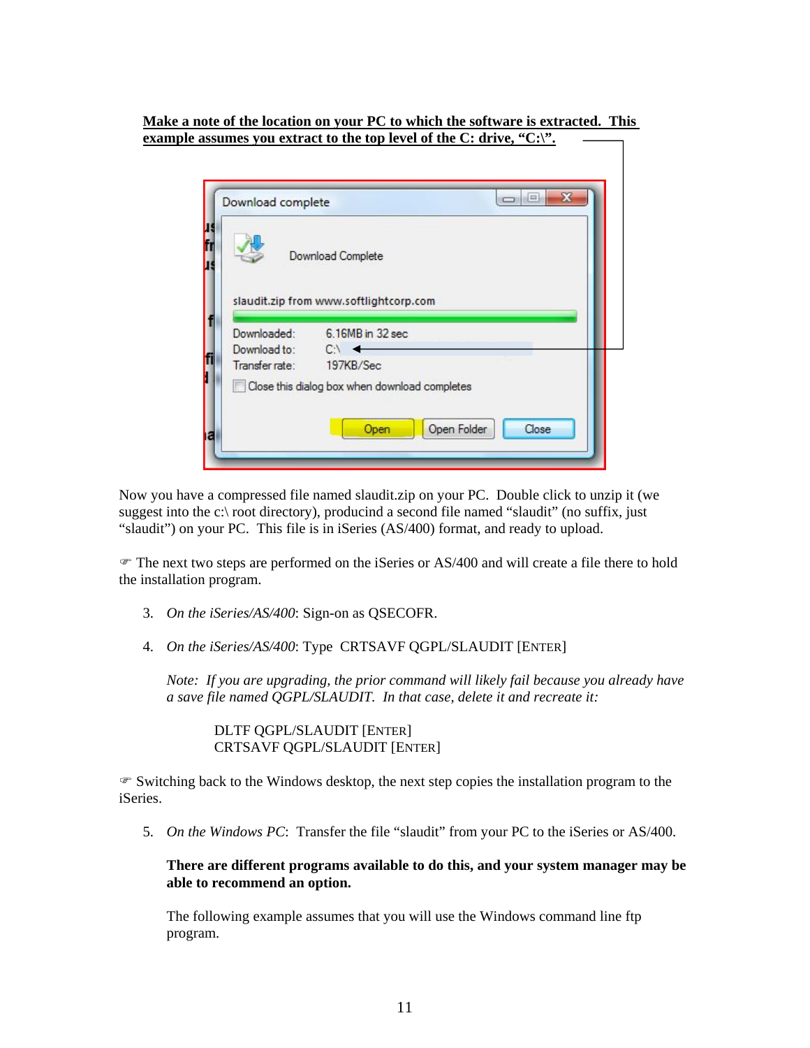**Make a note of the location on your PC to which the software is extracted. This example assumes you extract to the top level of the C: drive, "C:\".**

Now you have a compressed file named slaudit.zip on your PC. Double click to unzip it (we suggest into the c:\ root directory), producind a second file named "slaudit" (no suffix, just "slaudit") on your PC. This file is in iSeries (AS/400) format, and ready to upload.

☞ The next two steps are performed on the iSeries or AS/400 and will create a file there to hold the installation program.

3. *On the iSeries/AS/400*: Sign-on as QSECOFR.

4. *On the iSeries/AS/400*: Type CRTSAVF QGPL/SLAUDIT [ENTER]

   *Note: If you are upgrading, the prior command will likely fail because you already have a save file named QGPL/SLAUDIT. In that case, delete it and recreate it:*

   DLTF QGPL/SLAUDIT [ENTER]
   CRTSAVF QGPL/SLAUDIT [ENTER]

☞ Switching back to the Windows desktop, the next step copies the installation program to the iSeries.

5. *On the Windows PC*: Transfer the file "slaudit" from your PC to the iSeries or AS/400.

   **There are different programs available to do this, and your system manager may be able to recommend an option.**

   The following example assumes that you will use the Windows command line ftp program.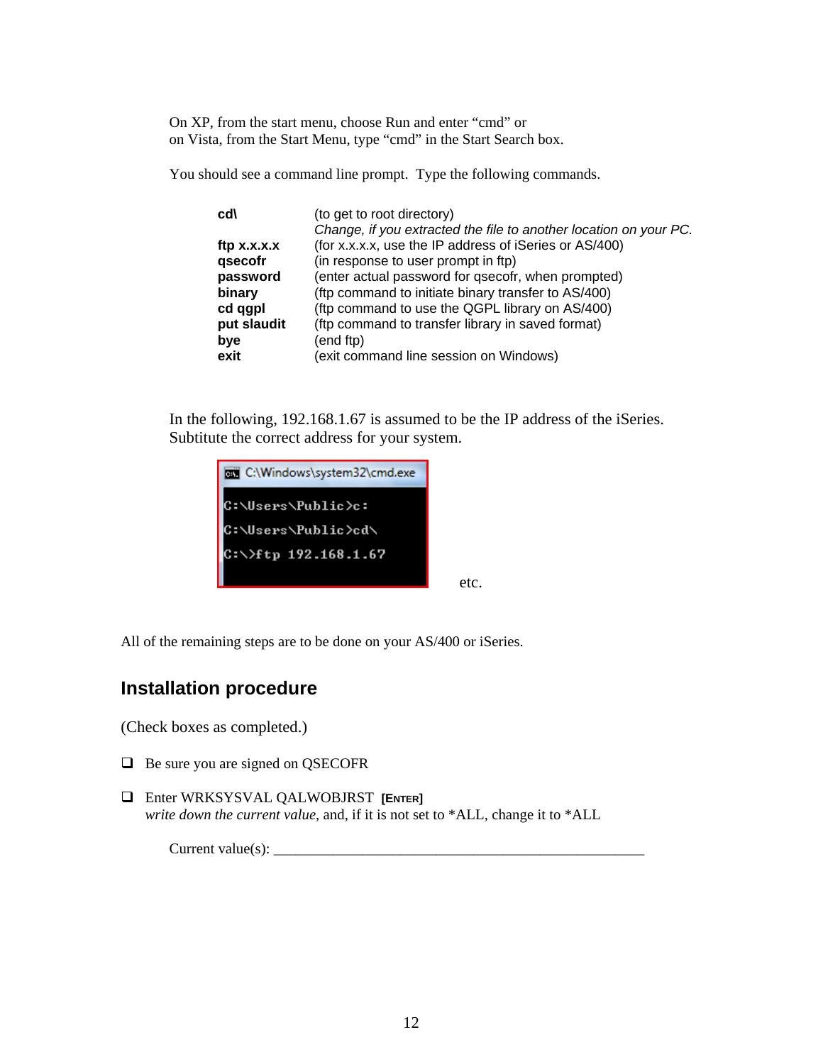On XP, from the start menu, choose Run and enter “cmd” or
on Vista, from the Start Menu, type “cmd” in the Start Search box.

You should see a command line prompt. Type the following commands.

| | |
|---|---|
| **cd\\** | (to get to root directory)<br>*Change, if you extracted the file to another location on your PC.* |
| **ftp x.x.x.x** | (for x.x.x.x, use the IP address of iSeries or AS/400) |
| **qsecofr** | (in response to user prompt in ftp) |
| **password** | (enter actual password for qsecofr, when prompted) |
| **binary** | (ftp command to initiate binary transfer to AS/400) |
| **cd qgpl** | (ftp command to use the QGPL library on AS/400) |
| **put slaudit** | (ftp command to transfer library in saved format) |
| **bye** | (end ftp) |
| **exit** | (exit command line session on Windows) |

In the following, 192.168.1.67 is assumed to be the IP address of the iSeries.
Subtitute the correct address for your system.

```
C:\Windows\system32\cmd.exe

C:\Users\Public>c:

C:\Users\Public>cd\

C:\>ftp 192.168.1.67
```

etc.

All of the remaining steps are to be done on your AS/400 or iSeries.

## Installation procedure

(Check boxes as completed.)

- ❑ Be sure you are signed on QSECOFR

- ❑ Enter WRKSYSVAL QALWOBJRST **[ENTER]**
  *write down the current value*, and, if it is not set to *ALL, change it to *ALL

  Current value(s): ____________________________________________________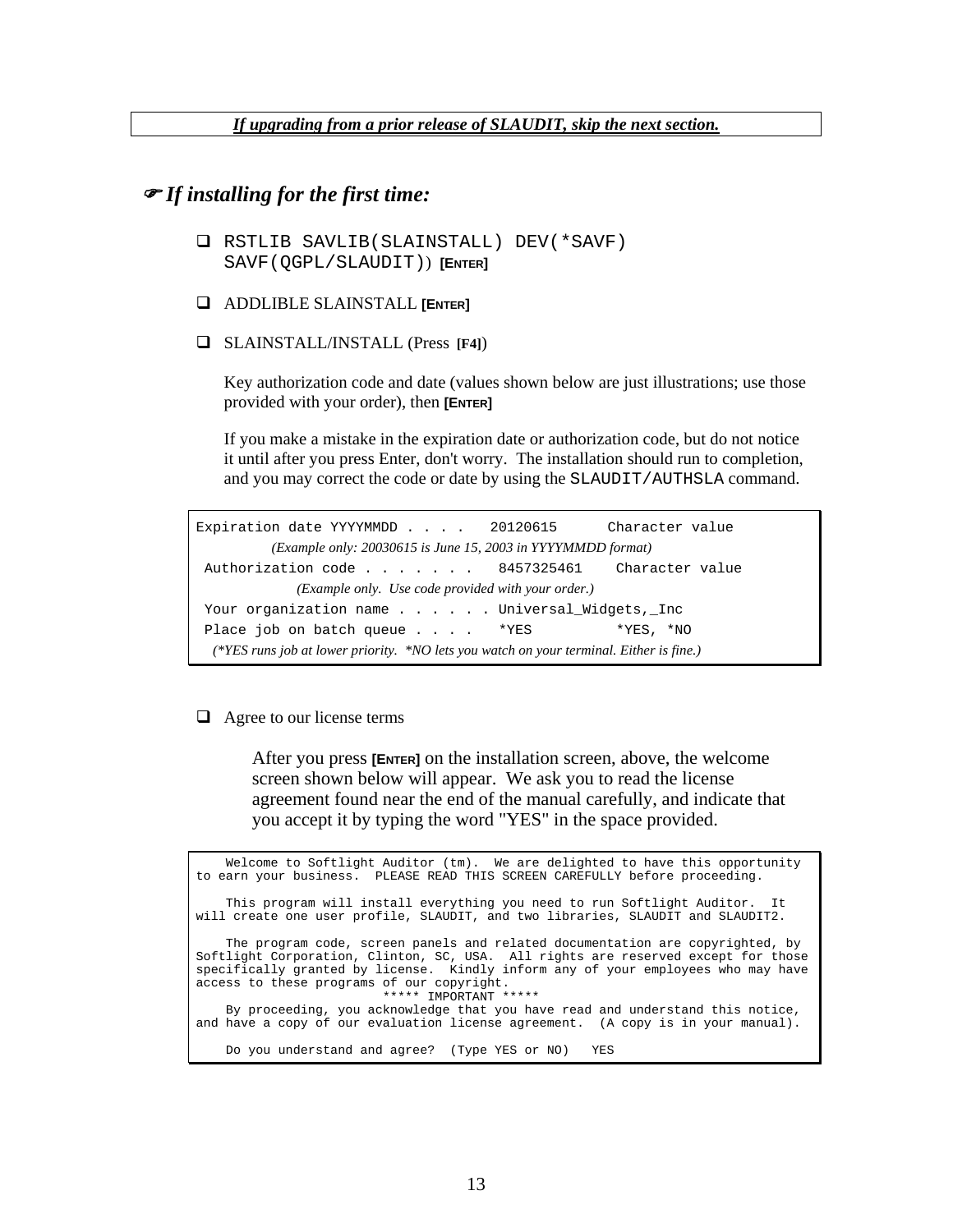***If upgrading from a prior release of SLAUDIT, skip the next section.***

## ☞ *If installing for the first time:*

- ❑ RSTLIB SAVLIB(SLAINSTALL) DEV(*SAVF) SAVF(QGPL/SLAUDIT)) **[ENTER]**

- ❑ ADDLIBLE SLAINSTALL **[ENTER]**

- ❑ SLAINSTALL/INSTALL (Press **[F4]**)

  Key authorization code and date (values shown below are just illustrations; use those provided with your order), then **[ENTER]**

  If you make a mistake in the expiration date or authorization code, but do not notice it until after you press Enter, don't worry. The installation should run to completion, and you may correct the code or date by using the SLAUDIT/AUTHSLA command.

```
Expiration date YYYYMMDD . . . .   20120615      Character value
          (Example only: 20030615 is June 15, 2003 in YYYYMMDD format)
 Authorization code . . . . . . .   8457325461    Character value
              (Example only.  Use code provided with your order.)
 Your organization name . . . . . . Universal_Widgets,_Inc
 Place job on batch queue . . . .   *YES          *YES, *NO
  (*YES runs job at lower priority.  *NO lets you watch on your terminal. Either is fine.)
```

- ❑ Agree to our license terms

  After you press **[ENTER]** on the installation screen, above, the welcome screen shown below will appear. We ask you to read the license agreement found near the end of the manual carefully, and indicate that you accept it by typing the word "YES" in the space provided.

```
    Welcome to Softlight Auditor (tm).  We are delighted to have this opportunity
to earn your business.  PLEASE READ THIS SCREEN CAREFULLY before proceeding.

    This program will install everything you need to run Softlight Auditor.  It
will create one user profile, SLAUDIT, and two libraries, SLAUDIT and SLAUDIT2.

    The program code, screen panels and related documentation are copyrighted, by
Softlight Corporation, Clinton, SC, USA.  All rights are reserved except for those
specifically granted by license.  Kindly inform any of your employees who may have
access to these programs of our copyright.
                         ***** IMPORTANT *****
    By proceeding, you acknowledge that you have read and understand this notice,
and have a copy of our evaluation license agreement.  (A copy is in your manual).

    Do you understand and agree?  (Type YES or NO)   YES
```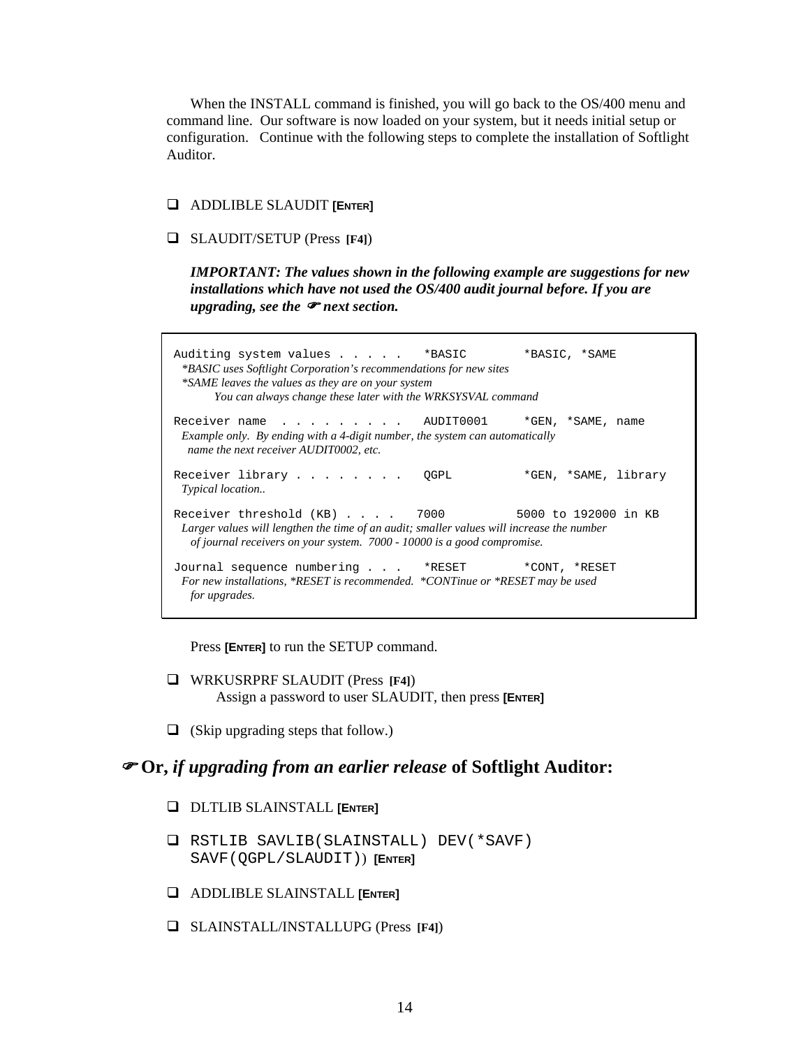When the INSTALL command is finished, you will go back to the OS/400 menu and command line. Our software is now loaded on your system, but it needs initial setup or configuration. Continue with the following steps to complete the installation of Softlight Auditor.

- ❑ ADDLIBLE SLAUDIT **[ENTER]**

- ❑ SLAUDIT/SETUP (Press **[F4]**)

  ***IMPORTANT: The values shown in the following example are suggestions for new installations which have not used the OS/400 audit journal before. If you are upgrading, see the ☞ next section.***

```
Auditing system values . . . . .   *BASIC        *BASIC, *SAME
  *BASIC uses Softlight Corporation's recommendations for new sites
  *SAME leaves the values as they are on your system
        You can always change these later with the WRKSYSVAL command

Receiver name  . . . . . . . . .   AUDIT0001     *GEN, *SAME, name
  Example only.  By ending with a 4-digit number, the system can automatically
    name the next receiver AUDIT0002, etc.

Receiver library . . . . . . . .   QGPL          *GEN, *SAME, library
  Typical location..

Receiver threshold (KB) . . . .   7000          5000 to 192000 in KB
  Larger values will lengthen the time of an audit; smaller values will increase the number
    of journal receivers on your system.  7000 - 10000 is a good compromise.

Journal sequence numbering . . .   *RESET        *CONT, *RESET
  For new installations, *RESET is recommended.  *CONTinue or *RESET may be used
    for upgrades.
```

  Press **[ENTER]** to run the SETUP command.

- ❑ WRKUSRPRF SLAUDIT (Press **[F4]**)
  Assign a password to user SLAUDIT, then press **[ENTER]**

- ❑ (Skip upgrading steps that follow.)

## ☞ Or, *if upgrading from an earlier release* of Softlight Auditor:

- ❑ DLTLIB SLAINSTALL **[ENTER]**

- ❑ `RSTLIB SAVLIB(SLAINSTALL) DEV(*SAVF) SAVF(QGPL/SLAUDIT))` **[ENTER]**

- ❑ ADDLIBLE SLAINSTALL **[ENTER]**

- ❑ SLAINSTALL/INSTALLUPG (Press **[F4]**)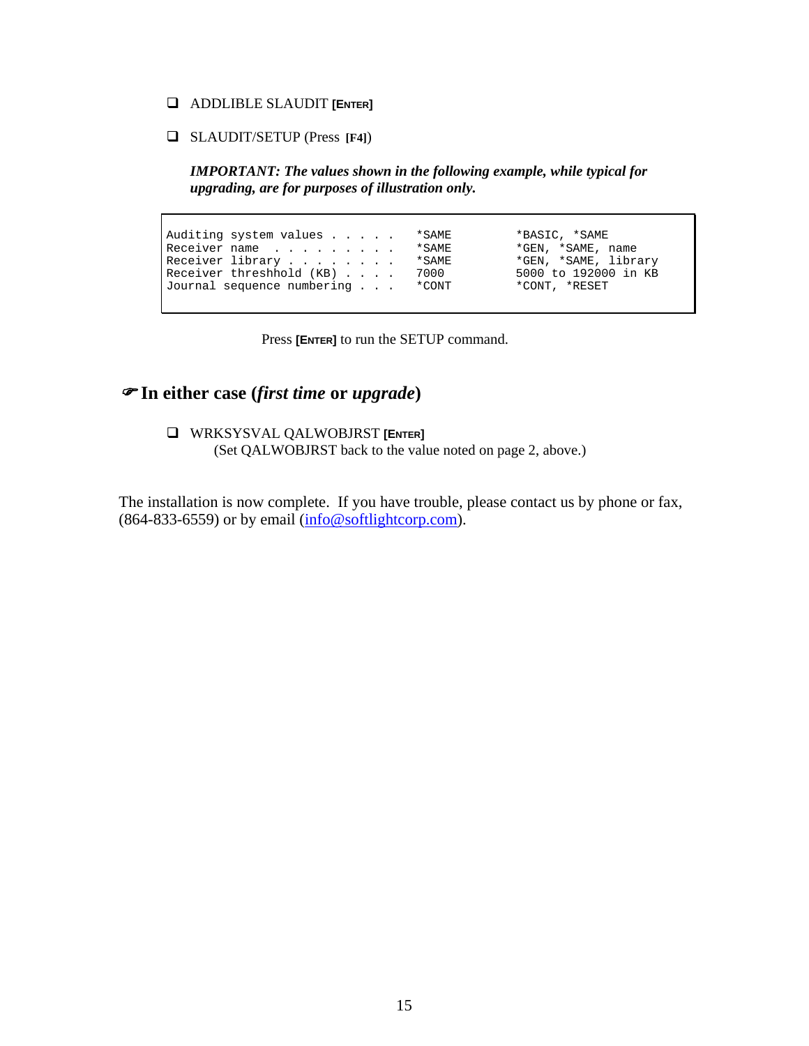- ❑ ADDLIBLE SLAUDIT **[ENTER]**

- ❑ SLAUDIT/SETUP (Press **[F4]**)

  ***IMPORTANT: The values shown in the following example, while typical for upgrading, are for purposes of illustration only.***

```
Auditing system values . . . . .   *SAME         *BASIC, *SAME
Receiver name  . . . . . . . . .   *SAME         *GEN, *SAME, name
Receiver library . . . . . . . .   *SAME         *GEN, *SAME, library
Receiver threshhold (KB) . . . .   7000          5000 to 192000 in KB
Journal sequence numbering . . .   *CONT         *CONT, *RESET
```

Press **[ENTER]** to run the SETUP command.

## ☞In either case (*first time* or *upgrade*)

- ❑ WRKSYSVAL QALWOBJRST **[ENTER]**
  (Set QALWOBJRST back to the value noted on page 2, above.)

The installation is now complete. If you have trouble, please contact us by phone or fax, (864-833-6559) or by email (info@softlightcorp.com).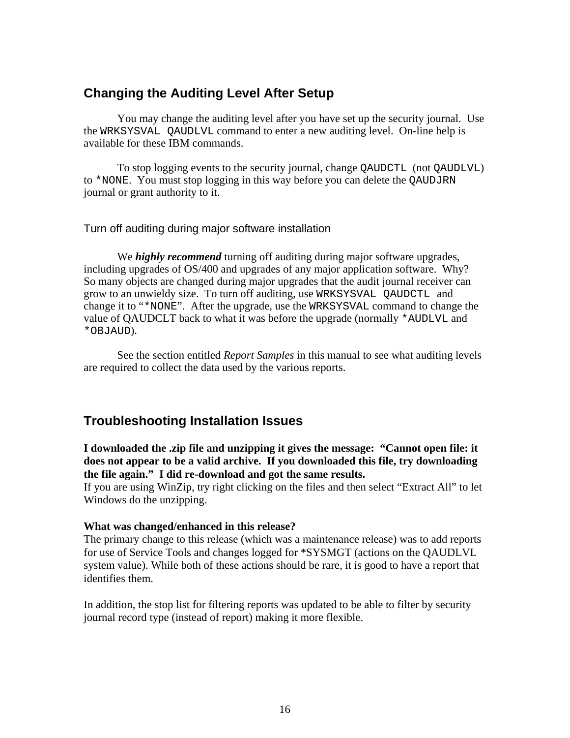## Changing the Auditing Level After Setup

You may change the auditing level after you have set up the security journal. Use the `WRKSYSVAL QAUDLVL` command to enter a new auditing level. On-line help is available for these IBM commands.

To stop logging events to the security journal, change `QAUDCTL` (not `QAUDLVL`) to `*NONE`. You must stop logging in this way before you can delete the `QAUDJRN` journal or grant authority to it.

### Turn off auditing during major software installation

We ***highly recommend*** turning off auditing during major software upgrades, including upgrades of OS/400 and upgrades of any major application software. Why? So many objects are changed during major upgrades that the audit journal receiver can grow to an unwieldy size. To turn off auditing, use `WRKSYSVAL QAUDCTL` and change it to "`*NONE`". After the upgrade, use the `WRKSYSVAL` command to change the value of QAUDCLT back to what it was before the upgrade (normally `*AUDLVL` and `*OBJAUD`).

See the section entitled *Report Samples* in this manual to see what auditing levels are required to collect the data used by the various reports.

## Troubleshooting Installation Issues

**I downloaded the .zip file and unzipping it gives the message: "Cannot open file: it does not appear to be a valid archive. If you downloaded this file, try downloading the file again." I did re-download and got the same results.**
If you are using WinZip, try right clicking on the files and then select "Extract All" to let Windows do the unzipping.

**What was changed/enhanced in this release?**
The primary change to this release (which was a maintenance release) was to add reports for use of Service Tools and changes logged for *SYSMGT (actions on the QAUDLVL system value). While both of these actions should be rare, it is good to have a report that identifies them.

In addition, the stop list for filtering reports was updated to be able to filter by security journal record type (instead of report) making it more flexible.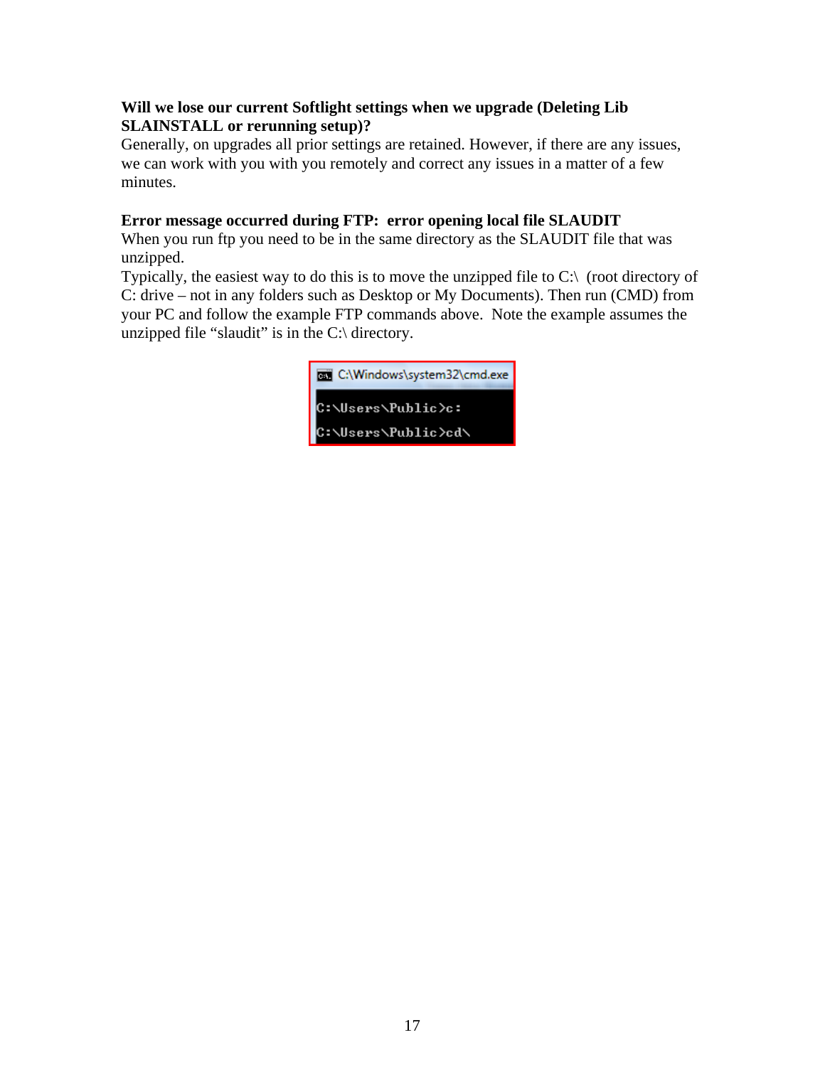**Will we lose our current Softlight settings when we upgrade (Deleting Lib SLAINSTALL or rerunning setup)?**

Generally, on upgrades all prior settings are retained. However, if there are any issues, we can work with you with you remotely and correct any issues in a matter of a few minutes.

**Error message occurred during FTP: error opening local file SLAUDIT**

When you run ftp you need to be in the same directory as the SLAUDIT file that was unzipped.

Typically, the easiest way to do this is to move the unzipped file to C:\ (root directory of C: drive – not in any folders such as Desktop or My Documents). Then run (CMD) from your PC and follow the example FTP commands above. Note the example assumes the unzipped file “slaudit” is in the C:\ directory.

```
C:\Windows\system32\cmd.exe

C:\Users\Public>c:

C:\Users\Public>cd\
```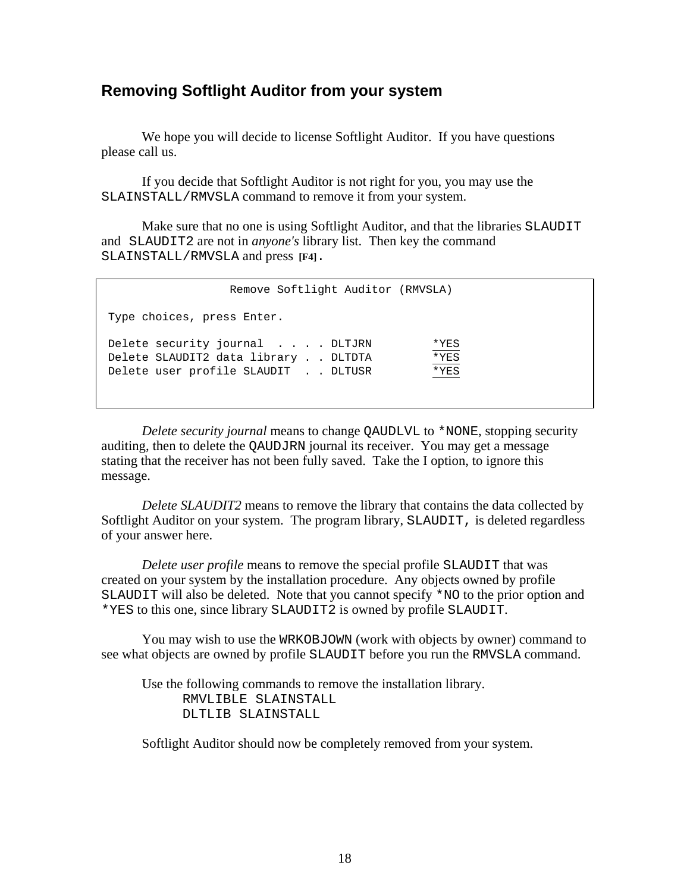## Removing Softlight Auditor from your system

We hope you will decide to license Softlight Auditor. If you have questions please call us.

If you decide that Softlight Auditor is not right for you, you may use the `SLAINSTALL/RMVSLA` command to remove it from your system.

Make sure that no one is using Softlight Auditor, and that the libraries `SLAUDIT` and `SLAUDIT2` are not in *anyone's* library list. Then key the command `SLAINSTALL/RMVSLA` and press **[F4]**.

```
                  Remove Softlight Auditor (RMVSLA)

Type choices, press Enter.

Delete security journal  . . . . DLTJRN         *YES
Delete SLAUDIT2 data library . . DLTDTA         *YES
Delete user profile SLAUDIT  . . DLTUSR         *YES
```

*Delete security journal* means to change `QAUDLVL` to `*NONE`, stopping security auditing, then to delete the `QAUDJRN` journal its receiver. You may get a message stating that the receiver has not been fully saved. Take the I option, to ignore this message.

*Delete SLAUDIT2* means to remove the library that contains the data collected by Softlight Auditor on your system. The program library, `SLAUDIT,` is deleted regardless of your answer here.

*Delete user profile* means to remove the special profile `SLAUDIT` that was created on your system by the installation procedure. Any objects owned by profile `SLAUDIT` will also be deleted. Note that you cannot specify `*NO` to the prior option and `*YES` to this one, since library `SLAUDIT2` is owned by profile `SLAUDIT`.

You may wish to use the `WRKOBJOWN` (work with objects by owner) command to see what objects are owned by profile `SLAUDIT` before you run the `RMVSLA` command.

Use the following commands to remove the installation library.

```
RMVLIBLE SLAINSTALL
DLTLIB SLAINSTALL
```

Softlight Auditor should now be completely removed from your system.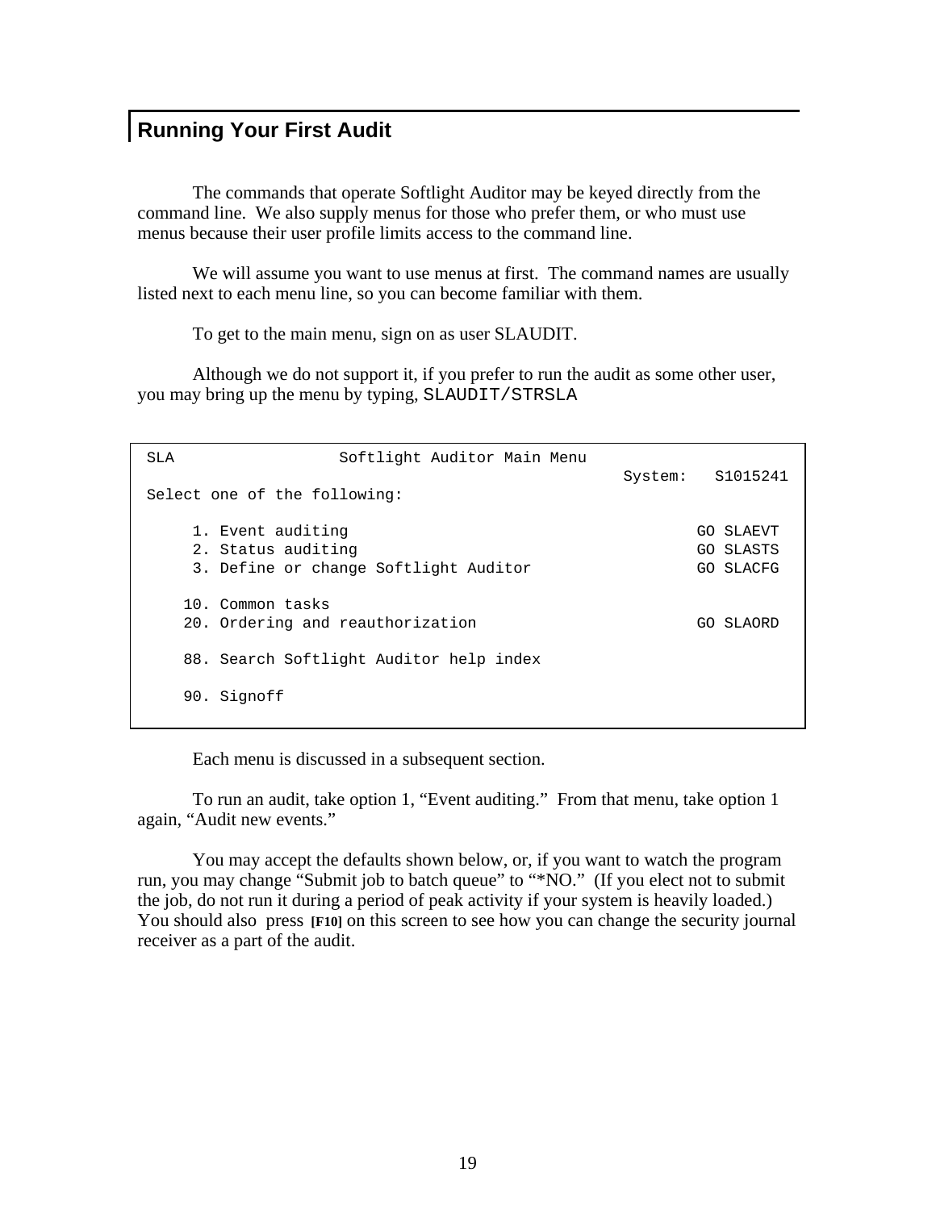## Running Your First Audit

The commands that operate Softlight Auditor may be keyed directly from the command line. We also supply menus for those who prefer them, or who must use menus because their user profile limits access to the command line.

We will assume you want to use menus at first. The command names are usually listed next to each menu line, so you can become familiar with them.

To get to the main menu, sign on as user SLAUDIT.

Although we do not support it, if you prefer to run the audit as some other user, you may bring up the menu by typing, `SLAUDIT/STRSLA`

```
SLA                  Softlight Auditor Main Menu
                                                       System:   S1015241
Select one of the following:

     1. Event auditing                                         GO SLAEVT
     2. Status auditing                                        GO SLASTS
     3. Define or change Softlight Auditor                     GO SLACFG

    10. Common tasks
    20. Ordering and reauthorization                           GO SLAORD

    88. Search Softlight Auditor help index

    90. Signoff
```

Each menu is discussed in a subsequent section.

To run an audit, take option 1, "Event auditing." From that menu, take option 1 again, "Audit new events."

You may accept the defaults shown below, or, if you want to watch the program run, you may change "Submit job to batch queue" to "*NO." (If you elect not to submit the job, do not run it during a period of peak activity if your system is heavily loaded.) You should also press **[F10]** on this screen to see how you can change the security journal receiver as a part of the audit.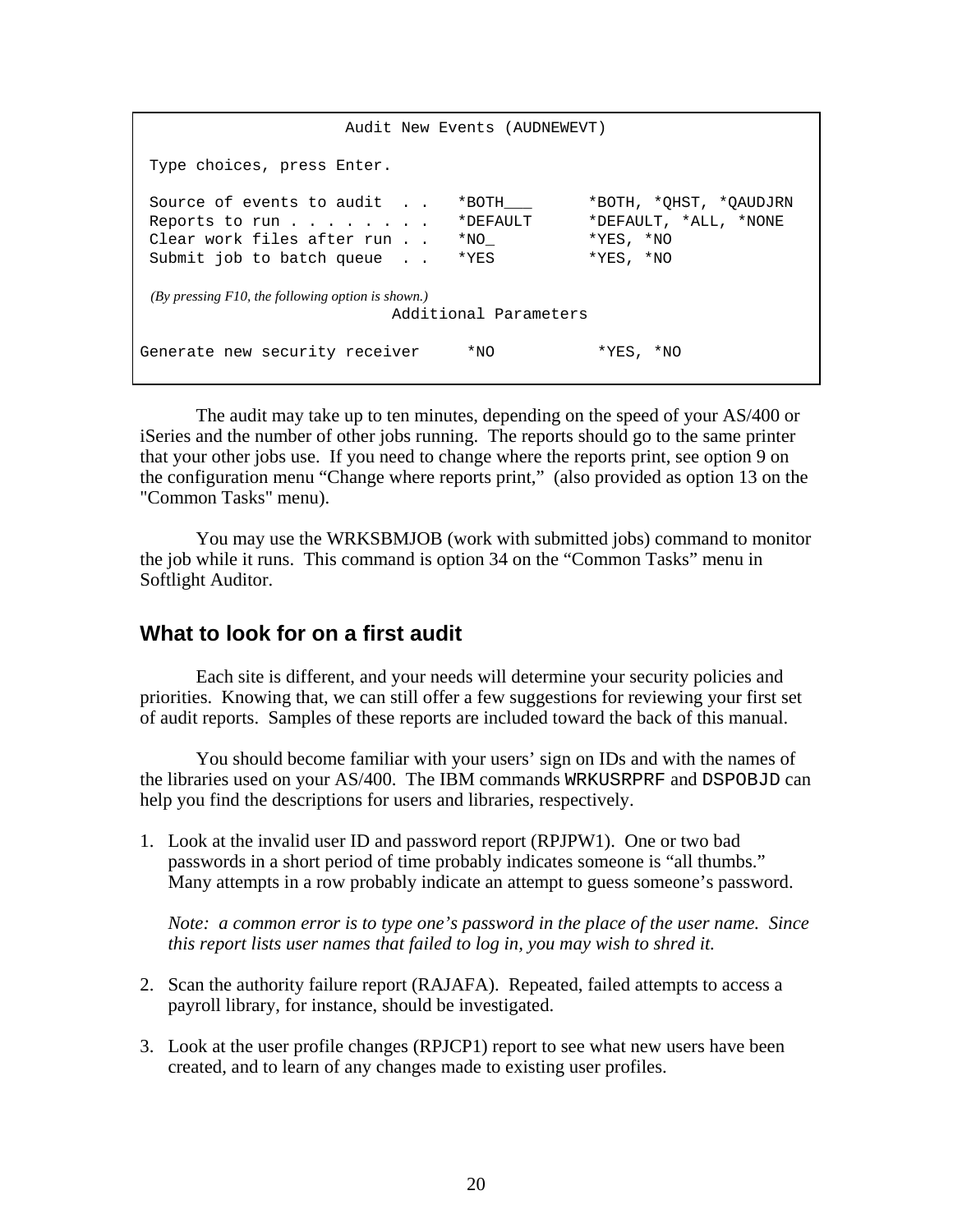```
                    Audit New Events (AUDNEWEVT)

 Type choices, press Enter.

 Source of events to audit  . .   *BOTH___      *BOTH, *QHST, *QAUDJRN
 Reports to run . . . . . . . .   *DEFAULT      *DEFAULT, *ALL, *NONE
 Clear work files after run . .   *NO_          *YES, *NO
 Submit job to batch queue  . .   *YES          *YES, *NO

 (By pressing F10, the following option is shown.)
                         Additional Parameters

Generate new security receiver     *NO           *YES, *NO
```

The audit may take up to ten minutes, depending on the speed of your AS/400 or iSeries and the number of other jobs running. The reports should go to the same printer that your other jobs use. If you need to change where the reports print, see option 9 on the configuration menu “Change where reports print,” (also provided as option 13 on the "Common Tasks" menu).

You may use the WRKSBMJOB (work with submitted jobs) command to monitor the job while it runs. This command is option 34 on the “Common Tasks” menu in Softlight Auditor.

## What to look for on a first audit

Each site is different, and your needs will determine your security policies and priorities. Knowing that, we can still offer a few suggestions for reviewing your first set of audit reports. Samples of these reports are included toward the back of this manual.

You should become familiar with your users’ sign on IDs and with the names of the libraries used on your AS/400. The IBM commands `WRKUSRPRF` and `DSPOBJD` can help you find the descriptions for users and libraries, respectively.

1. Look at the invalid user ID and password report (RPJPW1). One or two bad passwords in a short period of time probably indicates someone is “all thumbs.” Many attempts in a row probably indicate an attempt to guess someone’s password.

   *Note: a common error is to type one’s password in the place of the user name. Since this report lists user names that failed to log in, you may wish to shred it.*

2. Scan the authority failure report (RAJAFA). Repeated, failed attempts to access a payroll library, for instance, should be investigated.

3. Look at the user profile changes (RPJCP1) report to see what new users have been created, and to learn of any changes made to existing user profiles.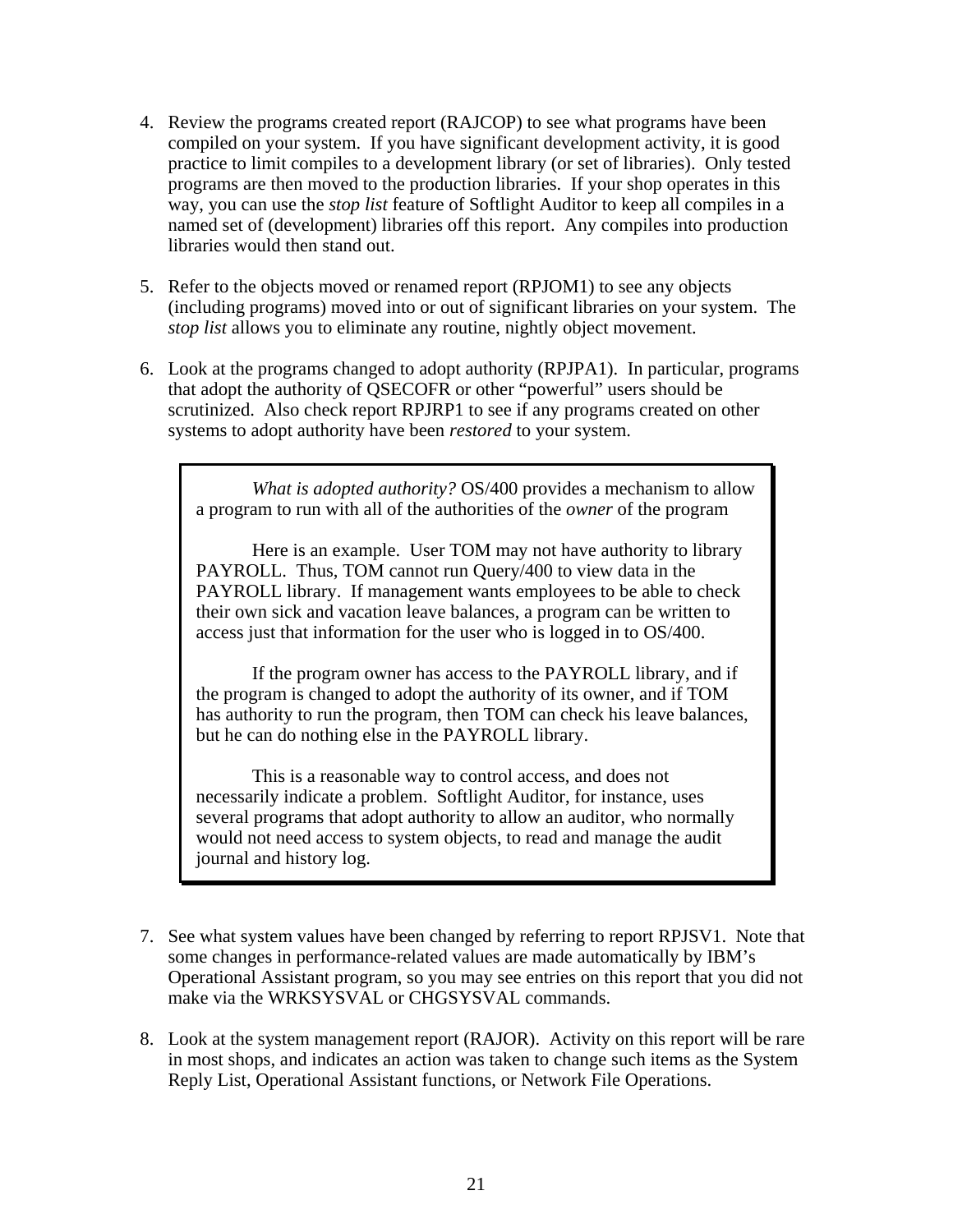4. Review the programs created report (RAJCOP) to see what programs have been compiled on your system. If you have significant development activity, it is good practice to limit compiles to a development library (or set of libraries). Only tested programs are then moved to the production libraries. If your shop operates in this way, you can use the *stop list* feature of Softlight Auditor to keep all compiles in a named set of (development) libraries off this report. Any compiles into production libraries would then stand out.

5. Refer to the objects moved or renamed report (RPJOM1) to see any objects (including programs) moved into or out of significant libraries on your system. The *stop list* allows you to eliminate any routine, nightly object movement.

6. Look at the programs changed to adopt authority (RPJPA1). In particular, programs that adopt the authority of QSECOFR or other "powerful" users should be scrutinized. Also check report RPJRP1 to see if any programs created on other systems to adopt authority have been *restored* to your system.

> *What is adopted authority?* OS/400 provides a mechanism to allow a program to run with all of the authorities of the *owner* of the program
>
> Here is an example. User TOM may not have authority to library PAYROLL. Thus, TOM cannot run Query/400 to view data in the PAYROLL library. If management wants employees to be able to check their own sick and vacation leave balances, a program can be written to access just that information for the user who is logged in to OS/400.
>
> If the program owner has access to the PAYROLL library, and if the program is changed to adopt the authority of its owner, and if TOM has authority to run the program, then TOM can check his leave balances, but he can do nothing else in the PAYROLL library.
>
> This is a reasonable way to control access, and does not necessarily indicate a problem. Softlight Auditor, for instance, uses several programs that adopt authority to allow an auditor, who normally would not need access to system objects, to read and manage the audit journal and history log.

7. See what system values have been changed by referring to report RPJSV1. Note that some changes in performance-related values are made automatically by IBM's Operational Assistant program, so you may see entries on this report that you did not make via the WRKSYSVAL or CHGSYSVAL commands.

8. Look at the system management report (RAJOR). Activity on this report will be rare in most shops, and indicates an action was taken to change such items as the System Reply List, Operational Assistant functions, or Network File Operations.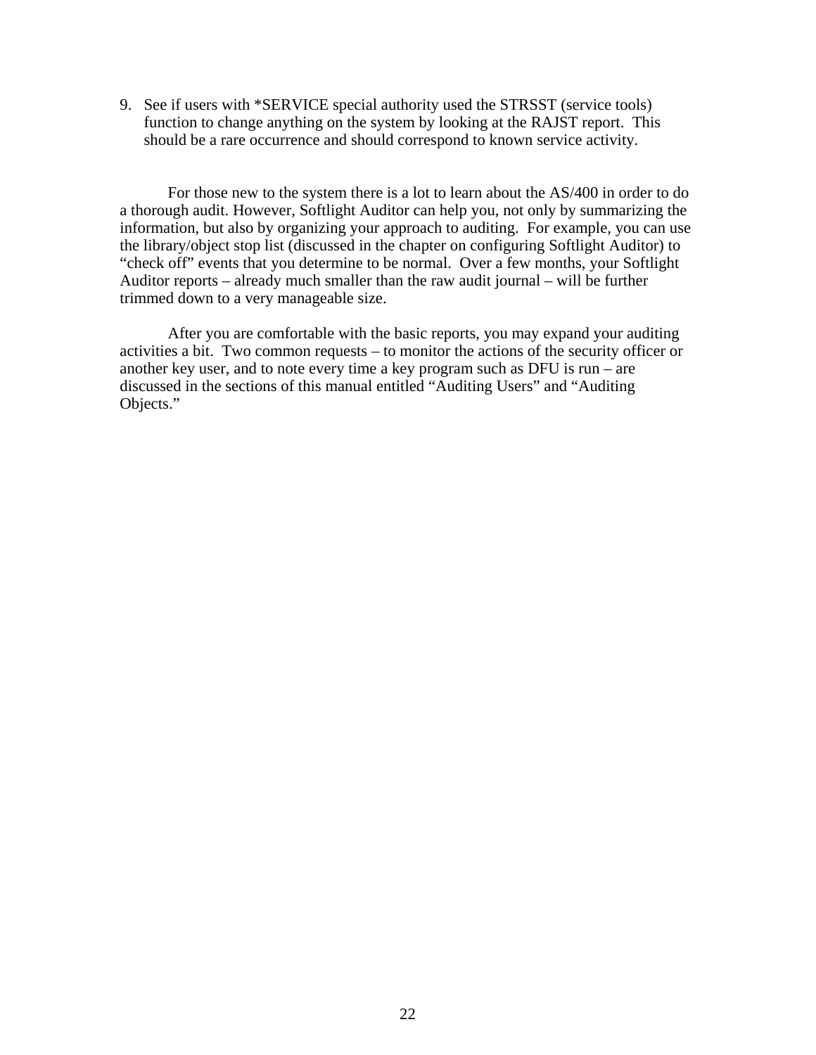9. See if users with *SERVICE special authority used the STRSST (service tools) function to change anything on the system by looking at the RAJST report. This should be a rare occurrence and should correspond to known service activity.

For those new to the system there is a lot to learn about the AS/400 in order to do a thorough audit. However, Softlight Auditor can help you, not only by summarizing the information, but also by organizing your approach to auditing. For example, you can use the library/object stop list (discussed in the chapter on configuring Softlight Auditor) to "check off" events that you determine to be normal. Over a few months, your Softlight Auditor reports – already much smaller than the raw audit journal – will be further trimmed down to a very manageable size.

After you are comfortable with the basic reports, you may expand your auditing activities a bit. Two common requests – to monitor the actions of the security officer or another key user, and to note every time a key program such as DFU is run – are discussed in the sections of this manual entitled "Auditing Users" and "Auditing Objects."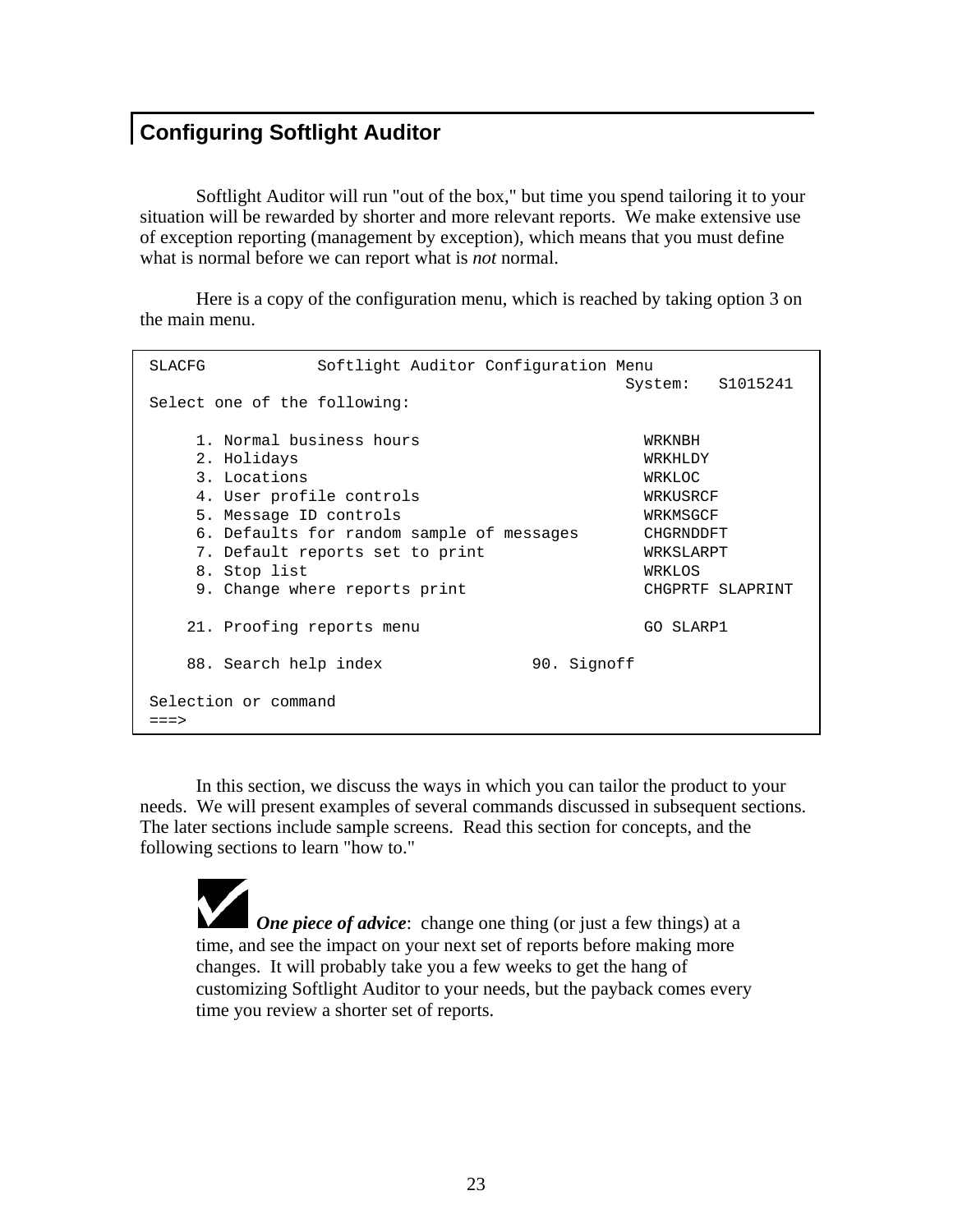## Configuring Softlight Auditor

Softlight Auditor will run "out of the box," but time you spend tailoring it to your situation will be rewarded by shorter and more relevant reports. We make extensive use of exception reporting (management by exception), which means that you must define what is normal before we can report what is *not* normal.

Here is a copy of the configuration menu, which is reached by taking option 3 on the main menu.

```
SLACFG            Softlight Auditor Configuration Menu
                                                    System:   S1015241
Select one of the following:

     1. Normal business hours                         WRKNBH
     2. Holidays                                      WRKHLDY
     3. Locations                                     WRKLOC
     4. User profile controls                         WRKUSRCF
     5. Message ID controls                           WRKMSGCF
     6. Defaults for random sample of messages        CHGRNDDFT
     7. Default reports set to print                  WRKSLARPT
     8. Stop list                                     WRKLOS
     9. Change where reports print                    CHGPRTF SLAPRINT

    21. Proofing reports menu                         GO SLARP1

    88. Search help index               90. Signoff

Selection or command
===>
```

In this section, we discuss the ways in which you can tailor the product to your needs. We will present examples of several commands discussed in subsequent sections. The later sections include sample screens. Read this section for concepts, and the following sections to learn "how to."

> ***One piece of advice***: change one thing (or just a few things) at a time, and see the impact on your next set of reports before making more changes. It will probably take you a few weeks to get the hang of customizing Softlight Auditor to your needs, but the payback comes every time you review a shorter set of reports.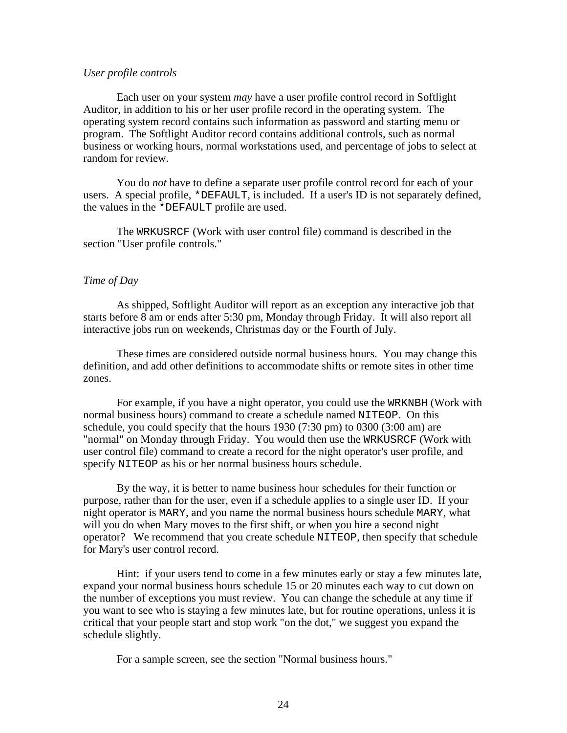*User profile controls*

Each user on your system *may* have a user profile control record in Softlight Auditor, in addition to his or her user profile record in the operating system. The operating system record contains such information as password and starting menu or program. The Softlight Auditor record contains additional controls, such as normal business or working hours, normal workstations used, and percentage of jobs to select at random for review.

You do *not* have to define a separate user profile control record for each of your users. A special profile, `*DEFAULT`, is included. If a user's ID is not separately defined, the values in the `*DEFAULT` profile are used.

The `WRKUSRCF` (Work with user control file) command is described in the section "User profile controls."

*Time of Day*

As shipped, Softlight Auditor will report as an exception any interactive job that starts before 8 am or ends after 5:30 pm, Monday through Friday. It will also report all interactive jobs run on weekends, Christmas day or the Fourth of July.

These times are considered outside normal business hours. You may change this definition, and add other definitions to accommodate shifts or remote sites in other time zones.

For example, if you have a night operator, you could use the `WRKNBH` (Work with normal business hours) command to create a schedule named `NITEOP`. On this schedule, you could specify that the hours 1930 (7:30 pm) to 0300 (3:00 am) are "normal" on Monday through Friday. You would then use the `WRKUSRCF` (Work with user control file) command to create a record for the night operator's user profile, and specify `NITEOP` as his or her normal business hours schedule.

By the way, it is better to name business hour schedules for their function or purpose, rather than for the user, even if a schedule applies to a single user ID. If your night operator is `MARY`, and you name the normal business hours schedule `MARY`, what will you do when Mary moves to the first shift, or when you hire a second night operator? We recommend that you create schedule `NITEOP`, then specify that schedule for Mary's user control record.

Hint: if your users tend to come in a few minutes early or stay a few minutes late, expand your normal business hours schedule 15 or 20 minutes each way to cut down on the number of exceptions you must review. You can change the schedule at any time if you want to see who is staying a few minutes late, but for routine operations, unless it is critical that your people start and stop work "on the dot," we suggest you expand the schedule slightly.

For a sample screen, see the section "Normal business hours."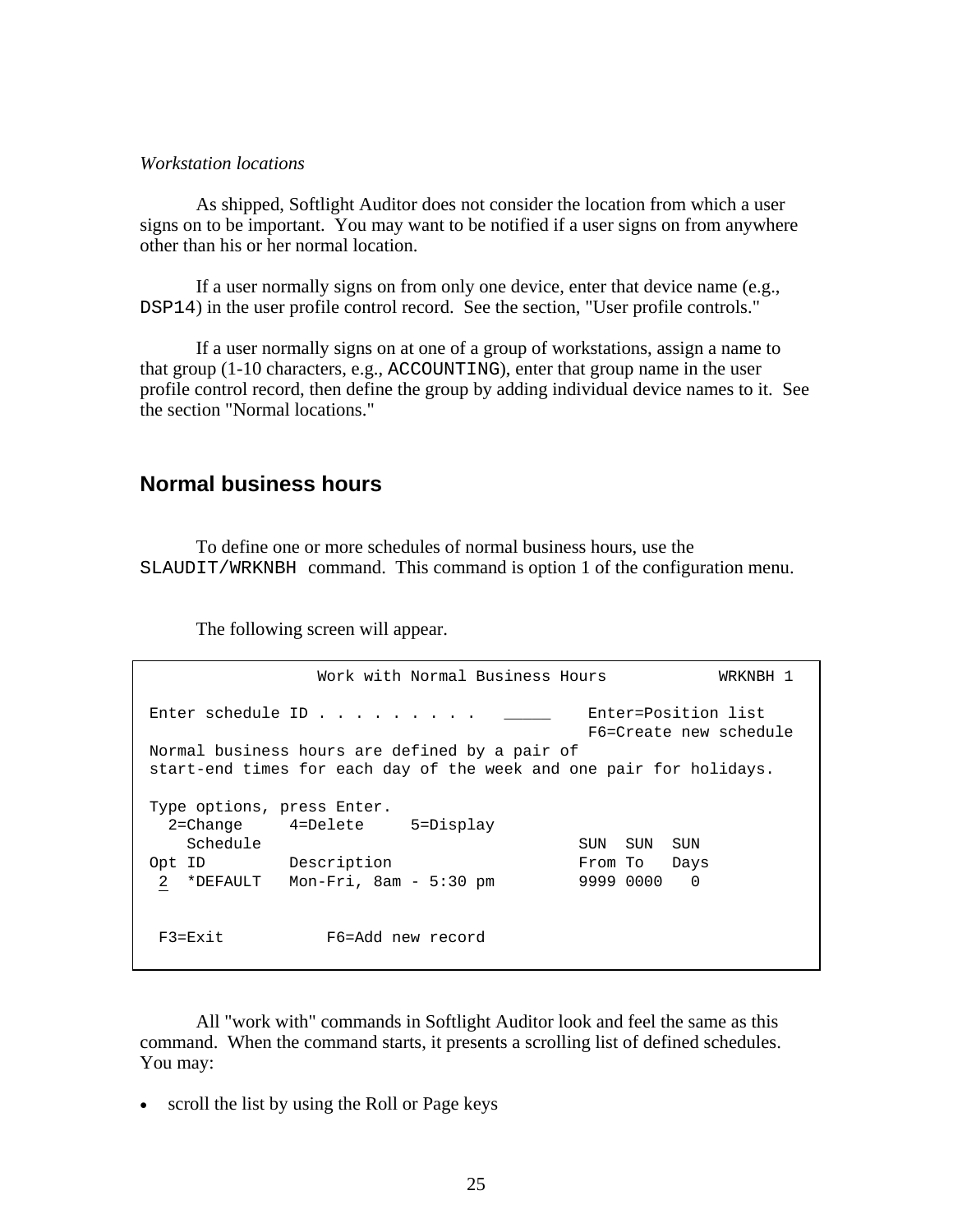*Workstation locations*

As shipped, Softlight Auditor does not consider the location from which a user signs on to be important. You may want to be notified if a user signs on from anywhere other than his or her normal location.

If a user normally signs on from only one device, enter that device name (e.g., `DSP14`) in the user profile control record. See the section, "User profile controls."

If a user normally signs on at one of a group of workstations, assign a name to that group (1-10 characters, e.g., `ACCOUNTING`), enter that group name in the user profile control record, then define the group by adding individual device names to it. See the section "Normal locations."

## Normal business hours

To define one or more schedules of normal business hours, use the `SLAUDIT/WRKNBH` command. This command is option 1 of the configuration menu.

The following screen will appear.

```
                  Work with Normal Business Hours            WRKNBH 1

Enter schedule ID . . . . . . . . .   _____    Enter=Position list
                                               F6=Create new schedule
Normal business hours are defined by a pair of
start-end times for each day of the week and one pair for holidays.

Type options, press Enter.
  2=Change     4=Delete     5=Display
    Schedule                                  SUN  SUN  SUN
Opt ID         Description                    From To   Days
 2  *DEFAULT   Mon-Fri, 8am - 5:30 pm         9999 0000   0


 F3=Exit           F6=Add new record
```

All "work with" commands in Softlight Auditor look and feel the same as this command. When the command starts, it presents a scrolling list of defined schedules. You may:

- scroll the list by using the Roll or Page keys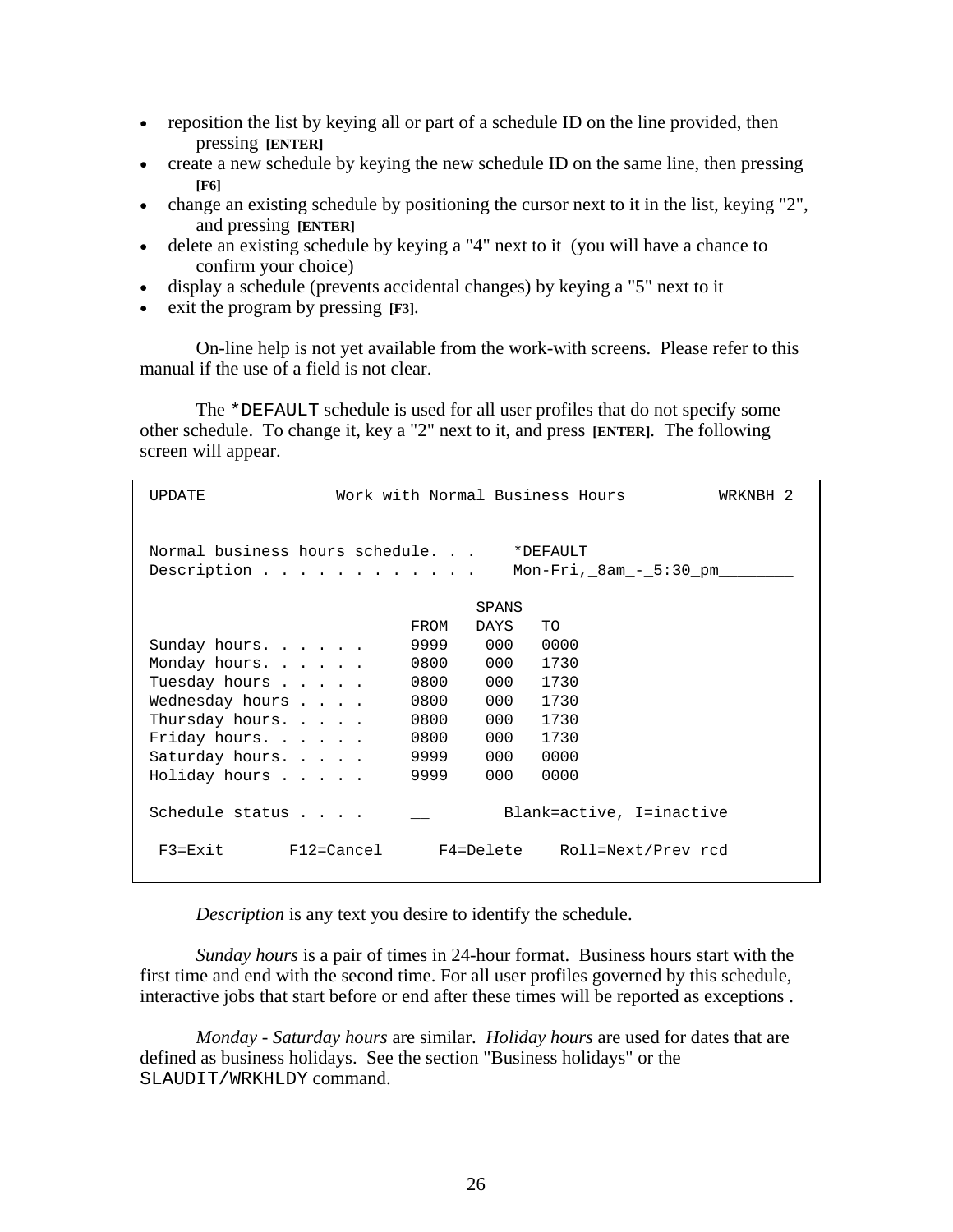- reposition the list by keying all or part of a schedule ID on the line provided, then pressing **[ENTER]**
- create a new schedule by keying the new schedule ID on the same line, then pressing **[F6]**
- change an existing schedule by positioning the cursor next to it in the list, keying "2", and pressing **[ENTER]**
- delete an existing schedule by keying a "4" next to it (you will have a chance to confirm your choice)
- display a schedule (prevents accidental changes) by keying a "5" next to it
- exit the program by pressing **[F3]**.

On-line help is not yet available from the work-with screens. Please refer to this manual if the use of a field is not clear.

The `*DEFAULT` schedule is used for all user profiles that do not specify some other schedule. To change it, key a "2" next to it, and press **[ENTER]**. The following screen will appear.

```
UPDATE              Work with Normal Business Hours          WRKNBH 2


Normal business hours schedule. . .     *DEFAULT
Description . . . . . . . . . . . .     Mon-Fri,_8am_-_5:30_pm________

                                   SPANS
                              FROM   DAYS   TO
Sunday hours. . . . . .       9999    000   0000
Monday hours. . . . . .       0800    000   1730
Tuesday hours . . . . .       0800    000   1730
Wednesday hours . . . .       0800    000   1730
Thursday hours. . . . .       0800    000   1730
Friday hours. . . . . .       0800    000   1730
Saturday hours. . . . .       9999    000   0000
Holiday hours . . . . .       9999    000   0000

Schedule status . . . .       __         Blank=active, I=inactive

 F3=Exit       F12=Cancel      F4=Delete    Roll=Next/Prev rcd
```

*Description* is any text you desire to identify the schedule.

*Sunday hours* is a pair of times in 24-hour format. Business hours start with the first time and end with the second time. For all user profiles governed by this schedule, interactive jobs that start before or end after these times will be reported as exceptions .

*Monday - Saturday hours* are similar. *Holiday hours* are used for dates that are defined as business holidays. See the section "Business holidays" or the `SLAUDIT/WRKHLDY` command.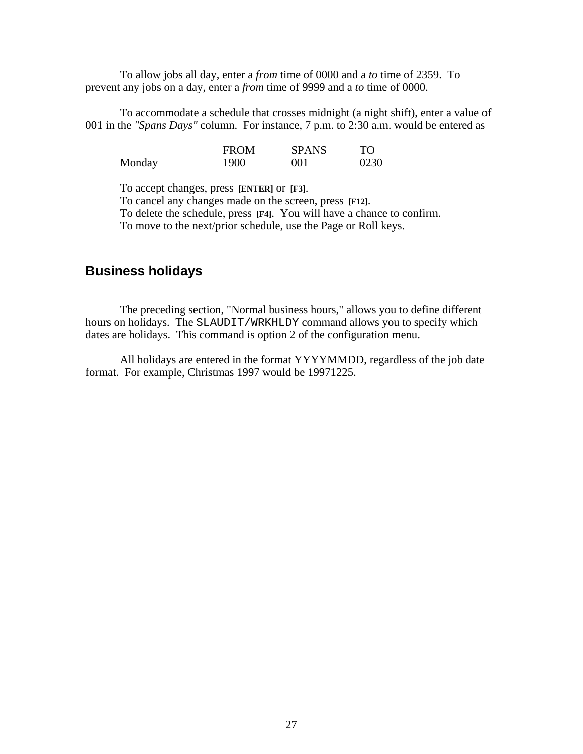To allow jobs all day, enter a *from* time of 0000 and a *to* time of 2359. To prevent any jobs on a day, enter a *from* time of 9999 and a *to* time of 0000.

To accommodate a schedule that crosses midnight (a night shift), enter a value of 001 in the *"Spans Days"* column. For instance, 7 p.m. to 2:30 a.m. would be entered as

| | FROM | SPANS | TO |
|---|---|---|---|
| Monday | 1900 | 001 | 0230 |

To accept changes, press **[ENTER]** or **[F3]**.
To cancel any changes made on the screen, press **[F12]**.
To delete the schedule, press **[F4]**. You will have a chance to confirm.
To move to the next/prior schedule, use the Page or Roll keys.

## Business holidays

The preceding section, "Normal business hours," allows you to define different hours on holidays. The `SLAUDIT/WRKHLDY` command allows you to specify which dates are holidays. This command is option 2 of the configuration menu.

All holidays are entered in the format YYYYMMDD, regardless of the job date format. For example, Christmas 1997 would be 19971225.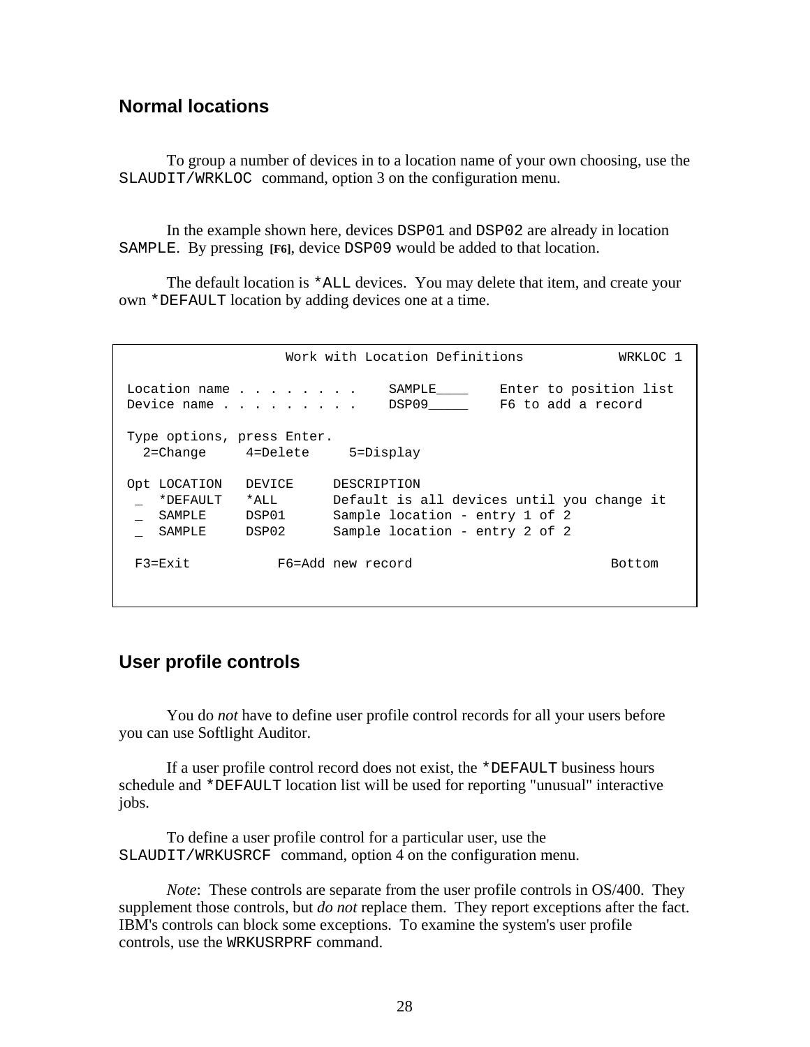## Normal locations

To group a number of devices in to a location name of your own choosing, use the `SLAUDIT/WRKLOC` command, option 3 on the configuration menu.

In the example shown here, devices `DSP01` and `DSP02` are already in location `SAMPLE`. By pressing **[F6]**, device `DSP09` would be added to that location.

The default location is `*ALL` devices. You may delete that item, and create your own `*DEFAULT` location by adding devices one at a time.

```
                    Work with Location Definitions            WRKLOC 1

 Location name . . . . . . . .    SAMPLE____    Enter to position list
 Device name . . . . . . . . .    DSP09_____    F6 to add a record

 Type options, press Enter.
   2=Change     4=Delete     5=Display

 Opt LOCATION   DEVICE     DESCRIPTION
  _  *DEFAULT   *ALL       Default is all devices until you change it
  _  SAMPLE     DSP01      Sample location - entry 1 of 2
  _  SAMPLE     DSP02      Sample location - entry 2 of 2

  F3=Exit           F6=Add new record                         Bottom
```

## User profile controls

You do *not* have to define user profile control records for all your users before you can use Softlight Auditor.

If a user profile control record does not exist, the `*DEFAULT` business hours schedule and `*DEFAULT` location list will be used for reporting "unusual" interactive jobs.

To define a user profile control for a particular user, use the `SLAUDIT/WRKUSRCF` command, option 4 on the configuration menu.

*Note*: These controls are separate from the user profile controls in OS/400. They supplement those controls, but *do not* replace them. They report exceptions after the fact. IBM's controls can block some exceptions. To examine the system's user profile controls, use the `WRKUSRPRF` command.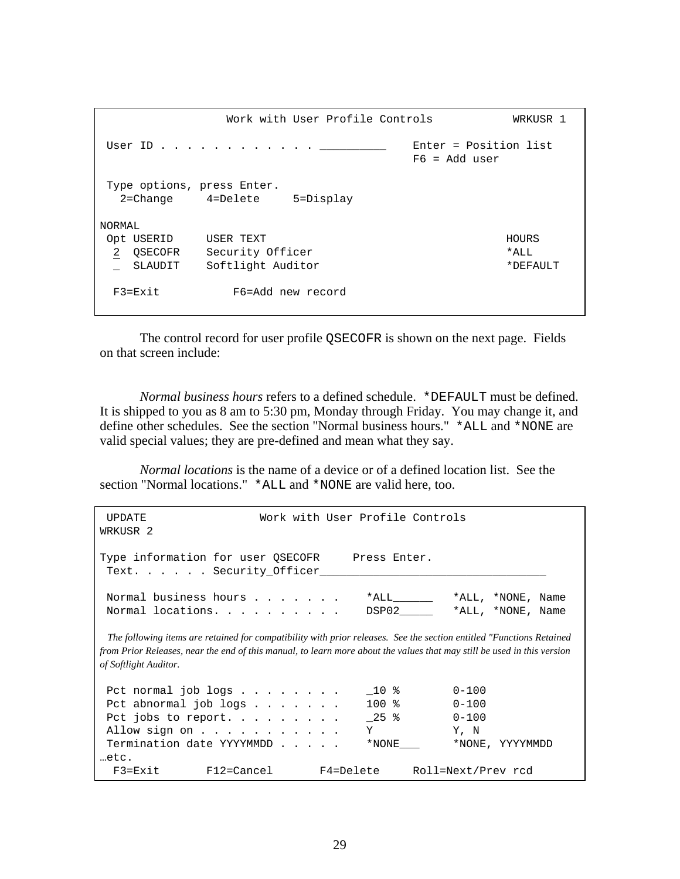```
                 Work with User Profile Controls           WRKUSR 1

 User ID . . . . . . . . . . . . __________    Enter = Position list
                                               F6 = Add user

 Type options, press Enter.
   2=Change     4=Delete     5=Display

NORMAL
 Opt USERID     USER TEXT                                     HOURS
  2  QSECOFR    Security Officer                              *ALL
  _  SLAUDIT    Softlight Auditor                             *DEFAULT

  F3=Exit           F6=Add new record
```

The control record for user profile QSECOFR is shown on the next page. Fields on that screen include:

*Normal business hours* refers to a defined schedule. *DEFAULT must be defined. It is shipped to you as 8 am to 5:30 pm, Monday through Friday. You may change it, and define other schedules. See the section "Normal business hours." *ALL and *NONE are valid special values; they are pre-defined and mean what they say.

*Normal locations* is the name of a device or of a defined location list. See the section "Normal locations." *ALL and *NONE are valid here, too.

```
 UPDATE                Work with User Profile Controls
WRKUSR 2

Type information for user QSECOFR     Press Enter.
 Text. . . . . . Security_Officer__________________________________

 Normal business hours . . . . . . .    *ALL______    *ALL, *NONE, Name
 Normal locations. . . . . . . . . .    DSP02_____    *ALL, *NONE, Name
```

*The following items are retained for compatibility with prior releases. See the section entitled "Functions Retained from Prior Releases, near the end of this manual, to learn more about the values that may still be used in this version of Softlight Auditor.*

```
 Pct normal job logs . . . . . . . .    _10 %        0-100
 Pct abnormal job logs . . . . . . .    100 %        0-100
 Pct jobs to report. . . . . . . . .    _25 %        0-100
 Allow sign on . . . . . . . . . . .    Y            Y, N
 Termination date YYYYMMDD . . . . .    *NONE___     *NONE, YYYYMMDD
…etc.
  F3=Exit       F12=Cancel       F4=Delete     Roll=Next/Prev rcd
```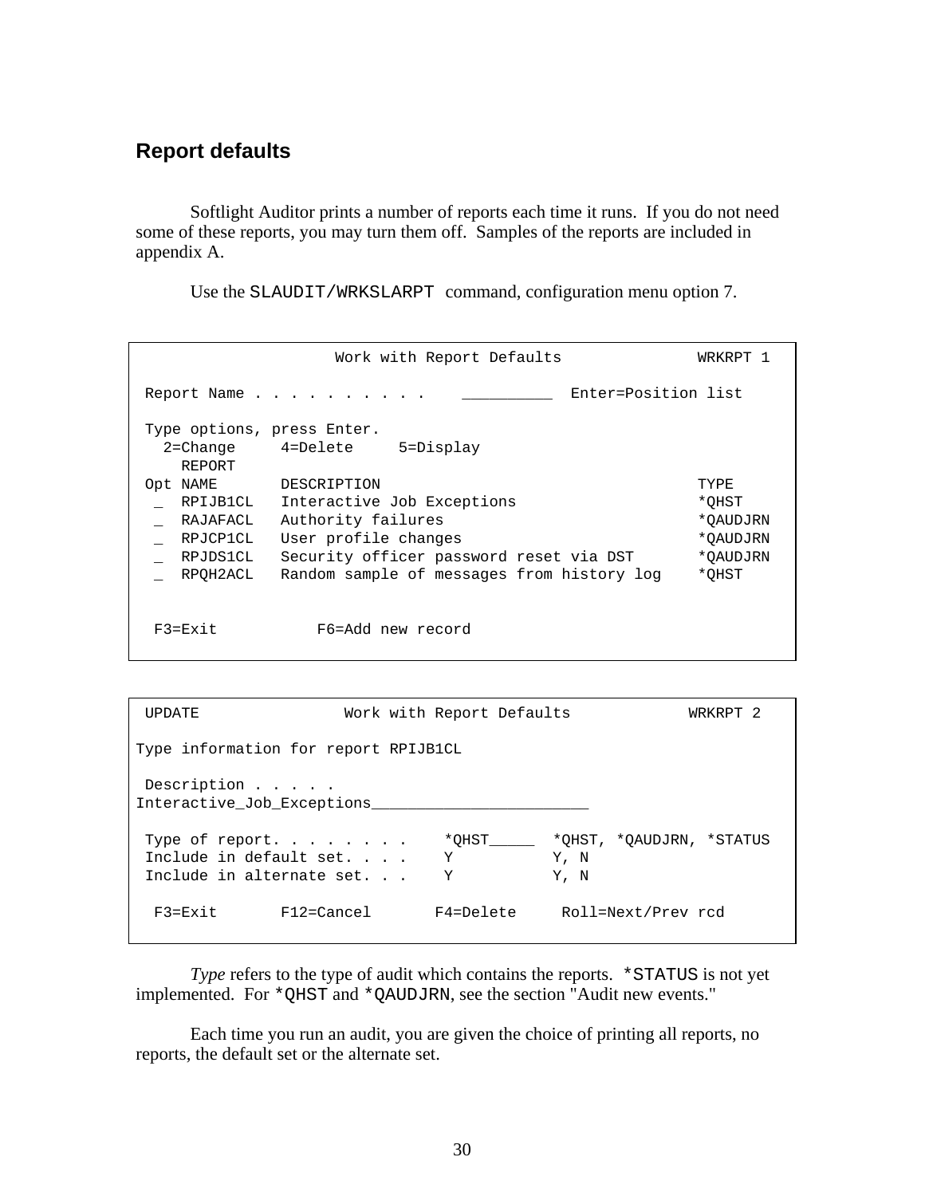## Report defaults

Softlight Auditor prints a number of reports each time it runs. If you do not need some of these reports, you may turn them off. Samples of the reports are included in appendix A.

Use the `SLAUDIT/WRKSLARPT` command, configuration menu option 7.

```
                    Work with Report Defaults              WRKRPT 1

 Report Name . . . . . . . . . .    __________  Enter=Position list

 Type options, press Enter.
   2=Change     4=Delete     5=Display
     REPORT
 Opt NAME       DESCRIPTION                                 TYPE
  _  RPIJB1CL   Interactive Job Exceptions                  *QHST
  _  RAJAFACL   Authority failures                          *QAUDJRN
  _  RPJCP1CL   User profile changes                        *QAUDJRN
  _  RPJDS1CL   Security officer password reset via DST     *QAUDJRN
  _  RPQH2ACL   Random sample of messages from history log  *QHST


  F3=Exit           F6=Add new record
```

```
 UPDATE              Work with Report Defaults           WRKRPT 2

Type information for report RPIJB1CL

 Description . . . . .
Interactive_Job_Exceptions________________________

 Type of report. . . . . . . .    *QHST_____  *QHST, *QAUDJRN, *STATUS
 Include in default set. . . .    Y           Y, N
 Include in alternate set. . .    Y           Y, N

  F3=Exit       F12=Cancel       F4=Delete     Roll=Next/Prev rcd
```

*Type* refers to the type of audit which contains the reports. `*STATUS` is not yet implemented. For `*QHST` and `*QAUDJRN`, see the section "Audit new events."

Each time you run an audit, you are given the choice of printing all reports, no reports, the default set or the alternate set.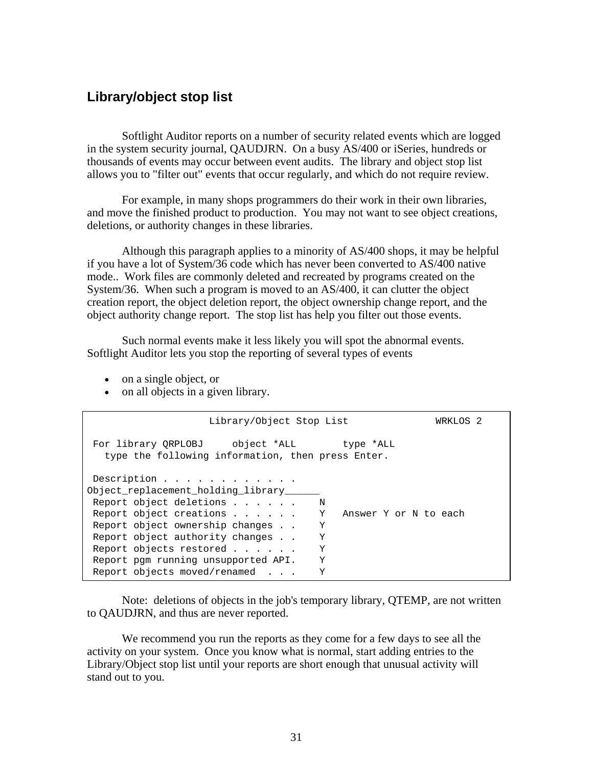## Library/object stop list

Softlight Auditor reports on a number of security related events which are logged in the system security journal, QAUDJRN. On a busy AS/400 or iSeries, hundreds or thousands of events may occur between event audits. The library and object stop list allows you to "filter out" events that occur regularly, and which do not require review.

For example, in many shops programmers do their work in their own libraries, and move the finished product to production. You may not want to see object creations, deletions, or authority changes in these libraries.

Although this paragraph applies to a minority of AS/400 shops, it may be helpful if you have a lot of System/36 code which has never been converted to AS/400 native mode.. Work files are commonly deleted and recreated by programs created on the System/36. When such a program is moved to an AS/400, it can clutter the object creation report, the object deletion report, the object ownership change report, and the object authority change report. The stop list has help you filter out those events.

Such normal events make it less likely you will spot the abnormal events. Softlight Auditor lets you stop the reporting of several types of events

- on a single object, or
- on all objects in a given library.

```
                   Library/Object Stop List             WRKLOS 2

 For library QRPLOBJ     object *ALL        type *ALL
   type the following information, then press Enter.

 Description . . . . . . . . . . . .
Object_replacement_holding_library______
 Report object deletions . . . . . .    N
 Report object creations . . . . . .    Y   Answer Y or N to each
 Report object ownership changes . .    Y
 Report object authority changes . .    Y
 Report objects restored . . . . . .    Y
 Report pgm running unsupported API.    Y
 Report objects moved/renamed  . . .    Y
```

Note: deletions of objects in the job's temporary library, QTEMP, are not written to QAUDJRN, and thus are never reported.

We recommend you run the reports as they come for a few days to see all the activity on your system. Once you know what is normal, start adding entries to the Library/Object stop list until your reports are short enough that unusual activity will stand out to you.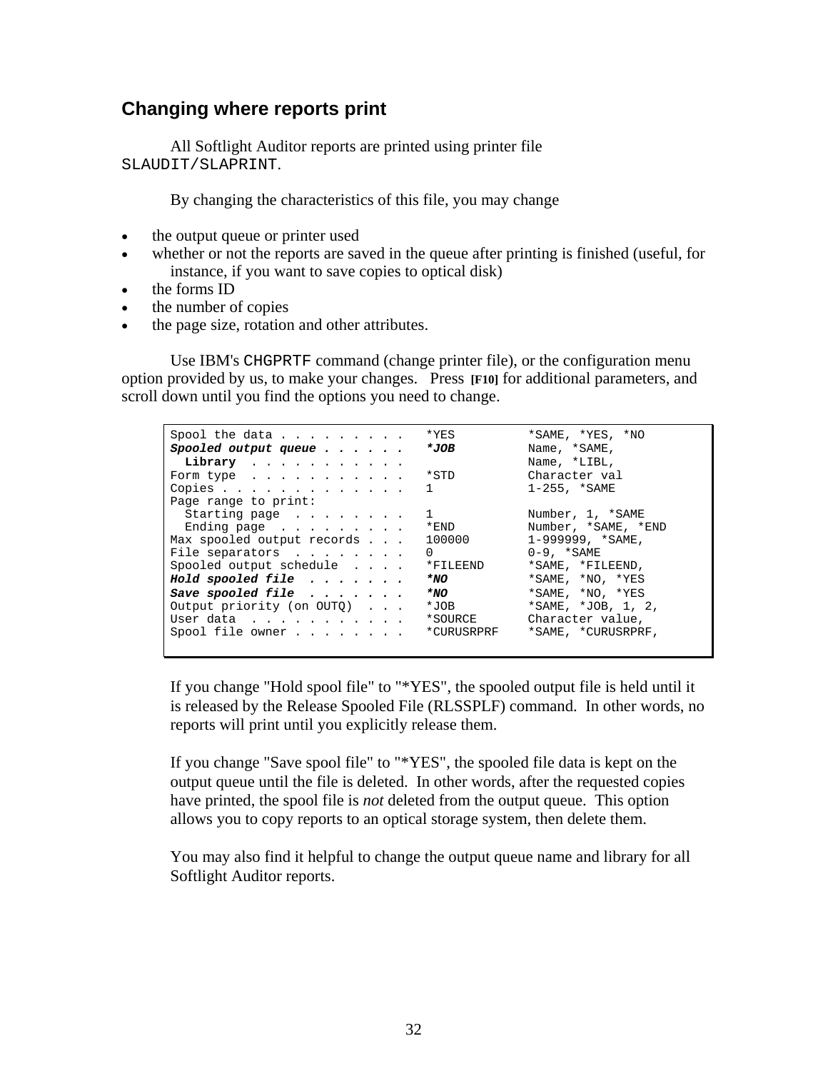## Changing where reports print

All Softlight Auditor reports are printed using printer file `SLAUDIT/SLAPRINT`.

By changing the characteristics of this file, you may change

- the output queue or printer used
- whether or not the reports are saved in the queue after printing is finished (useful, for instance, if you want to save copies to optical disk)
- the forms ID
- the number of copies
- the page size, rotation and other attributes.

Use IBM's `CHGPRTF` command (change printer file), or the configuration menu option provided by us, to make your changes. Press **[F10]** for additional parameters, and scroll down until you find the options you need to change.

```
Spool the data . . . . . . . . .   *YES          *SAME, *YES, *NO
Spooled output queue . . . . . .   *JOB          Name, *SAME,
  Library  . . . . . . . . . . .                 Name, *LIBL,
Form type  . . . . . . . . . . .   *STD          Character val
Copies . . . . . . . . . . . . .   1             1-255, *SAME
Page range to print:
  Starting page  . . . . . . . .   1             Number, 1, *SAME
  Ending page  . . . . . . . . .   *END          Number, *SAME, *END
Max spooled output records . . .   100000        1-999999, *SAME,
File separators  . . . . . . . .   0             0-9, *SAME
Spooled output schedule  . . . .   *FILEEND      *SAME, *FILEEND,
Hold spooled file  . . . . . . .   *NO           *SAME, *NO, *YES
Save spooled file  . . . . . . .   *NO           *SAME, *NO, *YES
Output priority (on OUTQ)  . . .   *JOB          *SAME, *JOB, 1, 2,
User data  . . . . . . . . . . .   *SOURCE       Character value,
Spool file owner . . . . . . . .   *CURUSRPRF    *SAME, *CURUSRPRF,
```

If you change "Hold spool file" to "*YES", the spooled output file is held until it is released by the Release Spooled File (RLSSPLF) command. In other words, no reports will print until you explicitly release them.

If you change "Save spool file" to "*YES", the spooled file data is kept on the output queue until the file is deleted. In other words, after the requested copies have printed, the spool file is *not* deleted from the output queue. This option allows you to copy reports to an optical storage system, then delete them.

You may also find it helpful to change the output queue name and library for all Softlight Auditor reports.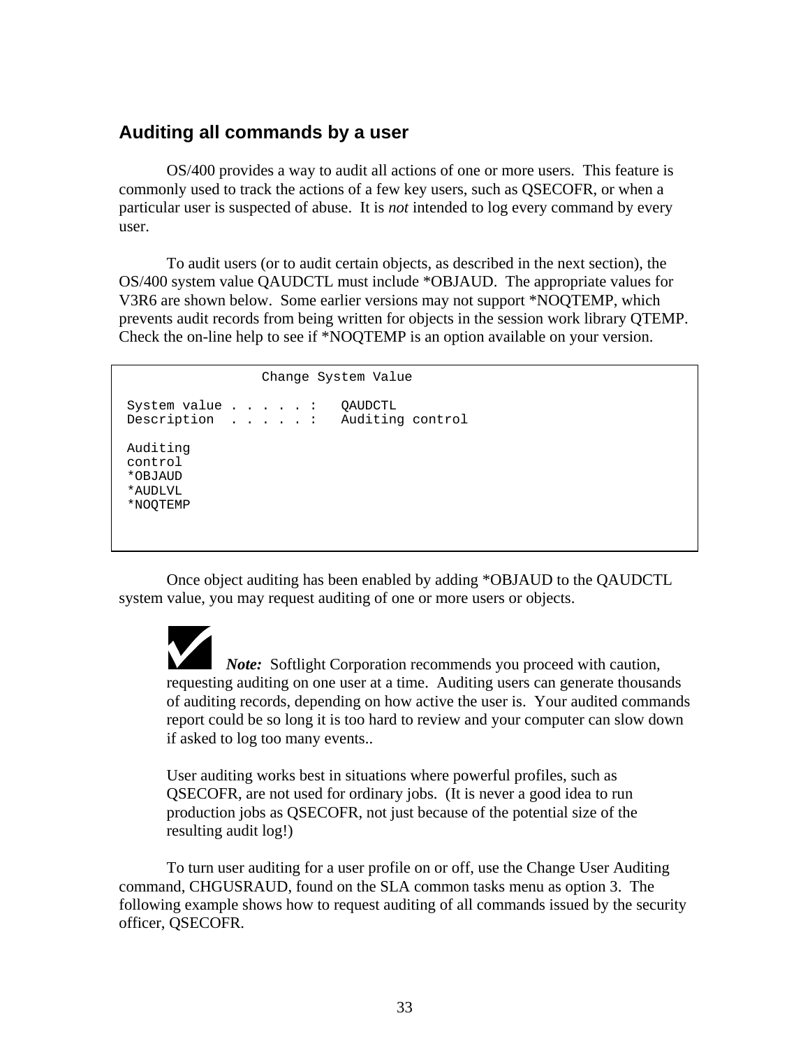## Auditing all commands by a user

OS/400 provides a way to audit all actions of one or more users. This feature is commonly used to track the actions of a few key users, such as QSECOFR, or when a particular user is suspected of abuse. It is *not* intended to log every command by every user.

To audit users (or to audit certain objects, as described in the next section), the OS/400 system value QAUDCTL must include *OBJAUD. The appropriate values for V3R6 are shown below. Some earlier versions may not support *NOQTEMP, which prevents audit records from being written for objects in the session work library QTEMP. Check the on-line help to see if *NOQTEMP is an option available on your version.

```
                 Change System Value

System value . . . . . :   QAUDCTL
Description  . . . . . :   Auditing control

Auditing
control
*OBJAUD
*AUDLVL
*NOQTEMP
```

Once object auditing has been enabled by adding *OBJAUD to the QAUDCTL system value, you may request auditing of one or more users or objects.

> ***Note:*** Softlight Corporation recommends you proceed with caution, requesting auditing on one user at a time. Auditing users can generate thousands of auditing records, depending on how active the user is. Your audited commands report could be so long it is too hard to review and your computer can slow down if asked to log too many events..
>
> User auditing works best in situations where powerful profiles, such as QSECOFR, are not used for ordinary jobs. (It is never a good idea to run production jobs as QSECOFR, not just because of the potential size of the resulting audit log!)

To turn user auditing for a user profile on or off, use the Change User Auditing command, CHGUSRAUD, found on the SLA common tasks menu as option 3. The following example shows how to request auditing of all commands issued by the security officer, QSECOFR.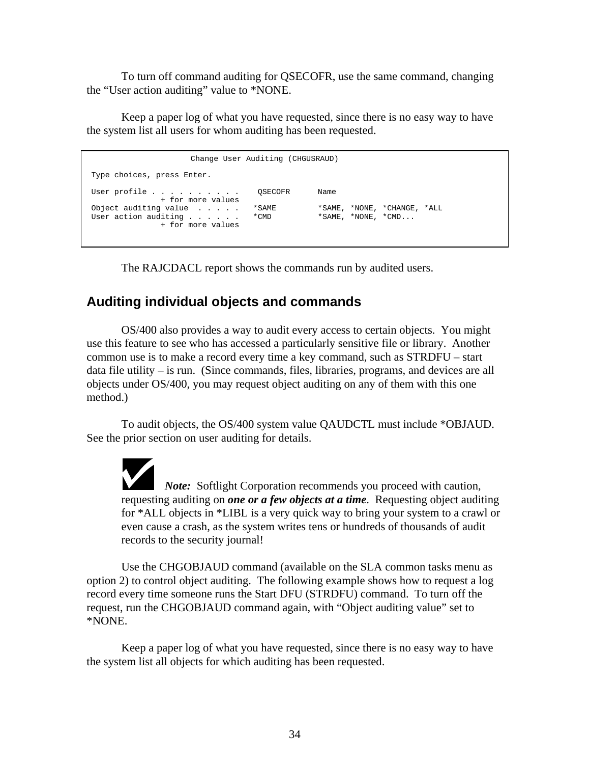To turn off command auditing for QSECOFR, use the same command, changing the "User action auditing" value to *NONE.

Keep a paper log of what you have requested, since there is no easy way to have the system list all users for whom auditing has been requested.

```
                      Change User Auditing (CHGUSRAUD)

 Type choices, press Enter.

 User profile . . . . . . . . . .    QSECOFR       Name
                + for more values
 Object auditing value  . . . . .   *SAME          *SAME, *NONE, *CHANGE, *ALL
 User action auditing . . . . . .   *CMD           *SAME, *NONE, *CMD...
                + for more values
```

The RAJCDACL report shows the commands run by audited users.

## Auditing individual objects and commands

OS/400 also provides a way to audit every access to certain objects. You might use this feature to see who has accessed a particularly sensitive file or library. Another common use is to make a record every time a key command, such as STRDFU – start data file utility – is run. (Since commands, files, libraries, programs, and devices are all objects under OS/400, you may request object auditing on any of them with this one method.)

To audit objects, the OS/400 system value QAUDCTL must include *OBJAUD. See the prior section on user auditing for details.

> ✔ ***Note:*** Softlight Corporation recommends you proceed with caution, requesting auditing on ***one or a few objects at a time***. Requesting object auditing for *ALL objects in *LIBL is a very quick way to bring your system to a crawl or even cause a crash, as the system writes tens or hundreds of thousands of audit records to the security journal!

Use the CHGOBJAUD command (available on the SLA common tasks menu as option 2) to control object auditing. The following example shows how to request a log record every time someone runs the Start DFU (STRDFU) command. To turn off the request, run the CHGOBJAUD command again, with "Object auditing value" set to *NONE.

Keep a paper log of what you have requested, since there is no easy way to have the system list all objects for which auditing has been requested.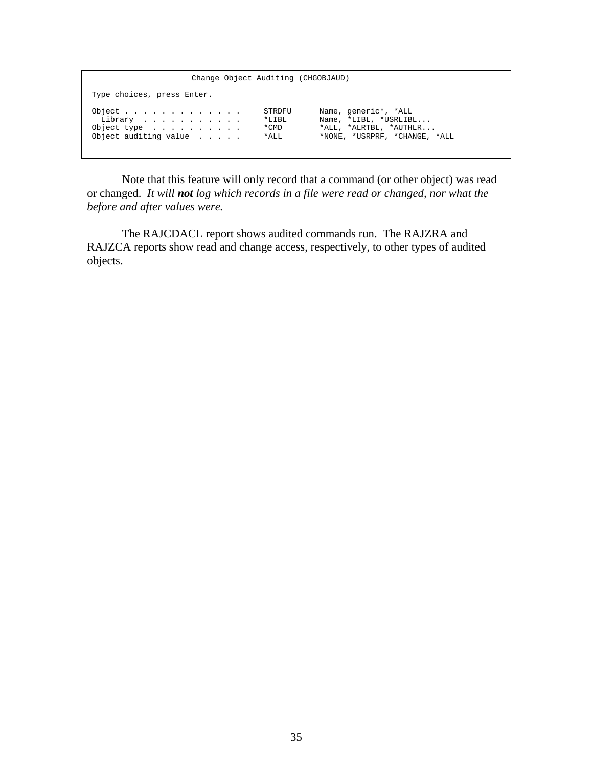```
                    Change Object Auditing (CHGOBJAUD)

Type choices, press Enter.

Object . . . . . . . . . . . . .     STRDFU      Name, generic*, *ALL
  Library  . . . . . . . . . . .     *LIBL       Name, *LIBL, *USRLIBL...
Object type  . . . . . . . . . .     *CMD        *ALL, *ALRTBL, *AUTHLR...
Object auditing value  . . . . .     *ALL        *NONE, *USRPRF, *CHANGE, *ALL
```

Note that this feature will only record that a command (or other object) was read or changed. *It will **not** log which records in a file were read or changed, nor what the before and after values were.*

The RAJCDACL report shows audited commands run. The RAJZRA and RAJZCA reports show read and change access, respectively, to other types of audited objects.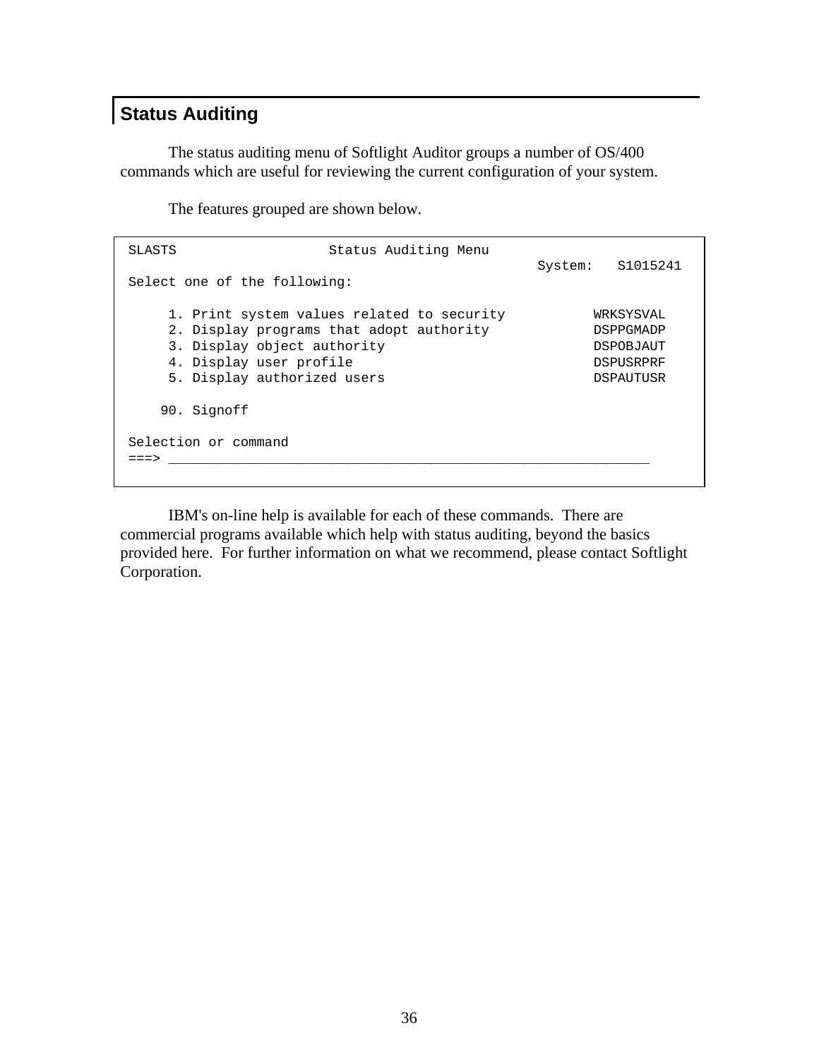## Status Auditing

The status auditing menu of Softlight Auditor groups a number of OS/400 commands which are useful for reviewing the current configuration of your system.

The features grouped are shown below.

```
SLASTS                   Status Auditing Menu
                                                       System:   S1015241
Select one of the following:

     1. Print system values related to security           WRKSYSVAL
     2. Display programs that adopt authority             DSPPGMADP
     3. Display object authority                          DSPOBJAUT
     4. Display user profile                              DSPUSRPRF
     5. Display authorized users                          DSPAUTUSR

    90. Signoff

Selection or command
===> _____________________________________________________________
```

IBM's on-line help is available for each of these commands. There are commercial programs available which help with status auditing, beyond the basics provided here. For further information on what we recommend, please contact Softlight Corporation.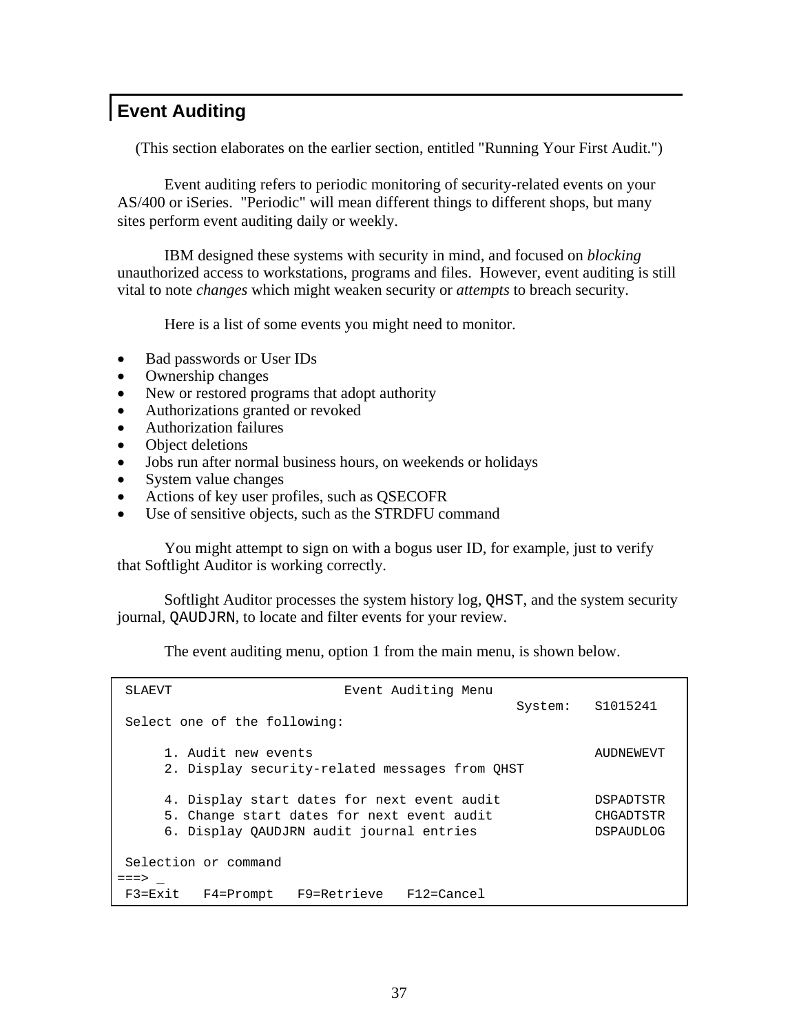## Event Auditing

(This section elaborates on the earlier section, entitled "Running Your First Audit.")

Event auditing refers to periodic monitoring of security-related events on your AS/400 or iSeries. "Periodic" will mean different things to different shops, but many sites perform event auditing daily or weekly.

IBM designed these systems with security in mind, and focused on *blocking* unauthorized access to workstations, programs and files. However, event auditing is still vital to note *changes* which might weaken security or *attempts* to breach security.

Here is a list of some events you might need to monitor.

- Bad passwords or User IDs
- Ownership changes
- New or restored programs that adopt authority
- Authorizations granted or revoked
- Authorization failures
- Object deletions
- Jobs run after normal business hours, on weekends or holidays
- System value changes
- Actions of key user profiles, such as QSECOFR
- Use of sensitive objects, such as the STRDFU command

You might attempt to sign on with a bogus user ID, for example, just to verify that Softlight Auditor is working correctly.

Softlight Auditor processes the system history log, `QHST`, and the system security journal, `QAUDJRN`, to locate and filter events for your review.

The event auditing menu, option 1 from the main menu, is shown below.

```
 SLAEVT                      Event Auditing Menu
                                                    System:   S1015241
 Select one of the following:

      1. Audit new events                                     AUDNEWEVT
      2. Display security-related messages from QHST

      4. Display start dates for next event audit             DSPADTSTR
      5. Change start dates for next event audit              CHGADTSTR
      6. Display QAUDJRN audit journal entries                DSPAUDLOG

 Selection or command
===> _
 F3=Exit   F4=Prompt   F9=Retrieve   F12=Cancel
```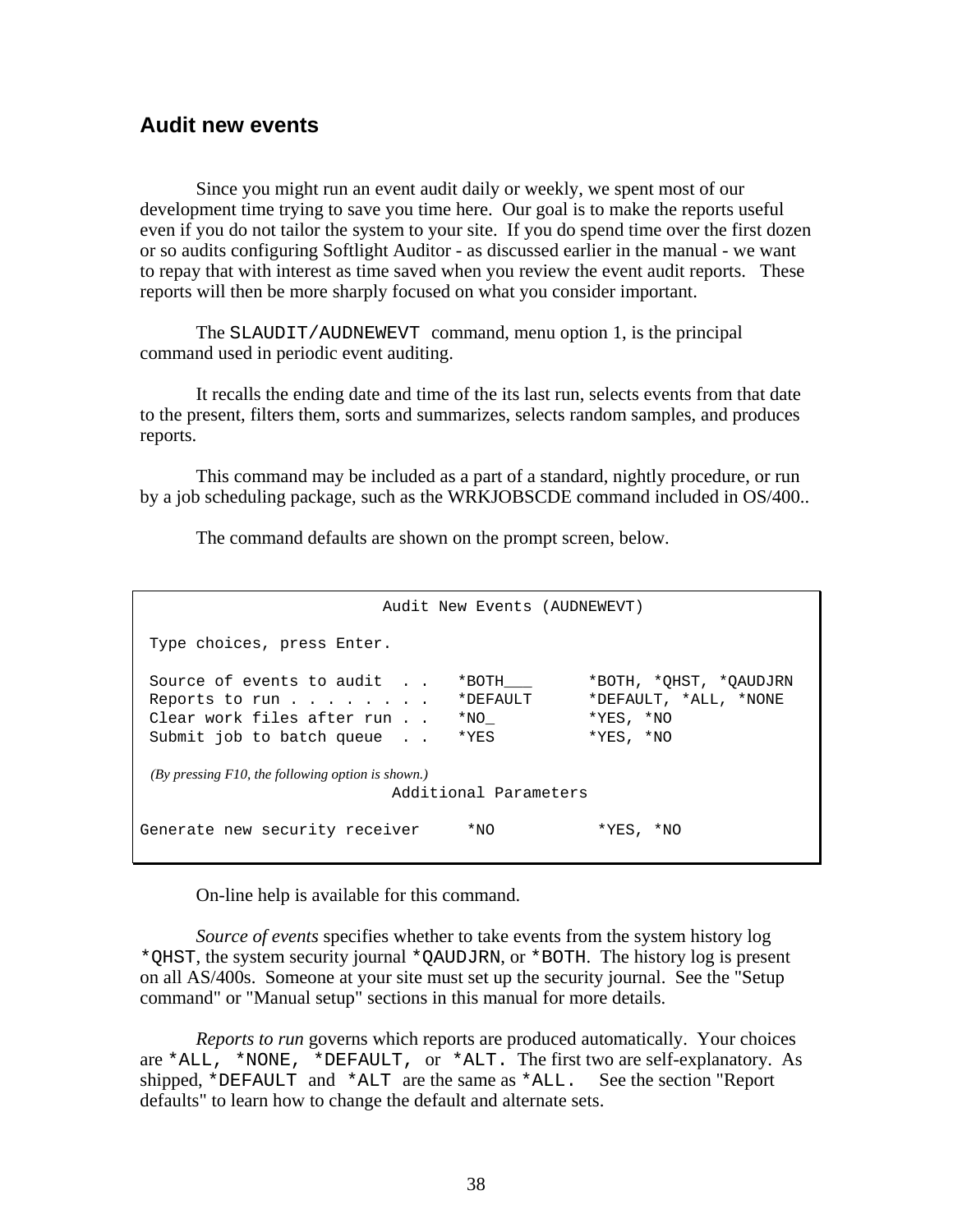## Audit new events

Since you might run an event audit daily or weekly, we spent most of our development time trying to save you time here. Our goal is to make the reports useful even if you do not tailor the system to your site. If you do spend time over the first dozen or so audits configuring Softlight Auditor - as discussed earlier in the manual - we want to repay that with interest as time saved when you review the event audit reports. These reports will then be more sharply focused on what you consider important.

The `SLAUDIT/AUDNEWEVT` command, menu option 1, is the principal command used in periodic event auditing.

It recalls the ending date and time of the its last run, selects events from that date to the present, filters them, sorts and summarizes, selects random samples, and produces reports.

This command may be included as a part of a standard, nightly procedure, or run by a job scheduling package, such as the WRKJOBSCDE command included in OS/400..

The command defaults are shown on the prompt screen, below.

```
                         Audit New Events (AUDNEWEVT)

 Type choices, press Enter.

 Source of events to audit  . .   *BOTH___      *BOTH, *QHST, *QAUDJRN
 Reports to run . . . . . . . .   *DEFAULT      *DEFAULT, *ALL, *NONE
 Clear work files after run . .   *NO_          *YES, *NO
 Submit job to batch queue  . .   *YES          *YES, *NO

 (By pressing F10, the following option is shown.)
                          Additional Parameters

Generate new security receiver     *NO           *YES, *NO
```

On-line help is available for this command.

*Source of events* specifies whether to take events from the system history log `*QHST`, the system security journal `*QAUDJRN`, or `*BOTH`. The history log is present on all AS/400s. Someone at your site must set up the security journal. See the "Setup command" or "Manual setup" sections in this manual for more details.

*Reports to run* governs which reports are produced automatically. Your choices are `*ALL`, `*NONE`, `*DEFAULT`, or `*ALT`. The first two are self-explanatory. As shipped, `*DEFAULT` and `*ALT` are the same as `*ALL`. See the section "Report defaults" to learn how to change the default and alternate sets.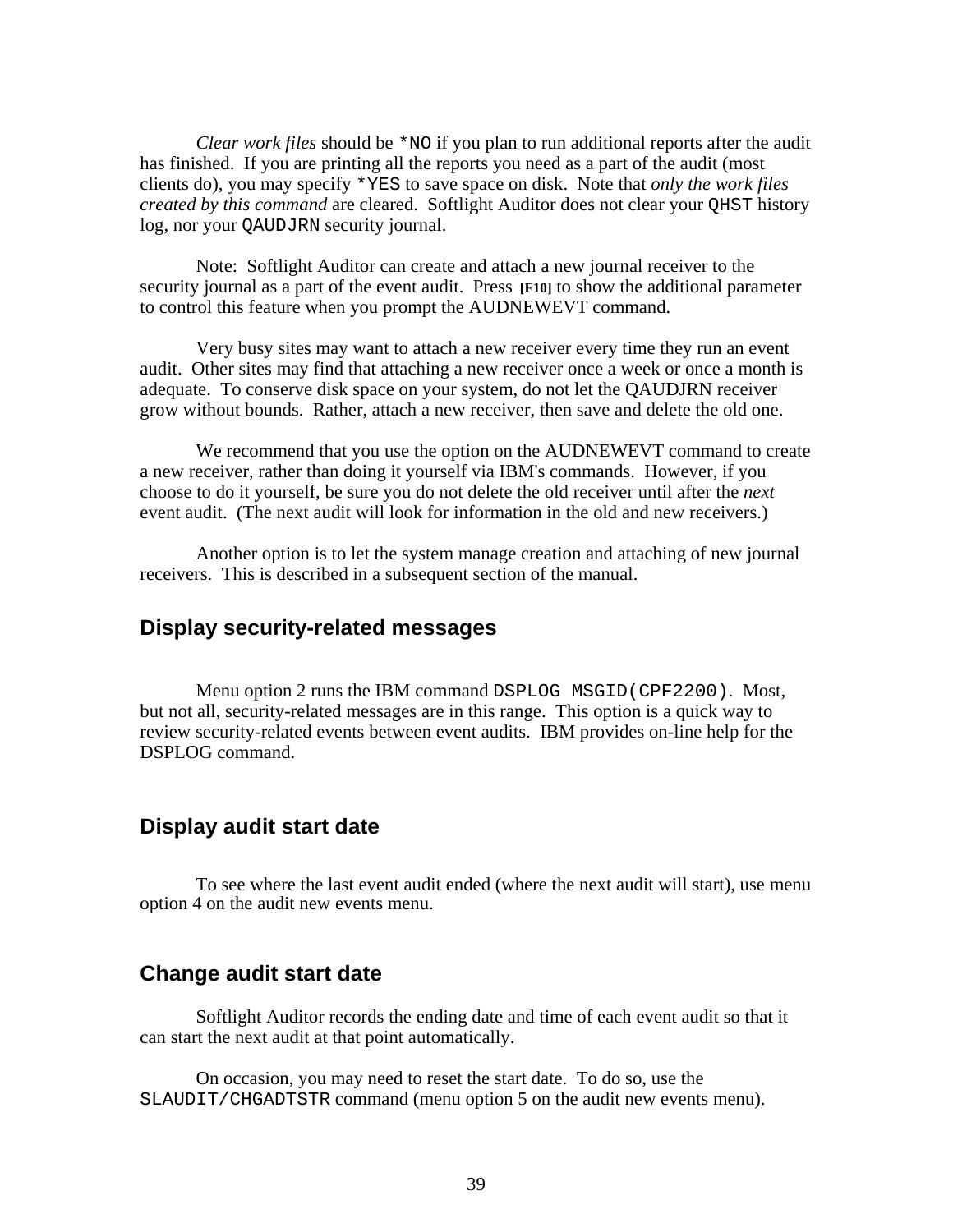*Clear work files* should be `*NO` if you plan to run additional reports after the audit has finished. If you are printing all the reports you need as a part of the audit (most clients do), you may specify `*YES` to save space on disk. Note that *only the work files created by this command* are cleared. Softlight Auditor does not clear your `QHST` history log, nor your `QAUDJRN` security journal.

Note: Softlight Auditor can create and attach a new journal receiver to the security journal as a part of the event audit. Press **[F10]** to show the additional parameter to control this feature when you prompt the AUDNEWEVT command.

Very busy sites may want to attach a new receiver every time they run an event audit. Other sites may find that attaching a new receiver once a week or once a month is adequate. To conserve disk space on your system, do not let the QAUDJRN receiver grow without bounds. Rather, attach a new receiver, then save and delete the old one.

We recommend that you use the option on the AUDNEWEVT command to create a new receiver, rather than doing it yourself via IBM's commands. However, if you choose to do it yourself, be sure you do not delete the old receiver until after the *next* event audit. (The next audit will look for information in the old and new receivers.)

Another option is to let the system manage creation and attaching of new journal receivers. This is described in a subsequent section of the manual.

## Display security-related messages

Menu option 2 runs the IBM command `DSPLOG MSGID(CPF2200)`. Most, but not all, security-related messages are in this range. This option is a quick way to review security-related events between event audits. IBM provides on-line help for the DSPLOG command.

## Display audit start date

To see where the last event audit ended (where the next audit will start), use menu option 4 on the audit new events menu.

## Change audit start date

Softlight Auditor records the ending date and time of each event audit so that it can start the next audit at that point automatically.

On occasion, you may need to reset the start date. To do so, use the `SLAUDIT/CHGADTSTR` command (menu option 5 on the audit new events menu).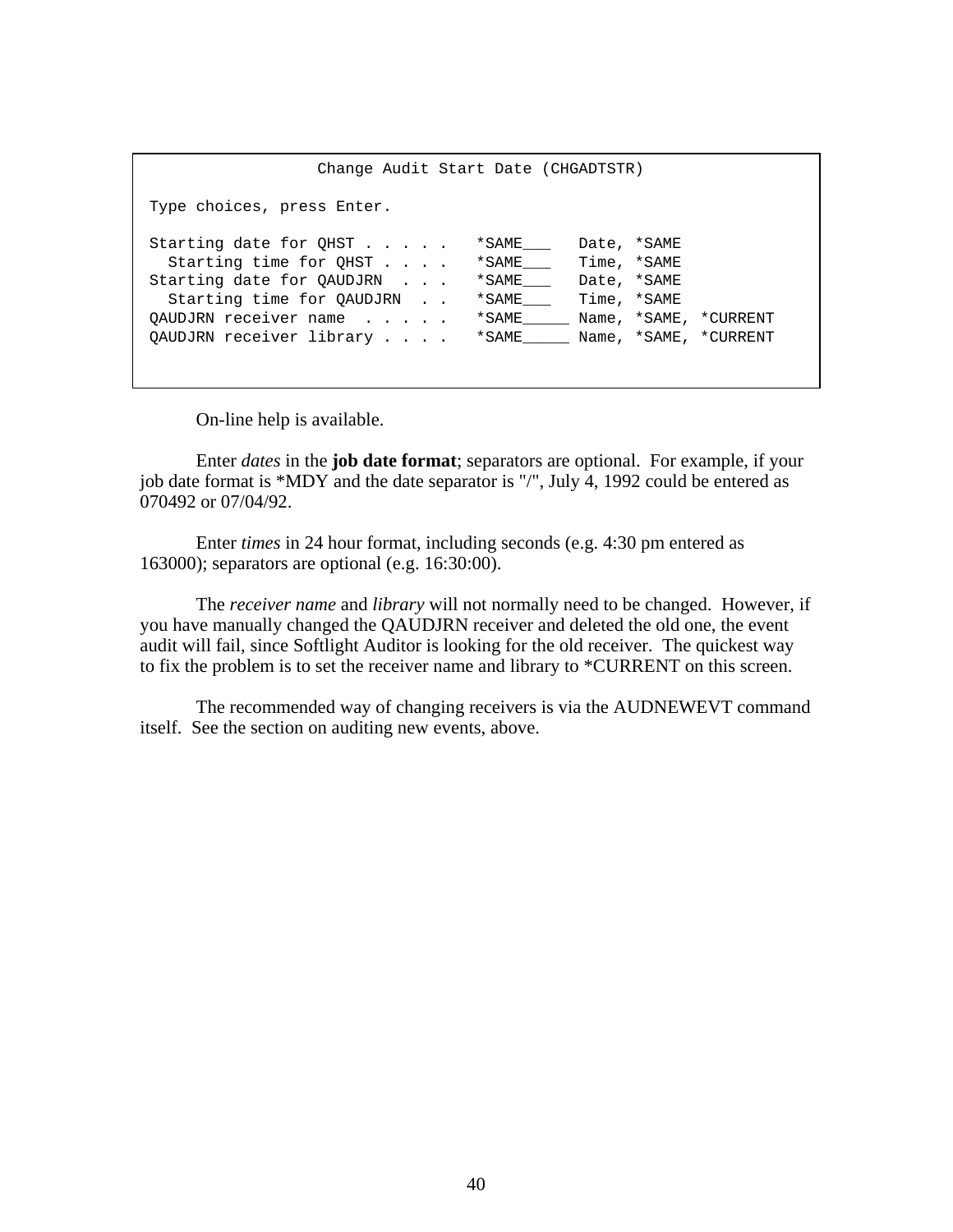```
                  Change Audit Start Date (CHGADTSTR)

Type choices, press Enter.

Starting date for QHST . . . . .   *SAME___   Date, *SAME
  Starting time for QHST . . . .   *SAME___   Time, *SAME
Starting date for QAUDJRN  . . .   *SAME___   Date, *SAME
  Starting time for QAUDJRN  . .   *SAME___   Time, *SAME
QAUDJRN receiver name  . . . . .   *SAME_____ Name, *SAME, *CURRENT
QAUDJRN receiver library . . . .   *SAME_____ Name, *SAME, *CURRENT
```

On-line help is available.

Enter *dates* in the **job date format**; separators are optional. For example, if your job date format is *MDY and the date separator is "/", July 4, 1992 could be entered as 070492 or 07/04/92.

Enter *times* in 24 hour format, including seconds (e.g. 4:30 pm entered as 163000); separators are optional (e.g. 16:30:00).

The *receiver name* and *library* will not normally need to be changed. However, if you have manually changed the QAUDJRN receiver and deleted the old one, the event audit will fail, since Softlight Auditor is looking for the old receiver. The quickest way to fix the problem is to set the receiver name and library to *CURRENT on this screen.

The recommended way of changing receivers is via the AUDNEWEVT command itself. See the section on auditing new events, above.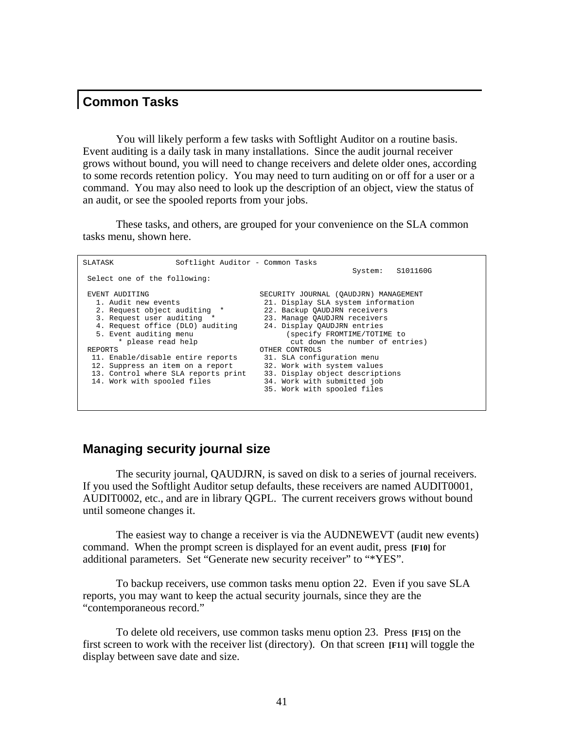## Common Tasks

You will likely perform a few tasks with Softlight Auditor on a routine basis. Event auditing is a daily task in many installations. Since the audit journal receiver grows without bound, you will need to change receivers and delete older ones, according to some records retention policy. You may need to turn auditing on or off for a user or a command. You may also need to look up the description of an object, view the status of an audit, or see the spooled reports from your jobs.

These tasks, and others, are grouped for your convenience on the SLA common tasks menu, shown here.

```
SLATASK              Softlight Auditor - Common Tasks
                                                             System:   S101160G
 Select one of the following:

 EVENT AUDITING                         SECURITY JOURNAL (QAUDJRN) MANAGEMENT
   1. Audit new events                   21. Display SLA system information
   2. Request object auditing  *         22. Backup QAUDJRN receivers
   3. Request user auditing  *           23. Manage QAUDJRN receivers
   4. Request office (DLO) auditing      24. Display QAUDJRN entries
   5. Event auditing menu                     (specify FROMTIME/TOTIME to
       * please read help                      cut down the number of entries)
 REPORTS                                OTHER CONTROLS
  11. Enable/disable entire reports      31. SLA configuration menu
  12. Suppress an item on a report       32. Work with system values
  13. Control where SLA reports print    33. Display object descriptions
  14. Work with spooled files            34. Work with submitted job
                                         35. Work with spooled files
```

### Managing security journal size

The security journal, QAUDJRN, is saved on disk to a series of journal receivers. If you used the Softlight Auditor setup defaults, these receivers are named AUDIT0001, AUDIT0002, etc., and are in library QGPL. The current receivers grows without bound until someone changes it.

The easiest way to change a receiver is via the AUDNEWEVT (audit new events) command. When the prompt screen is displayed for an event audit, press **[F10]** for additional parameters. Set “Generate new security receiver” to “*YES”.

To backup receivers, use common tasks menu option 22. Even if you save SLA reports, you may want to keep the actual security journals, since they are the “contemporaneous record.”

To delete old receivers, use common tasks menu option 23. Press **[F15]** on the first screen to work with the receiver list (directory). On that screen **[F11]** will toggle the display between save date and size.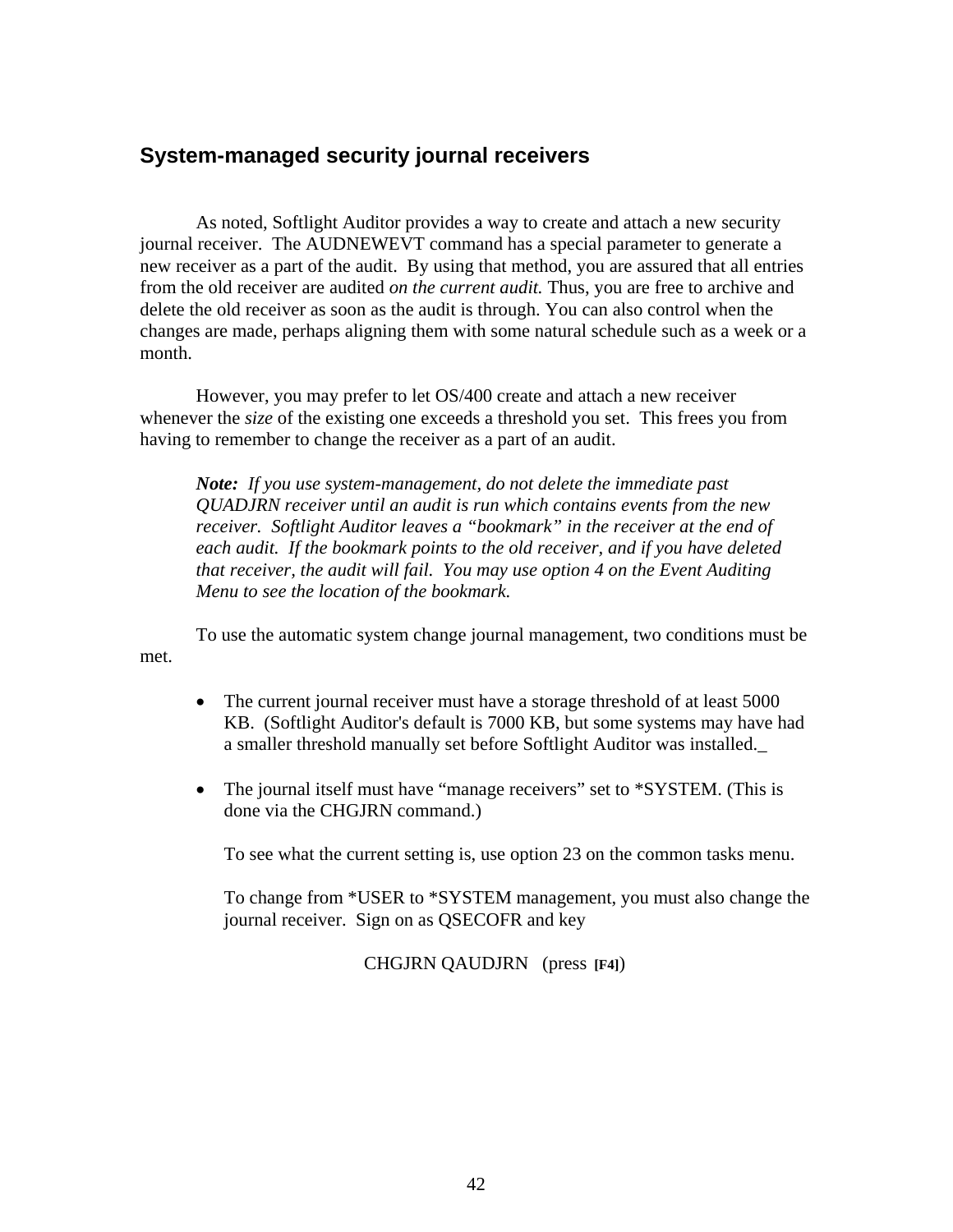## System-managed security journal receivers

As noted, Softlight Auditor provides a way to create and attach a new security journal receiver. The AUDNEWEVT command has a special parameter to generate a new receiver as a part of the audit. By using that method, you are assured that all entries from the old receiver are audited *on the current audit.* Thus, you are free to archive and delete the old receiver as soon as the audit is through. You can also control when the changes are made, perhaps aligning them with some natural schedule such as a week or a month.

However, you may prefer to let OS/400 create and attach a new receiver whenever the *size* of the existing one exceeds a threshold you set. This frees you from having to remember to change the receiver as a part of an audit.

> ***Note:*** *If you use system-management, do not delete the immediate past QUADJRN receiver until an audit is run which contains events from the new receiver. Softlight Auditor leaves a "bookmark" in the receiver at the end of each audit. If the bookmark points to the old receiver, and if you have deleted that receiver, the audit will fail. You may use option 4 on the Event Auditing Menu to see the location of the bookmark.*

To use the automatic system change journal management, two conditions must be met.

- The current journal receiver must have a storage threshold of at least 5000 KB. (Softlight Auditor's default is 7000 KB, but some systems may have had a smaller threshold manually set before Softlight Auditor was installed._

- The journal itself must have "manage receivers" set to *SYSTEM. (This is done via the CHGJRN command.)

  To see what the current setting is, use option 23 on the common tasks menu.

  To change from *USER to *SYSTEM management, you must also change the journal receiver. Sign on as QSECOFR and key

  CHGJRN QAUDJRN (press **[F4]**)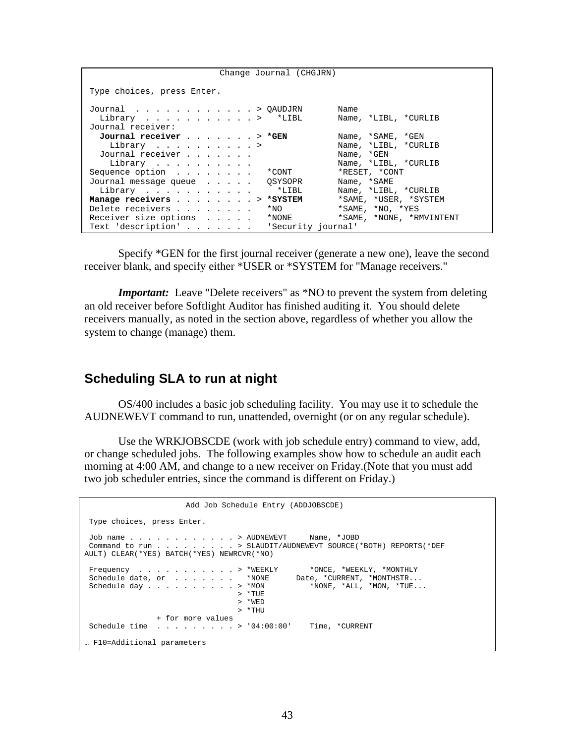```
                          Change Journal (CHGJRN)

 Type choices, press Enter.

 Journal  . . . . . . . . . . . . > QAUDJRN       Name
   Library  . . . . . . . . . . . >   *LIBL       Name, *LIBL, *CURLIB
 Journal receiver:
   Journal receiver . . . . . . . > *GEN          Name, *SAME, *GEN
     Library  . . . . . . . . . . >               Name, *LIBL, *CURLIB
   Journal receiver . . . . . . .                 Name, *GEN
     Library  . . . . . . . . . .                 Name, *LIBL, *CURLIB
 Sequence option  . . . . . . . .   *CONT         *RESET, *CONT
 Journal message queue  . . . . .   QSYSOPR       Name, *SAME
   Library  . . . . . . . . . . .     *LIBL       Name, *LIBL, *CURLIB
 Manage receivers . . . . . . . . > *SYSTEM       *SAME, *USER, *SYSTEM
 Delete receivers . . . . . . . .   *NO           *SAME, *NO, *YES
 Receiver size options  . . . . .   *NONE         *SAME, *NONE, *RMVINTENT
 Text 'description' . . . . . . .   'Security journal'
```

Specify *GEN for the first journal receiver (generate a new one), leave the second receiver blank, and specify either *USER or *SYSTEM for "Manage receivers."

***Important:*** Leave "Delete receivers" as *NO to prevent the system from deleting an old receiver before Softlight Auditor has finished auditing it. You should delete receivers manually, as noted in the section above, regardless of whether you allow the system to change (manage) them.

## Scheduling SLA to run at night

OS/400 includes a basic job scheduling facility. You may use it to schedule the AUDNEWEVT command to run, unattended, overnight (or on any regular schedule).

Use the WRKJOBSCDE (work with job schedule entry) command to view, add, or change scheduled jobs. The following examples show how to schedule an audit each morning at 4:00 AM, and change to a new receiver on Friday.(Note that you must add two job scheduler entries, since the command is different on Friday.)

```
                     Add Job Schedule Entry (ADDJOBSCDE)

 Type choices, press Enter.

 Job name . . . . . . . . . . . . > AUDNEWEVT     Name, *JOBD
 Command to run . . . . . . . . . > SLAUDIT/AUDNEWEVT SOURCE(*BOTH) REPORTS(*DEF
AULT) CLEAR(*YES) BATCH(*YES) NEWRCVR(*NO)

 Frequency  . . . . . . . . . . . > *WEEKLY       *ONCE, *WEEKLY, *MONTHLY
 Schedule date, or  . . . . . . .   *NONE      Date, *CURRENT, *MONTHSTR...
 Schedule day . . . . . . . . . . > *MON          *NONE, *ALL, *MON, *TUE...
                                  > *TUE
                                  > *WED
                                  > *THU
               + for more values
 Schedule time  . . . . . . . . . > '04:00:00'    Time, *CURRENT

… F10=Additional parameters
```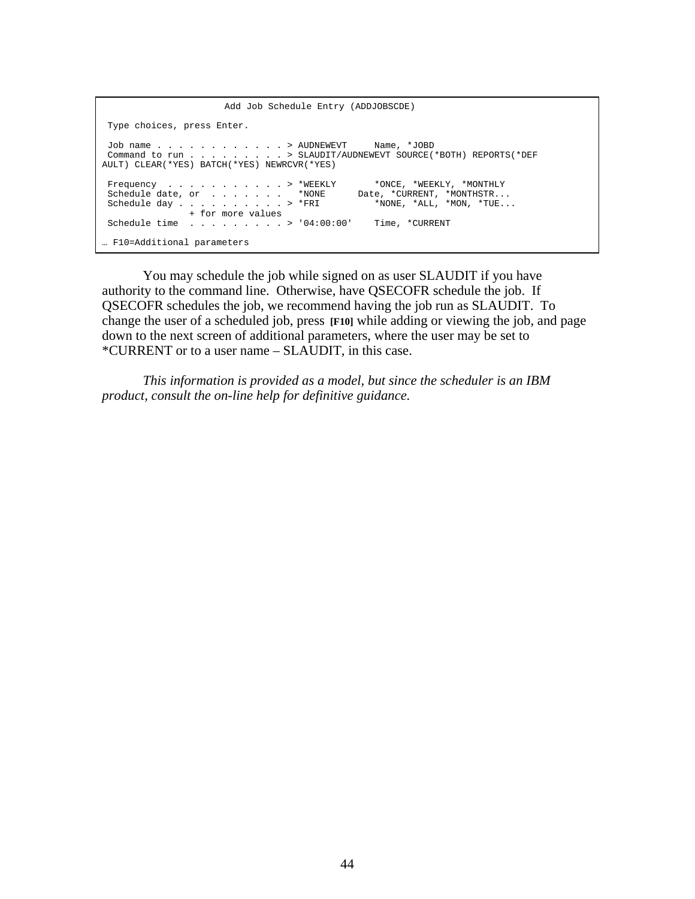```
                     Add Job Schedule Entry (ADDJOBSCDE)

 Type choices, press Enter.

 Job name . . . . . . . . . . . . > AUDNEWEVT     Name, *JOBD
 Command to run . . . . . . . . . > SLAUDIT/AUDNEWEVT SOURCE(*BOTH) REPORTS(*DEF
AULT) CLEAR(*YES) BATCH(*YES) NEWRCVR(*YES)

 Frequency  . . . . . . . . . . . > *WEEKLY       *ONCE, *WEEKLY, *MONTHLY
 Schedule date, or  . . . . . . .   *NONE      Date, *CURRENT, *MONTHSTR...
 Schedule day . . . . . . . . . . > *FRI          *NONE, *ALL, *MON, *TUE...
               + for more values
 Schedule time  . . . . . . . . . > '04:00:00'    Time, *CURRENT

… F10=Additional parameters
```

You may schedule the job while signed on as user SLAUDIT if you have authority to the command line. Otherwise, have QSECOFR schedule the job. If QSECOFR schedules the job, we recommend having the job run as SLAUDIT. To change the user of a scheduled job, press **[F10]** while adding or viewing the job, and page down to the next screen of additional parameters, where the user may be set to *CURRENT or to a user name – SLAUDIT, in this case.

*This information is provided as a model, but since the scheduler is an IBM product, consult the on-line help for definitive guidance.*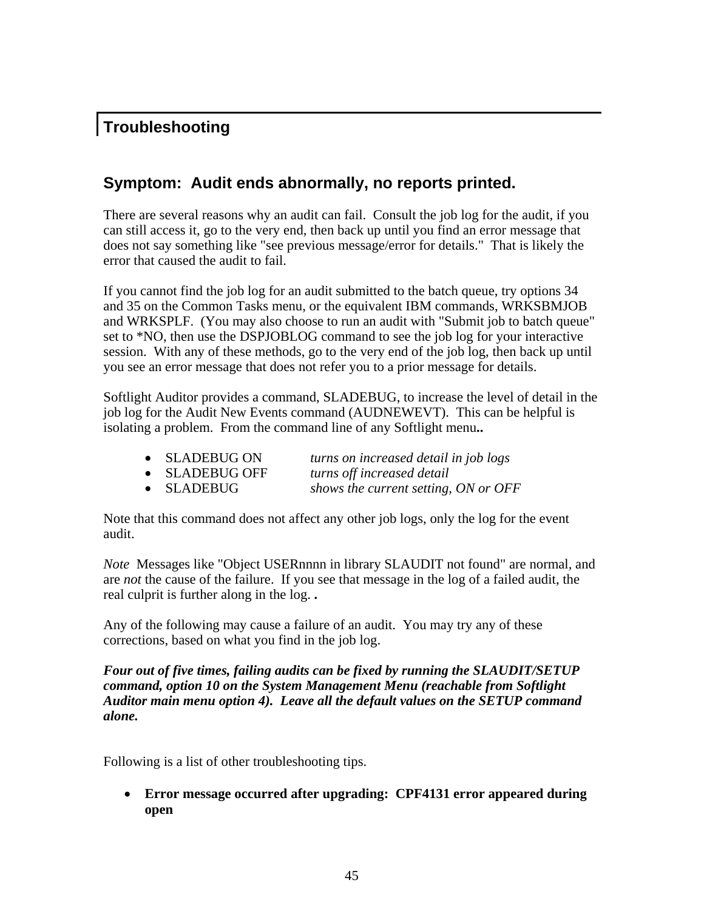# Troubleshooting

## Symptom: Audit ends abnormally, no reports printed.

There are several reasons why an audit can fail. Consult the job log for the audit, if you can still access it, go to the very end, then back up until you find an error message that does not say something like "see previous message/error for details." That is likely the error that caused the audit to fail.

If you cannot find the job log for an audit submitted to the batch queue, try options 34 and 35 on the Common Tasks menu, or the equivalent IBM commands, WRKSBMJOB and WRKSPLF. (You may also choose to run an audit with "Submit job to batch queue" set to *NO, then use the DSPJOBLOG command to see the job log for your interactive session. With any of these methods, go to the very end of the job log, then back up until you see an error message that does not refer you to a prior message for details.

Softlight Auditor provides a command, SLADEBUG, to increase the level of detail in the job log for the Audit New Events command (AUDNEWEVT). This can be helpful is isolating a problem. From the command line of any Softlight menu**..**

- SLADEBUG ON *turns on increased detail in job logs*
- SLADEBUG OFF *turns off increased detail*
- SLADEBUG *shows the current setting, ON or OFF*

Note that this command does not affect any other job logs, only the log for the event audit.

*Note* Messages like "Object USERnnnn in library SLAUDIT not found" are normal, and are *not* the cause of the failure. If you see that message in the log of a failed audit, the real culprit is further along in the log. **.**

Any of the following may cause a failure of an audit. You may try any of these corrections, based on what you find in the job log.

***Four out of five times, failing audits can be fixed by running the SLAUDIT/SETUP command, option 10 on the System Management Menu (reachable from Softlight Auditor main menu option 4). Leave all the default values on the SETUP command alone.***

Following is a list of other troubleshooting tips.

- **Error message occurred after upgrading: CPF4131 error appeared during open**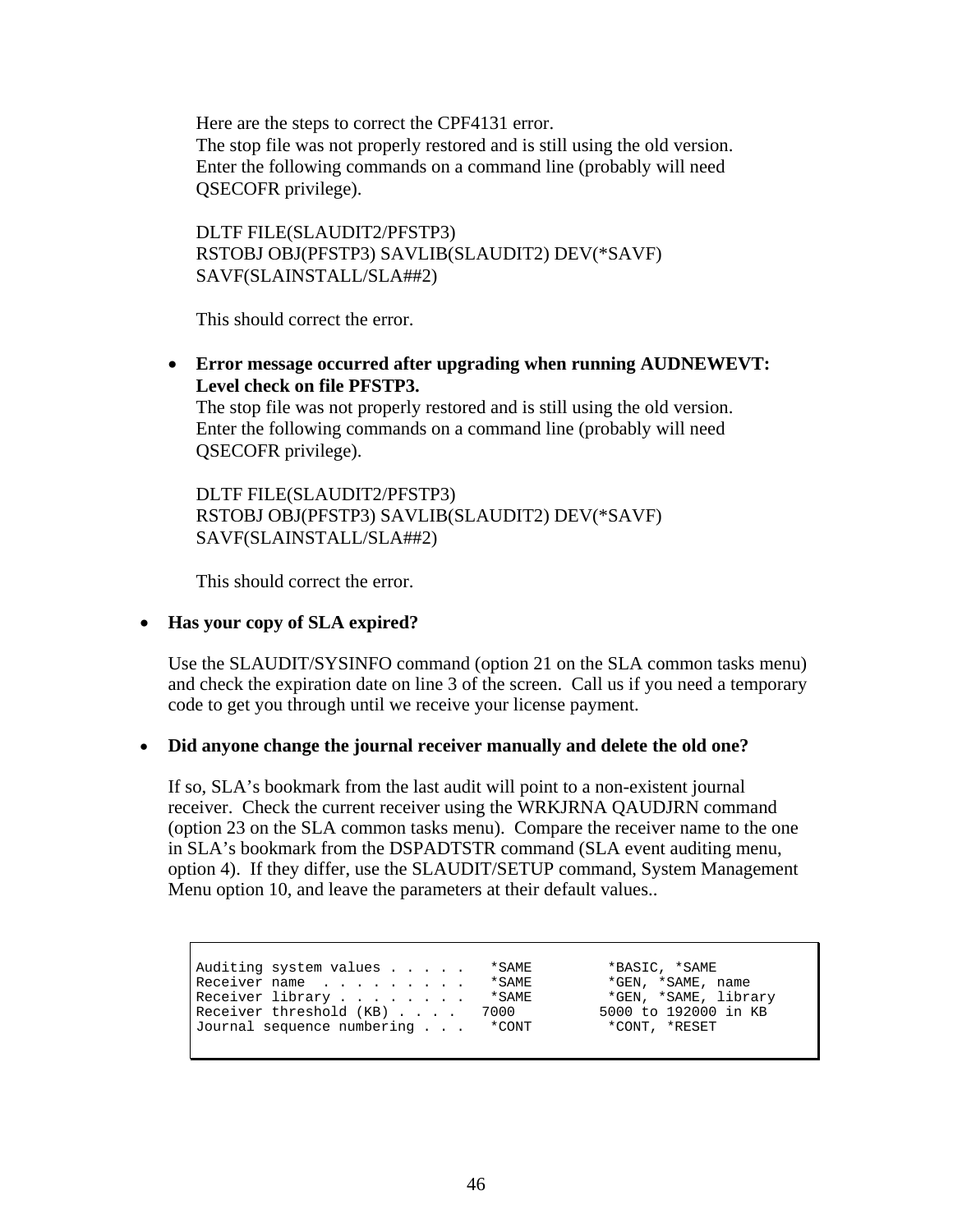Here are the steps to correct the CPF4131 error.
The stop file was not properly restored and is still using the old version.
Enter the following commands on a command line (probably will need QSECOFR privilege).

DLTF FILE(SLAUDIT2/PFSTP3)
RSTOBJ OBJ(PFSTP3) SAVLIB(SLAUDIT2) DEV(*SAVF) SAVF(SLAINSTALL/SLA##2)

This should correct the error.

- **Error message occurred after upgrading when running AUDNEWEVT: Level check on file PFSTP3.**
  The stop file was not properly restored and is still using the old version.
  Enter the following commands on a command line (probably will need QSECOFR privilege).

  DLTF FILE(SLAUDIT2/PFSTP3)
  RSTOBJ OBJ(PFSTP3) SAVLIB(SLAUDIT2) DEV(*SAVF) SAVF(SLAINSTALL/SLA##2)

  This should correct the error.

- **Has your copy of SLA expired?**

  Use the SLAUDIT/SYSINFO command (option 21 on the SLA common tasks menu) and check the expiration date on line 3 of the screen. Call us if you need a temporary code to get you through until we receive your license payment.

- **Did anyone change the journal receiver manually and delete the old one?**

  If so, SLA's bookmark from the last audit will point to a non-existent journal receiver. Check the current receiver using the WRKJRNA QAUDJRN command (option 23 on the SLA common tasks menu). Compare the receiver name to the one in SLA's bookmark from the DSPADTSTR command (SLA event auditing menu, option 4). If they differ, use the SLAUDIT/SETUP command, System Management Menu option 10, and leave the parameters at their default values..

```
Auditing system values . . . . .   *SAME         *BASIC, *SAME
Receiver name  . . . . . . . . .   *SAME         *GEN, *SAME, name
Receiver library . . . . . . . .   *SAME         *GEN, *SAME, library
Receiver threshold (KB) . . . .   7000          5000 to 192000 in KB
Journal sequence numbering . . .   *CONT         *CONT, *RESET
```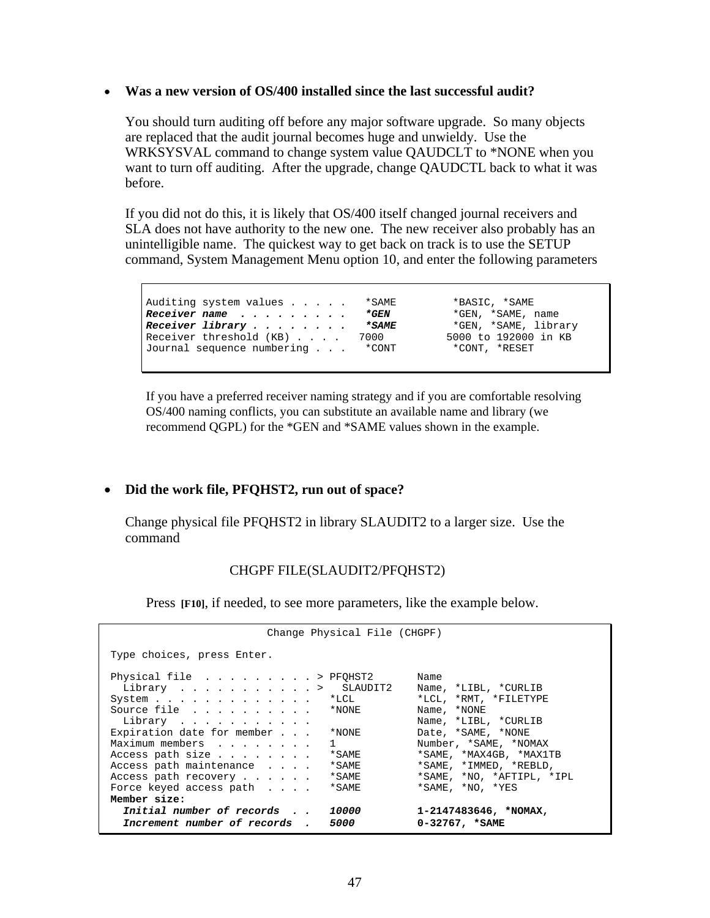- **Was a new version of OS/400 installed since the last successful audit?**

  You should turn auditing off before any major software upgrade. So many objects are replaced that the audit journal becomes huge and unwieldy. Use the WRKSYSVAL command to change system value QAUDCLT to *NONE when you want to turn off auditing. After the upgrade, change QAUDCTL back to what it was before.

  If you did not do this, it is likely that OS/400 itself changed journal receivers and SLA does not have authority to the new one. The new receiver also probably has an unintelligible name. The quickest way to get back on track is to use the SETUP command, System Management Menu option 10, and enter the following parameters

```
Auditing system values . . . . .   *SAME         *BASIC, *SAME
Receiver name  . . . . . . . . .   *GEN          *GEN, *SAME, name
Receiver library . . . . . . . .   *SAME         *GEN, *SAME, library
Receiver threshold (KB) . . . .   7000          5000 to 192000 in KB
Journal sequence numbering . . .   *CONT         *CONT, *RESET
```

  If you have a preferred receiver naming strategy and if you are comfortable resolving OS/400 naming conflicts, you can substitute an available name and library (we recommend QGPL) for the *GEN and *SAME values shown in the example.

- **Did the work file, PFQHST2, run out of space?**

  Change physical file PFQHST2 in library SLAUDIT2 to a larger size. Use the command

  CHGPF FILE(SLAUDIT2/PFQHST2)

  Press **[F10]**, if needed, to see more parameters, like the example below.

```
                        Change Physical File (CHGPF)

 Type choices, press Enter.

 Physical file  . . . . . . . . . > PFQHST2       Name
   Library  . . . . . . . . . . . >   SLAUDIT2    Name, *LIBL, *CURLIB
 System . . . . . . . . . . . . .   *LCL          *LCL, *RMT, *FILETYPE
 Source file  . . . . . . . . . .   *NONE         Name, *NONE
   Library  . . . . . . . . . . .                 Name, *LIBL, *CURLIB
 Expiration date for member . . .   *NONE         Date, *SAME, *NONE
 Maximum members  . . . . . . . .   1             Number, *SAME, *NOMAX
 Access path size . . . . . . . .   *SAME         *SAME, *MAX4GB, *MAX1TB
 Access path maintenance  . . . .   *SAME         *SAME, *IMMED, *REBLD,
 Access path recovery . . . . . .   *SAME         *SAME, *NO, *AFTIPL, *IPL
 Force keyed access path  . . . .   *SAME         *SAME, *NO, *YES
 Member size:
   Initial number of records  . .   10000         1-2147483646, *NOMAX,
   Increment number of records  .   5000          0-32767, *SAME
```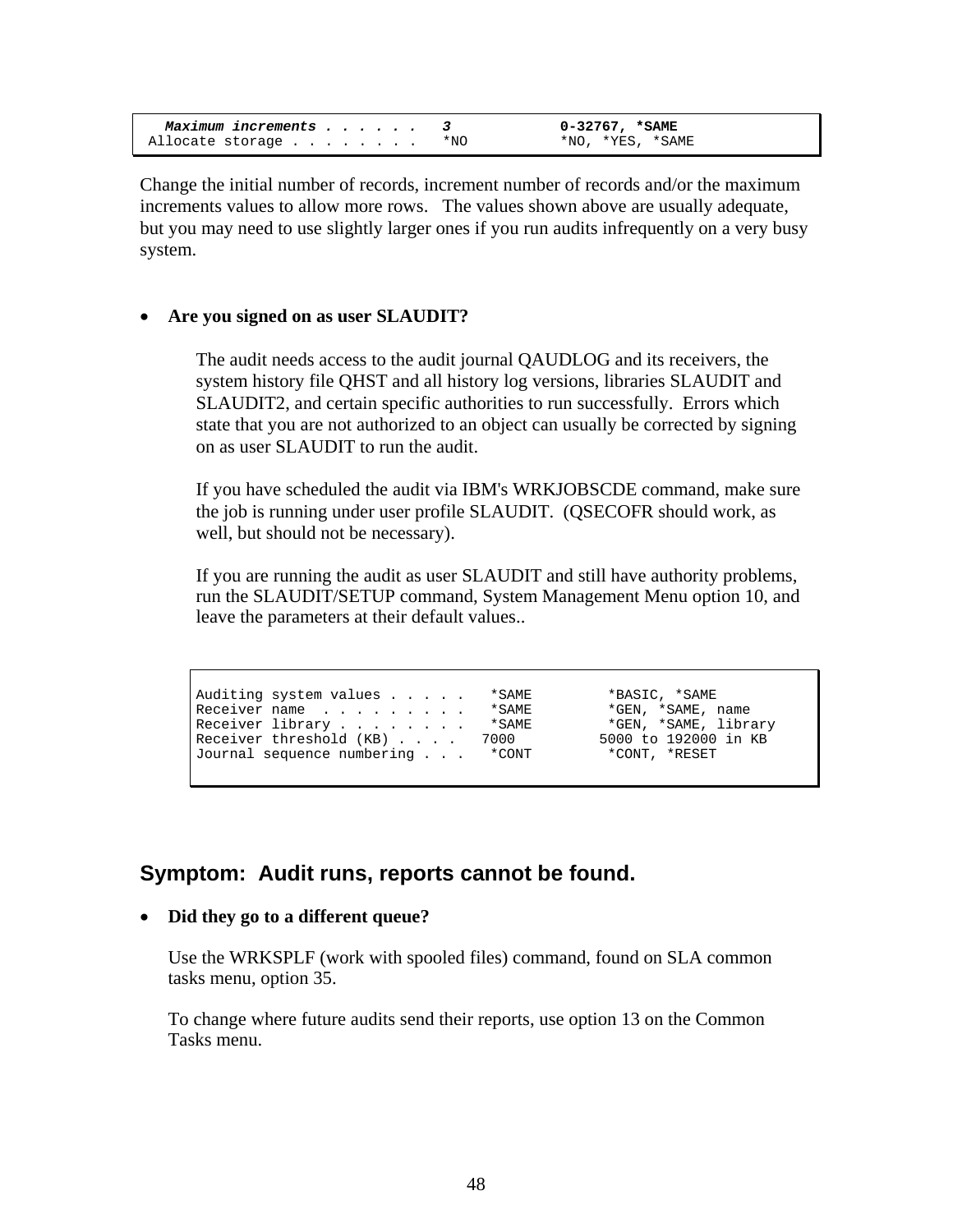```
  Maximum increments . . . . . .   3              0-32767, *SAME
Allocate storage . . . . . . . .   *NO            *NO, *YES, *SAME
```

Change the initial number of records, increment number of records and/or the maximum increments values to allow more rows. The values shown above are usually adequate, but you may need to use slightly larger ones if you run audits infrequently on a very busy system.

- **Are you signed on as user SLAUDIT?**

  The audit needs access to the audit journal QAUDLOG and its receivers, the system history file QHST and all history log versions, libraries SLAUDIT and SLAUDIT2, and certain specific authorities to run successfully. Errors which state that you are not authorized to an object can usually be corrected by signing on as user SLAUDIT to run the audit.

  If you have scheduled the audit via IBM's WRKJOBSCDE command, make sure the job is running under user profile SLAUDIT. (QSECOFR should work, as well, but should not be necessary).

  If you are running the audit as user SLAUDIT and still have authority problems, run the SLAUDIT/SETUP command, System Management Menu option 10, and leave the parameters at their default values..

```
Auditing system values . . . . .   *SAME         *BASIC, *SAME
Receiver name  . . . . . . . . .   *SAME         *GEN, *SAME, name
Receiver library . . . . . . . .   *SAME         *GEN, *SAME, library
Receiver threshold (KB) . . . .   7000          5000 to 192000 in KB
Journal sequence numbering . . .   *CONT         *CONT, *RESET
```

## Symptom: Audit runs, reports cannot be found.

- **Did they go to a different queue?**

  Use the WRKSPLF (work with spooled files) command, found on SLA common tasks menu, option 35.

  To change where future audits send their reports, use option 13 on the Common Tasks menu.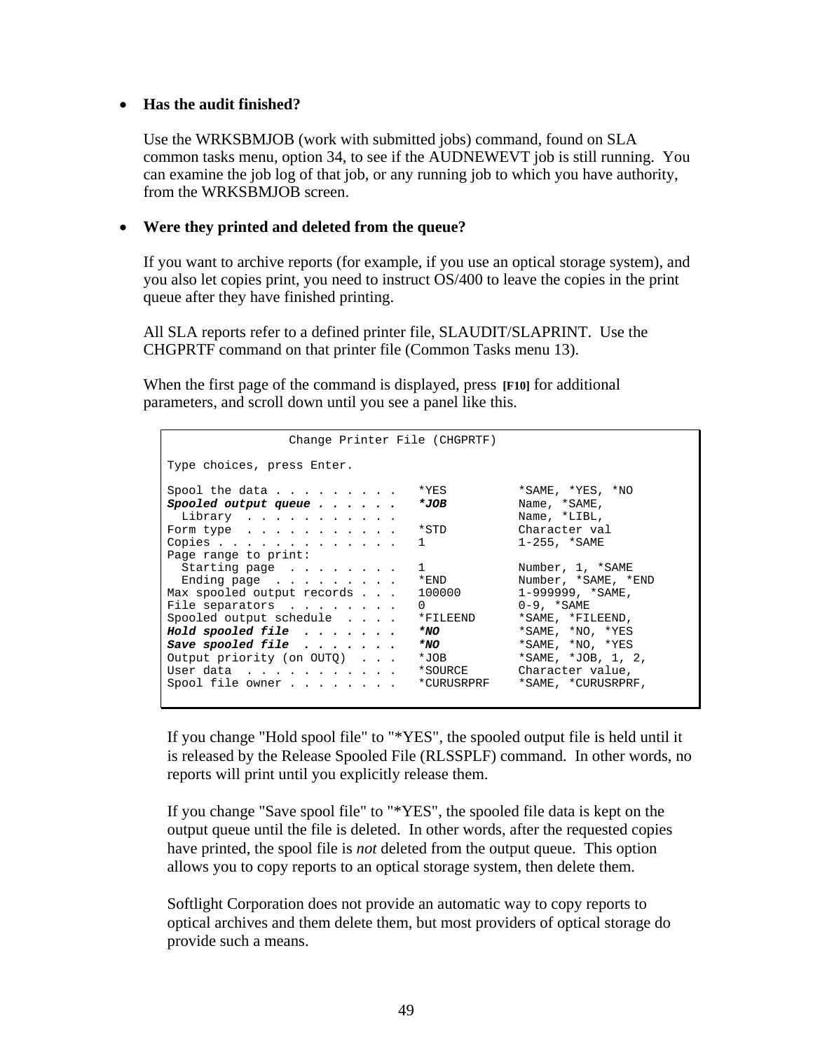- **Has the audit finished?**

  Use the WRKSBMJOB (work with submitted jobs) command, found on SLA common tasks menu, option 34, to see if the AUDNEWEVT job is still running. You can examine the job log of that job, or any running job to which you have authority, from the WRKSBMJOB screen.

- **Were they printed and deleted from the queue?**

  If you want to archive reports (for example, if you use an optical storage system), and you also let copies print, you need to instruct OS/400 to leave the copies in the print queue after they have finished printing.

  All SLA reports refer to a defined printer file, SLAUDIT/SLAPRINT. Use the CHGPRTF command on that printer file (Common Tasks menu 13).

  When the first page of the command is displayed, press **[F10]** for additional parameters, and scroll down until you see a panel like this.

```
                 Change Printer File (CHGPRTF)

Type choices, press Enter.

Spool the data . . . . . . . . .   *YES          *SAME, *YES, *NO
Spooled output queue . . . . . .   *JOB          Name, *SAME,
  Library  . . . . . . . . . . .                 Name, *LIBL,
Form type  . . . . . . . . . . .   *STD          Character val
Copies . . . . . . . . . . . . .   1             1-255, *SAME
Page range to print:
  Starting page  . . . . . . . .   1             Number, 1, *SAME
  Ending page  . . . . . . . . .   *END          Number, *SAME, *END
Max spooled output records . . .   100000        1-999999, *SAME,
File separators  . . . . . . . .   0             0-9, *SAME
Spooled output schedule  . . . .   *FILEEND      *SAME, *FILEEND,
Hold spooled file  . . . . . . .   *NO           *SAME, *NO, *YES
Save spooled file  . . . . . . .   *NO           *SAME, *NO, *YES
Output priority (on OUTQ)  . . .   *JOB          *SAME, *JOB, 1, 2,
User data  . . . . . . . . . . .   *SOURCE       Character value,
Spool file owner . . . . . . . .   *CURUSRPRF    *SAME, *CURUSRPRF,
```

  If you change "Hold spool file" to "*YES", the spooled output file is held until it is released by the Release Spooled File (RLSSPLF) command. In other words, no reports will print until you explicitly release them.

  If you change "Save spool file" to "*YES", the spooled file data is kept on the output queue until the file is deleted. In other words, after the requested copies have printed, the spool file is *not* deleted from the output queue. This option allows you to copy reports to an optical storage system, then delete them.

  Softlight Corporation does not provide an automatic way to copy reports to optical archives and them delete them, but most providers of optical storage do provide such a means.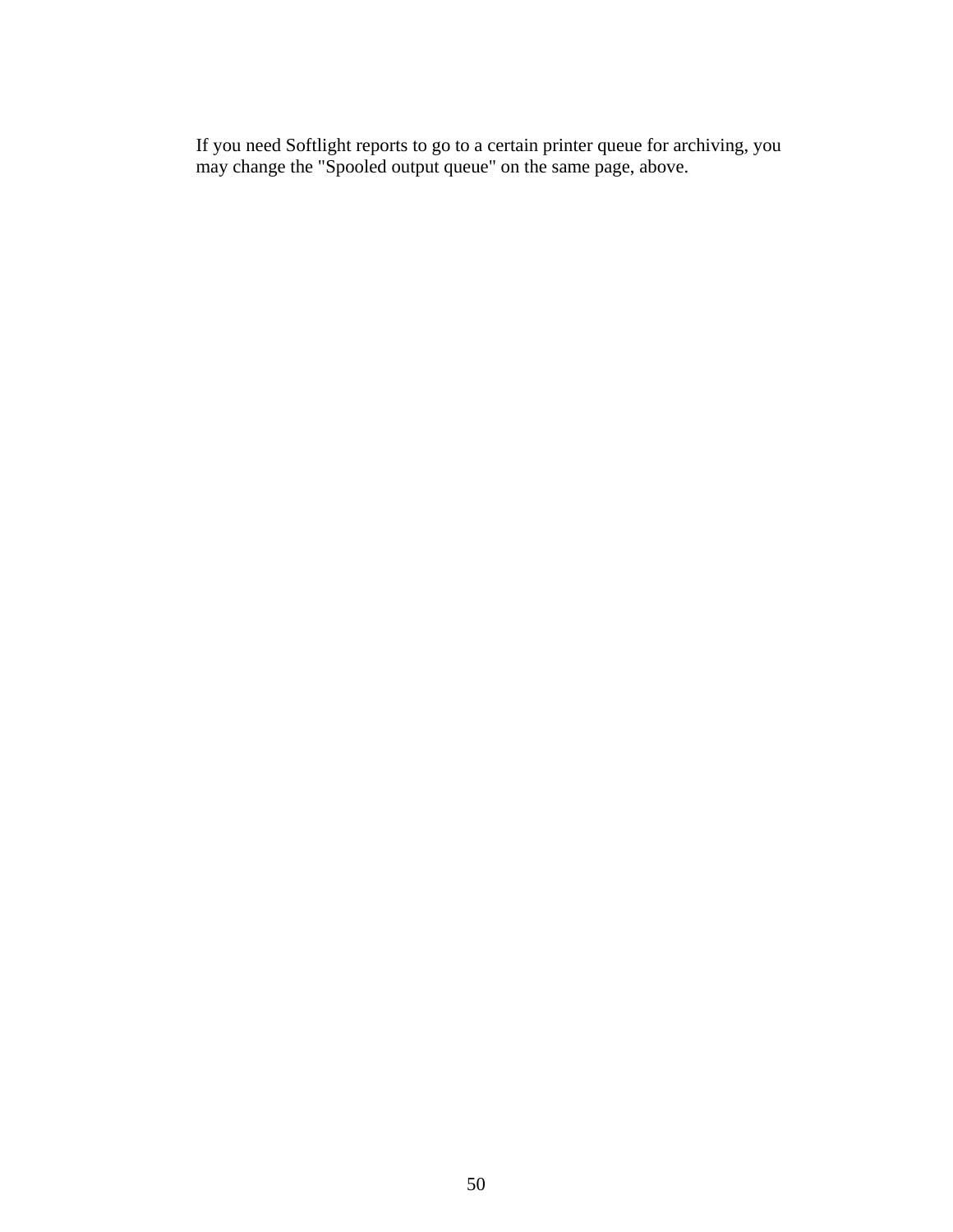If you need Softlight reports to go to a certain printer queue for archiving, you may change the "Spooled output queue" on the same page, above.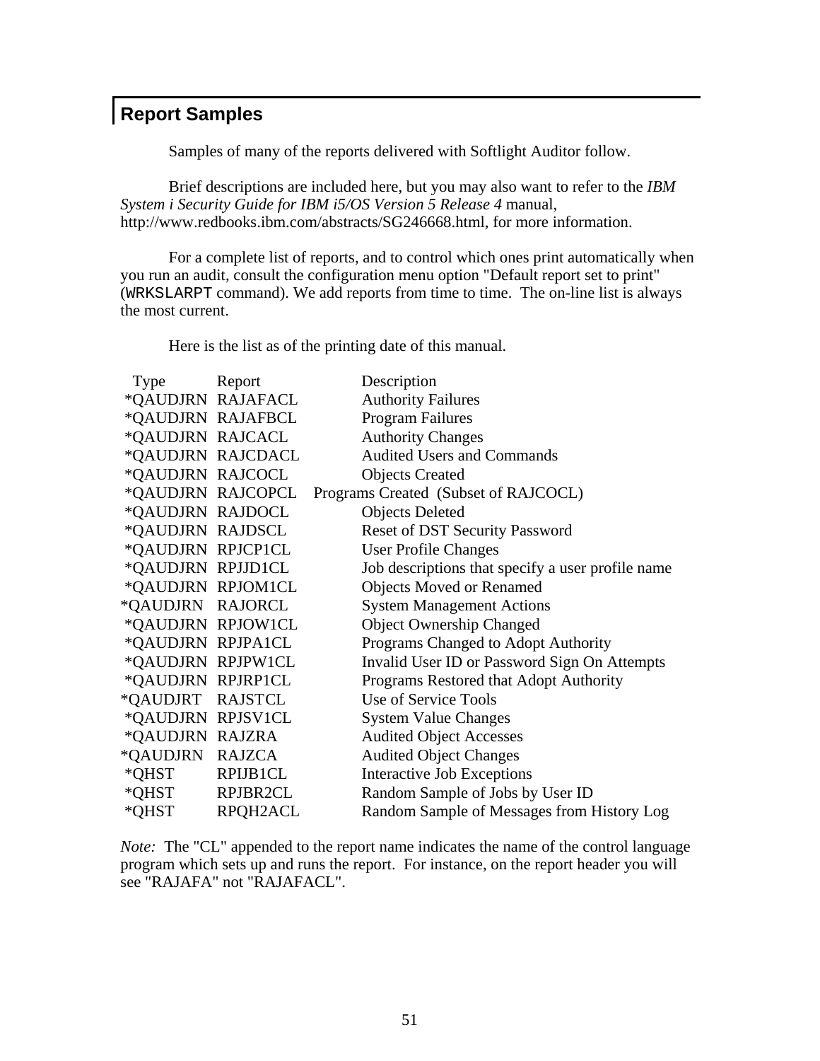## Report Samples

Samples of many of the reports delivered with Softlight Auditor follow.

Brief descriptions are included here, but you may also want to refer to the *IBM System i Security Guide for IBM i5/OS Version 5 Release 4* manual, http://www.redbooks.ibm.com/abstracts/SG246668.html, for more information.

For a complete list of reports, and to control which ones print automatically when you run an audit, consult the configuration menu option "Default report set to print" (`WRKSLARPT` command). We add reports from time to time. The on-line list is always the most current.

Here is the list as of the printing date of this manual.

| Type | Report | Description |
|---|---|---|
| *QAUDJRN | RAJAFACL | Authority Failures |
| *QAUDJRN | RAJAFBCL | Program Failures |
| *QAUDJRN | RAJCACL | Authority Changes |
| *QAUDJRN | RAJCDACL | Audited Users and Commands |
| *QAUDJRN | RAJCOCL | Objects Created |
| *QAUDJRN | RAJCOPCL | Programs Created (Subset of RAJCOCL) |
| *QAUDJRN | RAJDOCL | Objects Deleted |
| *QAUDJRN | RAJDSCL | Reset of DST Security Password |
| *QAUDJRN | RPJCP1CL | User Profile Changes |
| *QAUDJRN | RPJJD1CL | Job descriptions that specify a user profile name |
| *QAUDJRN | RPJOM1CL | Objects Moved or Renamed |
| *QAUDJRN | RAJORCL | System Management Actions |
| *QAUDJRN | RPJOW1CL | Object Ownership Changed |
| *QAUDJRN | RPJPA1CL | Programs Changed to Adopt Authority |
| *QAUDJRN | RPJPW1CL | Invalid User ID or Password Sign On Attempts |
| *QAUDJRN | RPJRP1CL | Programs Restored that Adopt Authority |
| *QAUDJRT | RAJSTCL | Use of Service Tools |
| *QAUDJRN | RPJSV1CL | System Value Changes |
| *QAUDJRN | RAJZRA | Audited Object Accesses |
| *QAUDJRN | RAJZCA | Audited Object Changes |
| *QHST | RPIJB1CL | Interactive Job Exceptions |
| *QHST | RPJBR2CL | Random Sample of Jobs by User ID |
| *QHST | RPQH2ACL | Random Sample of Messages from History Log |

*Note:* The "CL" appended to the report name indicates the name of the control language program which sets up and runs the report. For instance, on the report header you will see "RAJAFA" not "RAJAFACL".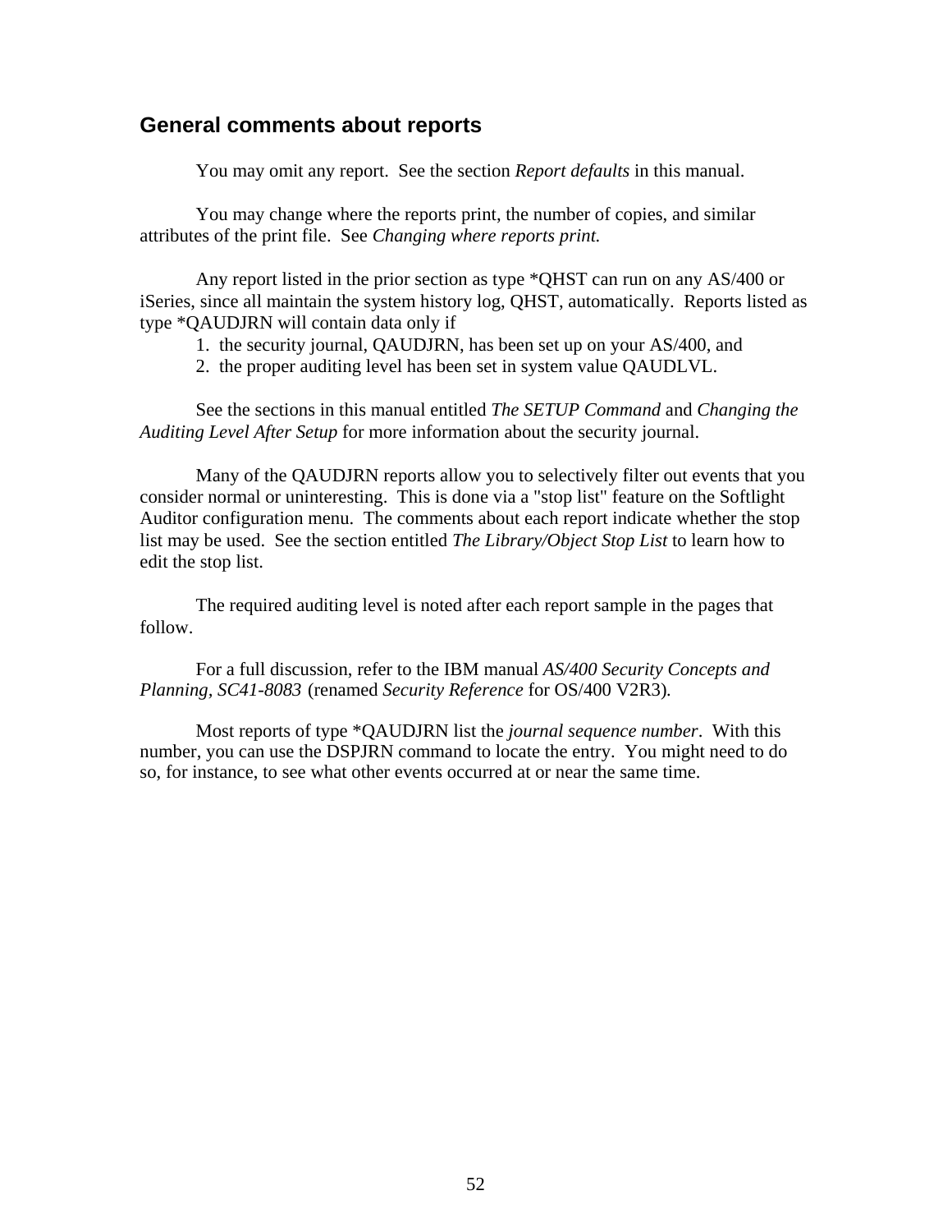## General comments about reports

You may omit any report. See the section *Report defaults* in this manual.

You may change where the reports print, the number of copies, and similar attributes of the print file. See *Changing where reports print.*

Any report listed in the prior section as type *QHST can run on any AS/400 or iSeries, since all maintain the system history log, QHST, automatically. Reports listed as type *QAUDJRN will contain data only if

1. the security journal, QAUDJRN, has been set up on your AS/400, and
2. the proper auditing level has been set in system value QAUDLVL.

See the sections in this manual entitled *The SETUP Command* and *Changing the Auditing Level After Setup* for more information about the security journal.

Many of the QAUDJRN reports allow you to selectively filter out events that you consider normal or uninteresting. This is done via a "stop list" feature on the Softlight Auditor configuration menu. The comments about each report indicate whether the stop list may be used. See the section entitled *The Library/Object Stop List* to learn how to edit the stop list.

The required auditing level is noted after each report sample in the pages that follow.

For a full discussion, refer to the IBM manual *AS/400 Security Concepts and Planning, SC41-8083* (renamed *Security Reference* for OS/400 V2R3).

Most reports of type *QAUDJRN list the *journal sequence number*. With this number, you can use the DSPJRN command to locate the entry. You might need to do so, for instance, to see what other events occurred at or near the same time.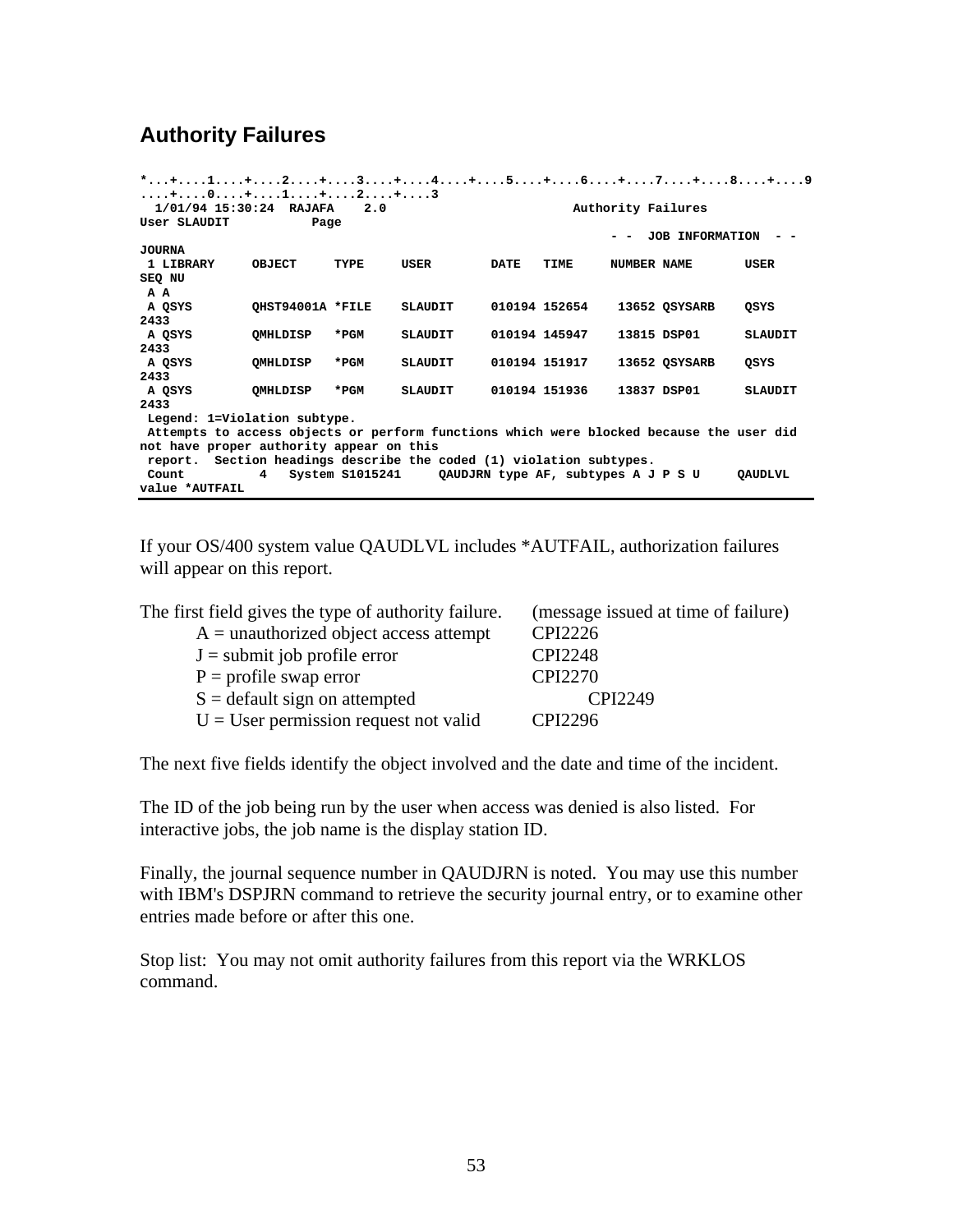## Authority Failures

```
*...+....1....+....2....+....3....+....4....+....5....+....6....+....7....+....8....+....9
....+....0....+....1....+....2....+....3
  1/01/94 15:30:24  RAJAFA    2.0                         Authority Failures
User SLAUDIT           Page
                                                                   - -  JOB INFORMATION  - -
JOURNA
 1 LIBRARY     OBJECT     TYPE     USER       DATE   TIME     NUMBER NAME       USER
SEQ NU
 A A
 A QSYS        QHST94001A *FILE    SLAUDIT    010194 152654    13652 QSYSARB    QSYS
2433
 A QSYS        QMHLDISP   *PGM     SLAUDIT    010194 145947    13815 DSP01      SLAUDIT
2433
 A QSYS        QMHLDISP   *PGM     SLAUDIT    010194 151917    13652 QSYSARB    QSYS
2433
 A QSYS        QMHLDISP   *PGM     SLAUDIT    010194 151936    13837 DSP01      SLAUDIT
2433
 Legend: 1=Violation subtype.
 Attempts to access objects or perform functions which were blocked because the user did
not have proper authority appear on this
 report.  Section headings describe the coded (1) violation subtypes.
 Count        4   System S1015241     QAUDJRN type AF, subtypes A J P S U     QAUDLVL
value *AUTFAIL
```

If your OS/400 system value QAUDLVL includes *AUTFAIL, authorization failures will appear on this report.

| The first field gives the type of authority failure. | (message issued at time of failure) |
|---|---|
| A = unauthorized object access attempt | CPI2226 |
| J = submit job profile error | CPI2248 |
| P = profile swap error | CPI2270 |
| S = default sign on attempted | CPI2249 |
| U = User permission request not valid | CPI2296 |

The next five fields identify the object involved and the date and time of the incident.

The ID of the job being run by the user when access was denied is also listed. For interactive jobs, the job name is the display station ID.

Finally, the journal sequence number in QAUDJRN is noted. You may use this number with IBM's DSPJRN command to retrieve the security journal entry, or to examine other entries made before or after this one.

Stop list: You may not omit authority failures from this report via the WRKLOS command.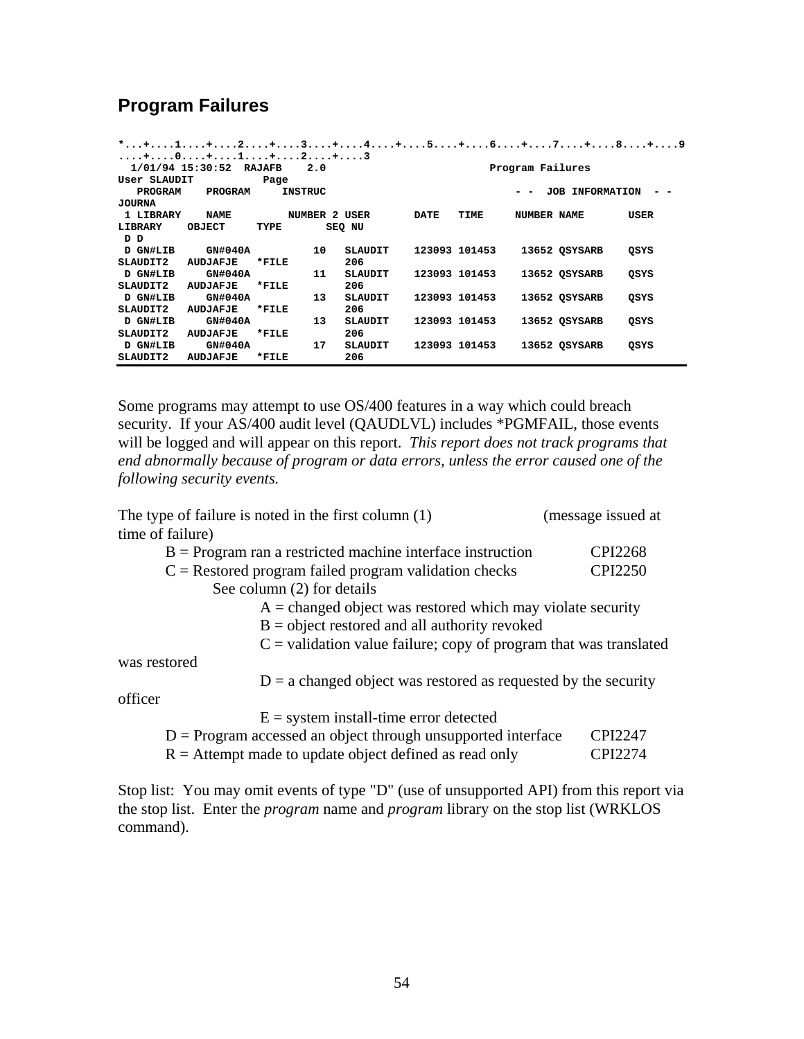## Program Failures

```
*...+....1....+....2....+....3....+....4....+....5....+....6....+....7....+....8....+....9
....+....0....+....1....+....2....+....3
  1/01/94 15:30:52  RAJAFB    2.0                              Program Failures
User SLAUDIT            Page
   PROGRAM    PROGRAM     INSTRUC                              - -  JOB INFORMATION  - -
JOURNA
 1 LIBRARY    NAME        NUMBER 2 USER       DATE   TIME     NUMBER NAME       USER
LIBRARY    OBJECT     TYPE       SEQ NU
 D D
 D GN#LIB     GN#040A          10   SLAUDIT    123093 101453    13652 QSYSARB    QSYS
SLAUDIT2   AUDJAFJE   *FILE         206
 D GN#LIB     GN#040A          11   SLAUDIT    123093 101453    13652 QSYSARB    QSYS
SLAUDIT2   AUDJAFJE   *FILE         206
 D GN#LIB     GN#040A          13   SLAUDIT    123093 101453    13652 QSYSARB    QSYS
SLAUDIT2   AUDJAFJE   *FILE         206
 D GN#LIB     GN#040A          13   SLAUDIT    123093 101453    13652 QSYSARB    QSYS
SLAUDIT2   AUDJAFJE   *FILE         206
 D GN#LIB     GN#040A          17   SLAUDIT    123093 101453    13652 QSYSARB    QSYS
SLAUDIT2   AUDJAFJE   *FILE         206
```

Some programs may attempt to use OS/400 features in a way which could breach security. If your AS/400 audit level (QAUDLVL) includes *PGMFAIL, those events will be logged and will appear on this report. *This report does not track programs that end abnormally because of program or data errors, unless the error caused one of the following security events.*

The type of failure is noted in the first column (1) (message issued at time of failure)

- B = Program ran a restricted machine interface instruction — CPI2268
- C = Restored program failed program validation checks — CPI2250
  - See column (2) for details
    - A = changed object was restored which may violate security
    - B = object restored and all authority revoked
    - C = validation value failure; copy of program that was translated was restored
    - D = a changed object was restored as requested by the security officer
    - E = system install-time error detected
- D = Program accessed an object through unsupported interface — CPI2247
- R = Attempt made to update object defined as read only — CPI2274

Stop list: You may omit events of type "D" (use of unsupported API) from this report via the stop list. Enter the *program* name and *program* library on the stop list (WRKLOS command).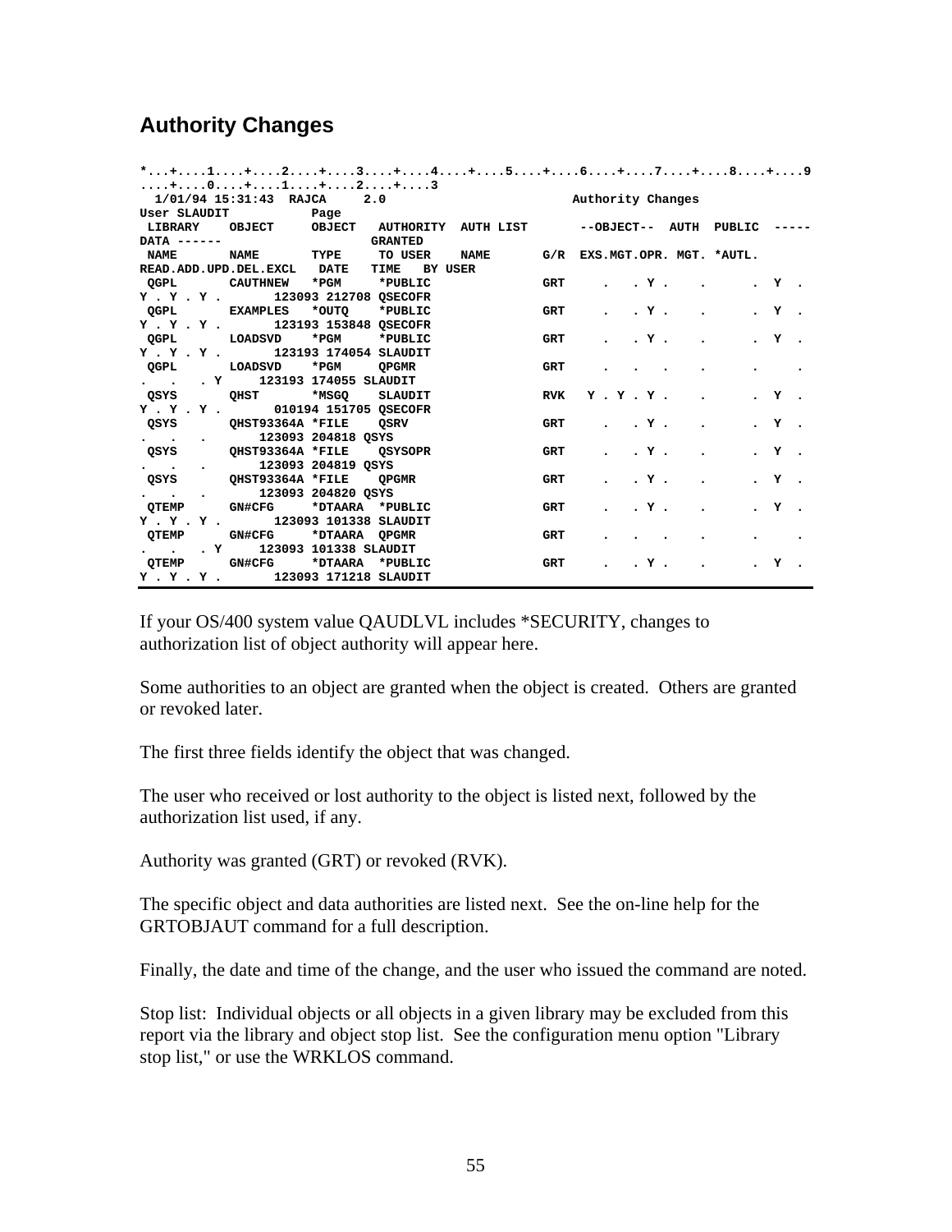## Authority Changes

```
*...+....1....+....2....+....3....+....4....+....5....+....6....+....7....+....8....+....9
....+....0....+....1....+....2....+....3
  1/01/94 15:31:43  RAJCA     2.0                        Authority Changes
User SLAUDIT           Page
 LIBRARY    OBJECT     OBJECT   AUTHORITY  AUTH LIST       --OBJECT--  AUTH  PUBLIC  -----
DATA ------                    GRANTED
 NAME       NAME       TYPE     TO USER    NAME       G/R  EXS.MGT.OPR. MGT. *AUTL.
READ.ADD.UPD.DEL.EXCL   DATE   TIME   BY USER
 QGPL       CAUTHNEW   *PGM     *PUBLIC               GRT     .   . Y .    .      .  Y  .
Y . Y . Y .       123093 212708 QSECOFR
 QGPL       EXAMPLES   *OUTQ    *PUBLIC               GRT     .   . Y .    .      .  Y  .
Y . Y . Y .       123193 153848 QSECOFR
 QGPL       LOADSVD    *PGM     *PUBLIC               GRT     .   . Y .    .      .  Y  .
Y . Y . Y .       123193 174054 SLAUDIT
 QGPL       LOADSVD    *PGM     QPGMR                 GRT     .   .   .    .      .     .
.   .   . Y     123193 174055 SLAUDIT
 QSYS       QHST       *MSGQ    SLAUDIT               RVK   Y . Y . Y .    .      .  Y  .
Y . Y . Y .       010194 151705 QSECOFR
 QSYS       QHST93364A *FILE    QSRV                  GRT     .   . Y .    .      .  Y  .
.   .   .       123093 204818 QSYS
 QSYS       QHST93364A *FILE    QSYSOPR               GRT     .   . Y .    .      .  Y  .
.   .   .       123093 204819 QSYS
 QSYS       QHST93364A *FILE    QPGMR                 GRT     .   . Y .    .      .  Y  .
.   .   .       123093 204820 QSYS
 QTEMP      GN#CFG     *DTAARA  *PUBLIC               GRT     .   . Y .    .      .  Y  .
Y . Y . Y .       123093 101338 SLAUDIT
 QTEMP      GN#CFG     *DTAARA  QPGMR                 GRT     .   .   .    .      .     .
.   .   . Y     123093 101338 SLAUDIT
 QTEMP      GN#CFG     *DTAARA  *PUBLIC               GRT     .   . Y .    .      .  Y  .
Y . Y . Y .       123093 171218 SLAUDIT
```

If your OS/400 system value QAUDLVL includes *SECURITY, changes to authorization list of object authority will appear here.

Some authorities to an object are granted when the object is created. Others are granted or revoked later.

The first three fields identify the object that was changed.

The user who received or lost authority to the object is listed next, followed by the authorization list used, if any.

Authority was granted (GRT) or revoked (RVK).

The specific object and data authorities are listed next. See the on-line help for the GRTOBJAUT command for a full description.

Finally, the date and time of the change, and the user who issued the command are noted.

Stop list: Individual objects or all objects in a given library may be excluded from this report via the library and object stop list. See the configuration menu option "Library stop list," or use the WRKLOS command.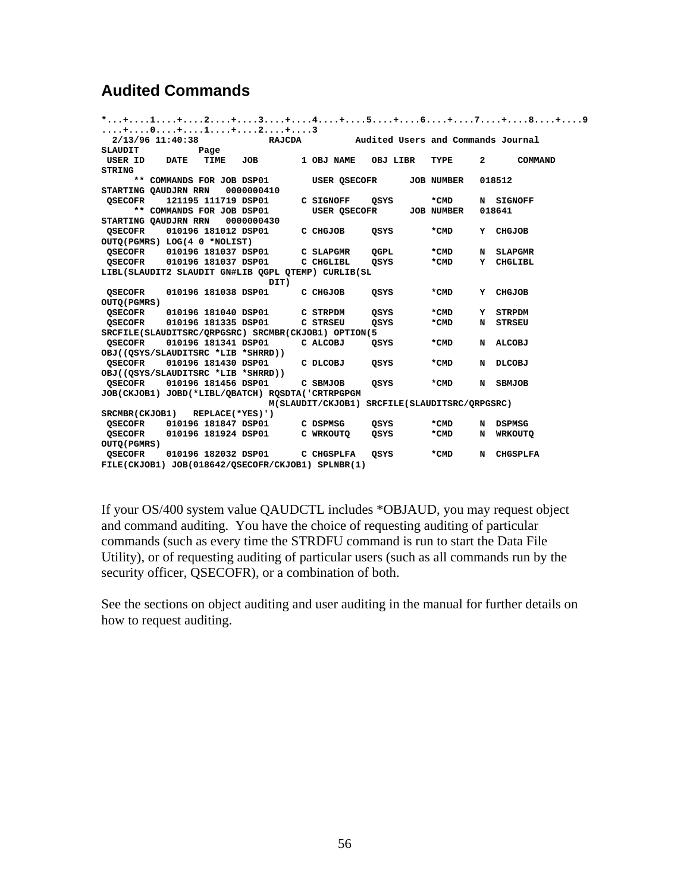## Audited Commands

```
*...+....1....+....2....+....3....+....4....+....5....+....6....+....7....+....8....+....9
....+....0....+....1....+....2....+....3
  2/13/96 11:40:38             RAJCDA          Audited Users and Commands Journal
SLAUDIT          Page
 USER ID    DATE   TIME   JOB        1 OBJ NAME   OBJ LIBR   TYPE     2      COMMAND
STRING
      ** COMMANDS FOR JOB DSP01        USER QSECOFR      JOB NUMBER   018512
STARTING QAUDJRN RRN   0000000410
 QSECOFR    121195 111719 DSP01      C SIGNOFF    QSYS       *CMD     N  SIGNOFF
      ** COMMANDS FOR JOB DSP01        USER QSECOFR      JOB NUMBER   018641
STARTING QAUDJRN RRN   0000000430
 QSECOFR    010196 181012 DSP01      C CHGJOB     QSYS       *CMD     Y  CHGJOB
OUTQ(PGMRS) LOG(4 0 *NOLIST)
 QSECOFR    010196 181037 DSP01      C SLAPGMR    QGPL       *CMD     N  SLAPGMR
 QSECOFR    010196 181037 DSP01      C CHGLIBL    QSYS       *CMD     Y  CHGLIBL
LIBL(SLAUDIT2 SLAUDIT GN#LIB QGPL QTEMP) CURLIB(SL
                                 DIT)
 QSECOFR    010196 181038 DSP01      C CHGJOB     QSYS       *CMD     Y  CHGJOB
OUTQ(PGMRS)
 QSECOFR    010196 181040 DSP01      C STRPDM     QSYS       *CMD     Y  STRPDM
 QSECOFR    010196 181335 DSP01      C STRSEU     QSYS       *CMD     N  STRSEU
SRCFILE(SLAUDITSRC/QRPGSRC) SRCMBR(CKJOB1) OPTION(5
 QSECOFR    010196 181341 DSP01      C ALCOBJ     QSYS       *CMD     N  ALCOBJ
OBJ((QSYS/SLAUDITSRC *LIB *SHRRD))
 QSECOFR    010196 181430 DSP01      C DLCOBJ     QSYS       *CMD     N  DLCOBJ
OBJ((QSYS/SLAUDITSRC *LIB *SHRRD))
 QSECOFR    010196 181456 DSP01      C SBMJOB     QSYS       *CMD     N  SBMJOB
JOB(CKJOB1) JOBD(*LIBL/QBATCH) RQSDTA('CRTRPGPGM
                                 M(SLAUDIT/CKJOB1) SRCFILE(SLAUDITSRC/QRPGSRC)
SRCMBR(CKJOB1)   REPLACE(*YES)')
 QSECOFR    010196 181847 DSP01      C DSPMSG     QSYS       *CMD     N  DSPMSG
 QSECOFR    010196 181924 DSP01      C WRKOUTQ    QSYS       *CMD     N  WRKOUTQ
OUTQ(PGMRS)
 QSECOFR    010196 182032 DSP01      C CHGSPLFA   QSYS       *CMD     N  CHGSPLFA
FILE(CKJOB1) JOB(018642/QSECOFR/CKJOB1) SPLNBR(1)
```

If your OS/400 system value QAUDCTL includes *OBJAUD, you may request object and command auditing. You have the choice of requesting auditing of particular commands (such as every time the STRDFU command is run to start the Data File Utility), or of requesting auditing of particular users (such as all commands run by the security officer, QSECOFR), or a combination of both.

See the sections on object auditing and user auditing in the manual for further details on how to request auditing.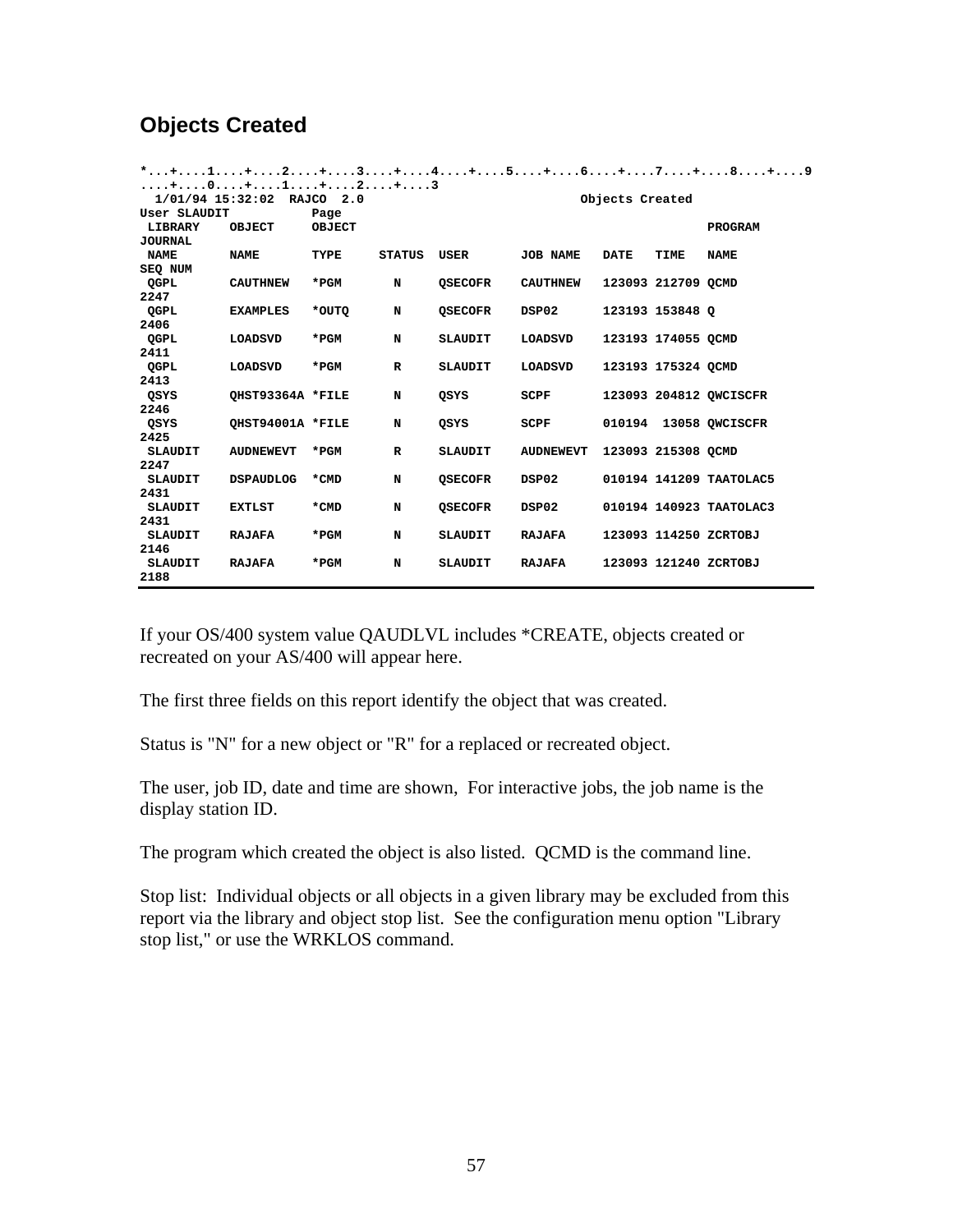## Objects Created

```
*...+....1....+....2....+....3....+....4....+....5....+....6....+....7....+....8....+....9
....+....0....+....1....+....2....+....3
  1/01/94 15:32:02  RAJCO  2.0                            Objects Created
User SLAUDIT          Page
 LIBRARY    OBJECT     OBJECT                                                PROGRAM
JOURNAL
 NAME       NAME       TYPE     STATUS  USER       JOB NAME   DATE   TIME   NAME
SEQ NUM
 QGPL       CAUTHNEW   *PGM       N     QSECOFR    CAUTHNEW   123093 212709 QCMD
2247
 QGPL       EXAMPLES   *OUTQ      N     QSECOFR    DSP02      123193 153848 Q
2406
 QGPL       LOADSVD    *PGM       N     SLAUDIT    LOADSVD    123193 174055 QCMD
2411
 QGPL       LOADSVD    *PGM       R     SLAUDIT    LOADSVD    123193 175324 QCMD
2413
 QSYS       QHST93364A *FILE      N     QSYS       SCPF       123093 204812 QWCISCFR
2246
 QSYS       QHST94001A *FILE      N     QSYS       SCPF       010194  13058 QWCISCFR
2425
 SLAUDIT    AUDNEWEVT  *PGM       R     SLAUDIT    AUDNEWEVT  123093 215308 QCMD
2247
 SLAUDIT    DSPAUDLOG  *CMD       N     QSECOFR    DSP02      010194 141209 TAATOLAC5
2431
 SLAUDIT    EXTLST     *CMD       N     QSECOFR    DSP02      010194 140923 TAATOLAC3
2431
 SLAUDIT    RAJAFA     *PGM       N     SLAUDIT    RAJAFA     123093 114250 ZCRTOBJ
2146
 SLAUDIT    RAJAFA     *PGM       N     SLAUDIT    RAJAFA     123093 121240 ZCRTOBJ
2188
```

If your OS/400 system value QAUDLVL includes *CREATE, objects created or recreated on your AS/400 will appear here.

The first three fields on this report identify the object that was created.

Status is "N" for a new object or "R" for a replaced or recreated object.

The user, job ID, date and time are shown, For interactive jobs, the job name is the display station ID.

The program which created the object is also listed. QCMD is the command line.

Stop list: Individual objects or all objects in a given library may be excluded from this report via the library and object stop list. See the configuration menu option "Library stop list," or use the WRKLOS command.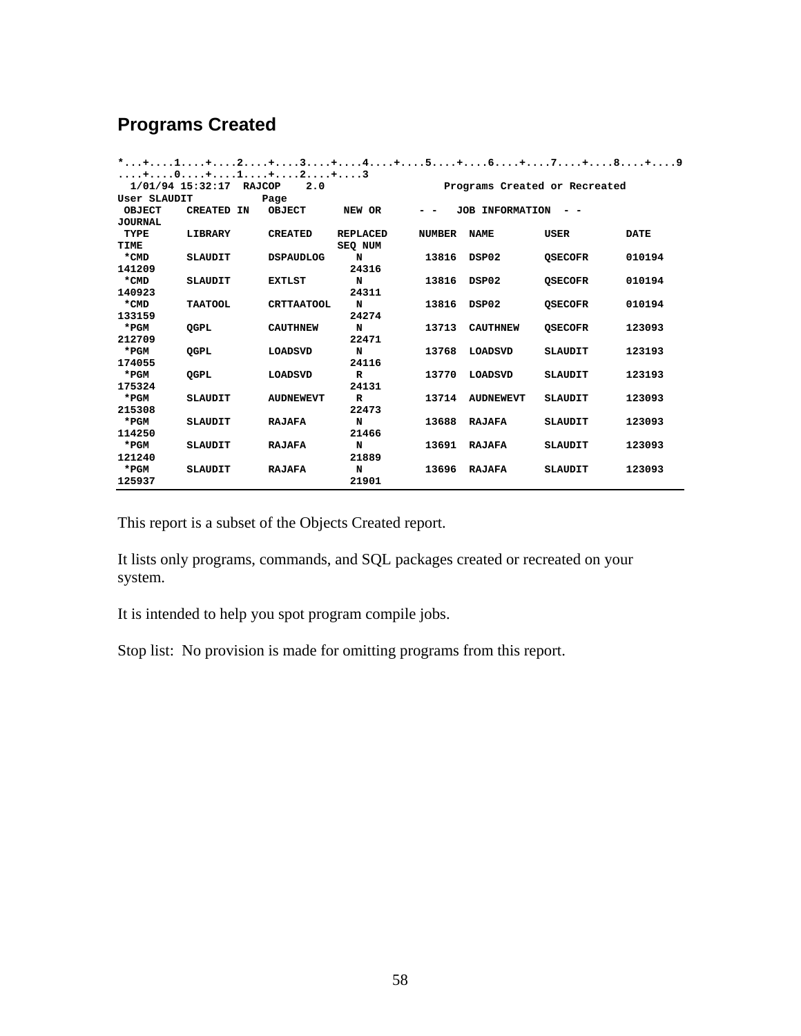## Programs Created

```
*...+....1....+....2....+....3....+....4....+....5....+....6....+....7....+....8....+....9
....+....0....+....1....+....2....+....3
  1/01/94 15:32:17  RAJCOP    2.0                  Programs Created or Recreated
User SLAUDIT           Page
 OBJECT    CREATED IN   OBJECT      NEW OR      - -   JOB INFORMATION  - -
JOURNAL
 TYPE      LIBRARY      CREATED    REPLACED     NUMBER  NAME        USER         DATE
TIME                               SEQ NUM
 *CMD      SLAUDIT      DSPAUDLOG     N          13816  DSP02       QSECOFR      010194
141209                              24316
 *CMD      SLAUDIT      EXTLST        N          13816  DSP02       QSECOFR      010194
140923                              24311
 *CMD      TAATOOL      CRTTAATOOL    N          13816  DSP02       QSECOFR      010194
133159                              24274
 *PGM      QGPL         CAUTHNEW      N          13713  CAUTHNEW    QSECOFR      123093
212709                              22471
 *PGM      QGPL         LOADSVD       N          13768  LOADSVD     SLAUDIT      123193
174055                              24116
 *PGM      QGPL         LOADSVD       R          13770  LOADSVD     SLAUDIT      123193
175324                              24131
 *PGM      SLAUDIT      AUDNEWEVT     R          13714  AUDNEWEVT   SLAUDIT      123093
215308                              22473
 *PGM      SLAUDIT      RAJAFA        N          13688  RAJAFA      SLAUDIT      123093
114250                              21466
 *PGM      SLAUDIT      RAJAFA        N          13691  RAJAFA      SLAUDIT      123093
121240                              21889
 *PGM      SLAUDIT      RAJAFA        N          13696  RAJAFA      SLAUDIT      123093
125937                              21901
```

This report is a subset of the Objects Created report.

It lists only programs, commands, and SQL packages created or recreated on your system.

It is intended to help you spot program compile jobs.

Stop list: No provision is made for omitting programs from this report.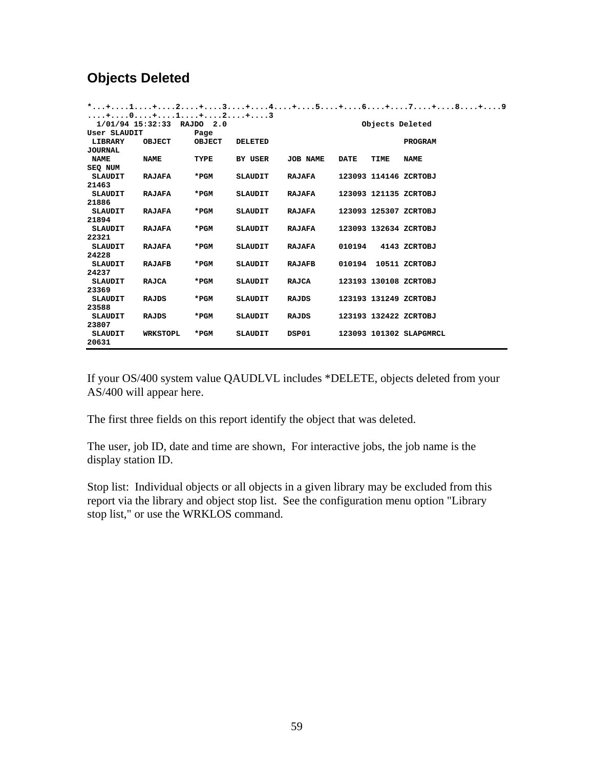## Objects Deleted

```
*...+....1....+....2....+....3....+....4....+....5....+....6....+....7....+....8....+....9
....+....0....+....1....+....2....+....3
  1/01/94 15:32:33  RAJDO  2.0                                   Objects Deleted
User SLAUDIT           Page
 LIBRARY    OBJECT     OBJECT   DELETED                                   PROGRAM
JOURNAL
 NAME       NAME       TYPE     BY USER    JOB NAME   DATE   TIME   NAME
SEQ NUM
 SLAUDIT    RAJAFA     *PGM     SLAUDIT    RAJAFA     123093 114146 ZCRTOBJ
21463
 SLAUDIT    RAJAFA     *PGM     SLAUDIT    RAJAFA     123093 121135 ZCRTOBJ
21886
 SLAUDIT    RAJAFA     *PGM     SLAUDIT    RAJAFA     123093 125307 ZCRTOBJ
21894
 SLAUDIT    RAJAFA     *PGM     SLAUDIT    RAJAFA     123093 132634 ZCRTOBJ
22321
 SLAUDIT    RAJAFA     *PGM     SLAUDIT    RAJAFA     010194   4143 ZCRTOBJ
24228
 SLAUDIT    RAJAFB     *PGM     SLAUDIT    RAJAFB     010194  10511 ZCRTOBJ
24237
 SLAUDIT    RAJCA      *PGM     SLAUDIT    RAJCA      123193 130108 ZCRTOBJ
23369
 SLAUDIT    RAJDS      *PGM     SLAUDIT    RAJDS      123193 131249 ZCRTOBJ
23588
 SLAUDIT    RAJDS      *PGM     SLAUDIT    RAJDS      123193 132422 ZCRTOBJ
23807
 SLAUDIT    WRKSTOPL   *PGM     SLAUDIT    DSP01      123093 101302 SLAPGMRCL
20631
```

If your OS/400 system value QAUDLVL includes *DELETE, objects deleted from your AS/400 will appear here.

The first three fields on this report identify the object that was deleted.

The user, job ID, date and time are shown,  For interactive jobs, the job name is the display station ID.

Stop list:  Individual objects or all objects in a given library may be excluded from this report via the library and object stop list.  See the configuration menu option "Library stop list," or use the WRKLOS command.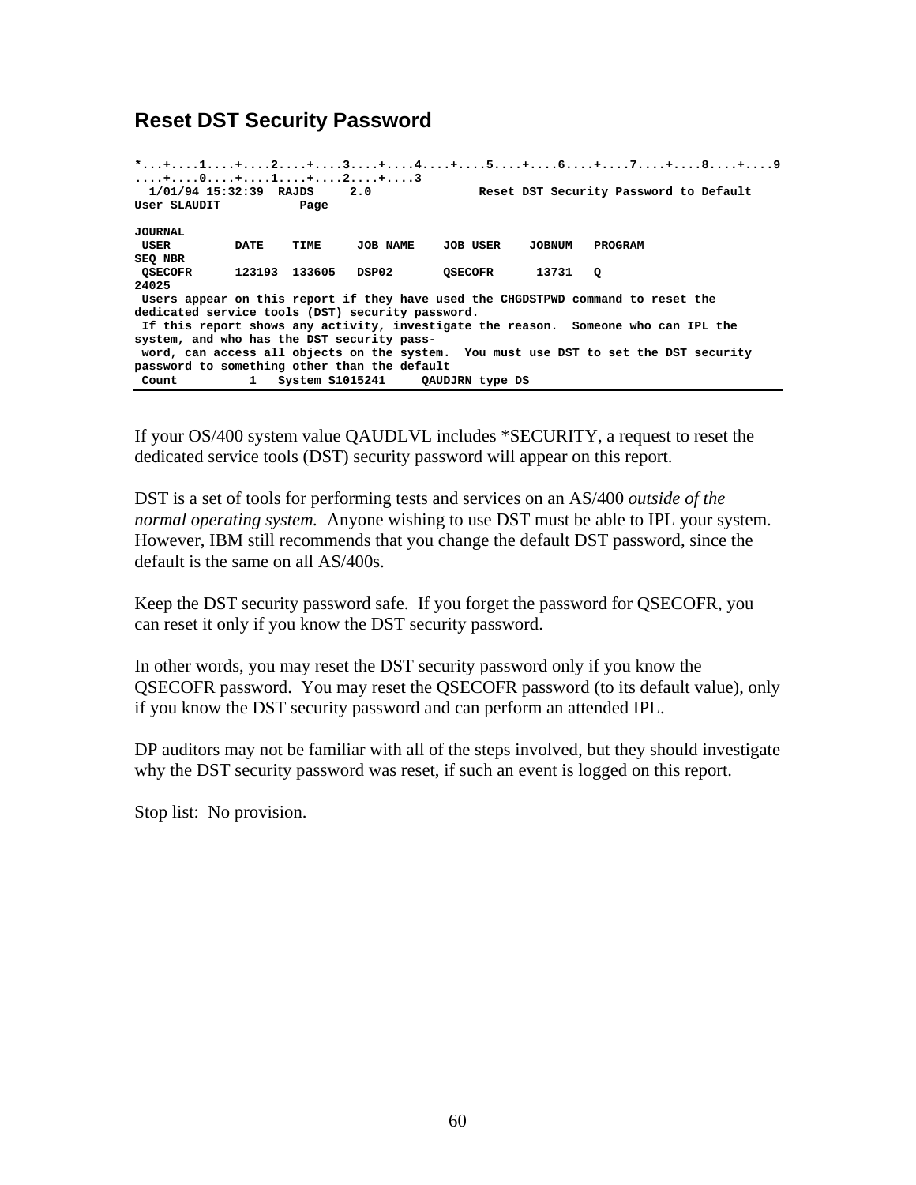## Reset DST Security Password

```
*...+....1....+....2....+....3....+....4....+....5....+....6....+....7....+....8....+....9
....+....0....+....1....+....2....+....3
  1/01/94 15:32:39  RAJDS     2.0              Reset DST Security Password to Default
User SLAUDIT           Page

JOURNAL
 USER         DATE    TIME     JOB NAME    JOB USER    JOBNUM   PROGRAM
SEQ NBR
 QSECOFR      123193  133605   DSP02       QSECOFR      13731   Q
24025
 Users appear on this report if they have used the CHGDSTPWD command to reset the
dedicated service tools (DST) security password.
 If this report shows any activity, investigate the reason.  Someone who can IPL the
system, and who has the DST security pass-
 word, can access all objects on the system.  You must use DST to set the DST security
password to something other than the default
 Count          1   System S1015241     QAUDJRN type DS
```

If your OS/400 system value QAUDLVL includes *SECURITY, a request to reset the dedicated service tools (DST) security password will appear on this report.

DST is a set of tools for performing tests and services on an AS/400 *outside of the normal operating system.* Anyone wishing to use DST must be able to IPL your system. However, IBM still recommends that you change the default DST password, since the default is the same on all AS/400s.

Keep the DST security password safe. If you forget the password for QSECOFR, you can reset it only if you know the DST security password.

In other words, you may reset the DST security password only if you know the QSECOFR password. You may reset the QSECOFR password (to its default value), only if you know the DST security password and can perform an attended IPL.

DP auditors may not be familiar with all of the steps involved, but they should investigate why the DST security password was reset, if such an event is logged on this report.

Stop list: No provision.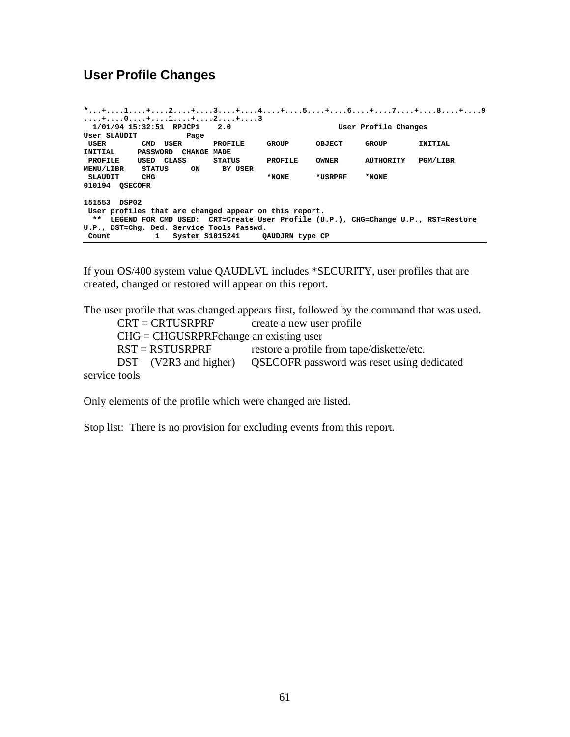## User Profile Changes

```
*...+....1....+....2....+....3....+....4....+....5....+....6....+....7....+....8....+....9
....+....0....+....1....+....2....+....3
  1/01/94 15:32:51  RPJCP1    2.0                        User Profile Changes
User SLAUDIT           Page
 USER        CMD  USER       PROFILE     GROUP      OBJECT     GROUP       INITIAL
INITIAL     PASSWORD  CHANGE MADE
 PROFILE    USED  CLASS      STATUS      PROFILE    OWNER      AUTHORITY   PGM/LIBR
MENU/LIBR    STATUS     ON     BY USER
 SLAUDIT     CHG                         *NONE      *USRPRF    *NONE
010194  QSECOFR

151553  DSP02
 User profiles that are changed appear on this report.
  **  LEGEND FOR CMD USED:  CRT=Create User Profile (U.P.), CHG=Change U.P., RST=Restore
U.P., DST=Chg. Ded. Service Tools Passwd.
 Count          1   System S1015241     QAUDJRN type CP
```

If your OS/400 system value QAUDLVL includes *SECURITY, user profiles that are created, changed or restored will appear on this report.

The user profile that was changed appears first, followed by the command that was used.

- CRT = CRTUSRPRF create a new user profile
- CHG = CHGUSRPRF change an existing user
- RST = RSTUSRPRF restore a profile from tape/diskette/etc.
- DST (V2R3 and higher) QSECOFR password was reset using dedicated service tools

Only elements of the profile which were changed are listed.

Stop list: There is no provision for excluding events from this report.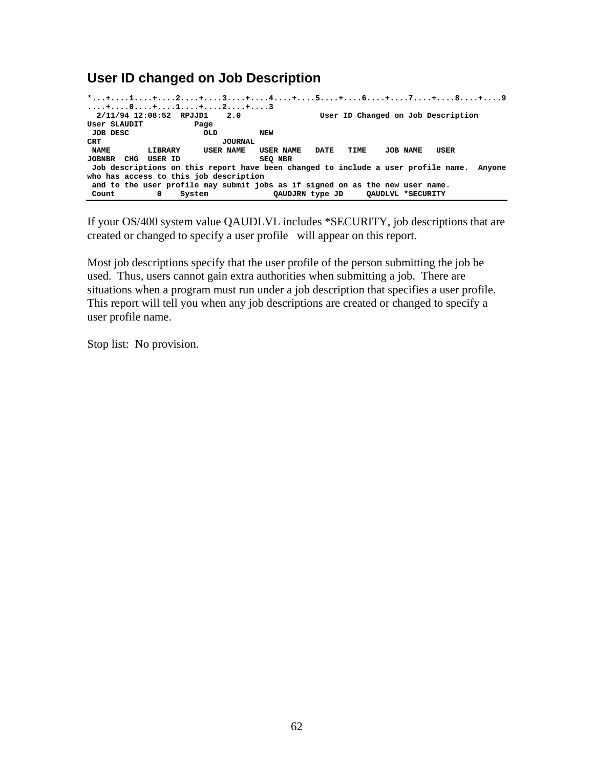## User ID changed on Job Description

```
*...+....1....+....2....+....3....+....4....+....5....+....6....+....7....+....8....+....9
....+....0....+....1....+....2....+....3
  2/11/94 12:08:52  RPJJD1    2.0                User ID Changed on Job Description
User SLAUDIT           Page
 JOB DESC                OLD         NEW
CRT                          JOURNAL
 NAME        LIBRARY     USER NAME   USER NAME   DATE   TIME    JOB NAME   USER
JOBNBR  CHG  USER ID                 SEQ NBR
 Job descriptions on this report have been changed to include a user profile name.  Anyone
who has access to this job description
 and to the user profile may submit jobs as if signed on as the new user name.
 Count         0    System              QAUDJRN type JD     QAUDLVL *SECURITY
```

If your OS/400 system value QAUDLVL includes *SECURITY, job descriptions that are created or changed to specify a user profile will appear on this report.

Most job descriptions specify that the user profile of the person submitting the job be used. Thus, users cannot gain extra authorities when submitting a job. There are situations when a program must run under a job description that specifies a user profile. This report will tell you when any job descriptions are created or changed to specify a user profile name.

Stop list: No provision.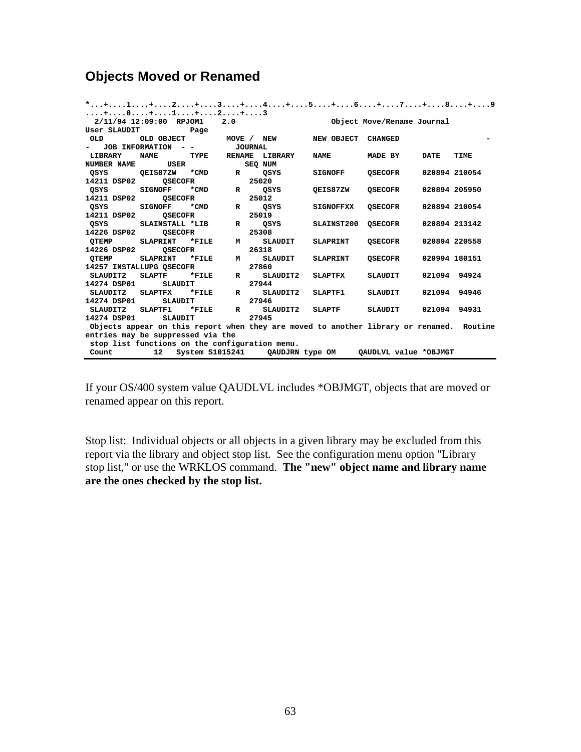## Objects Moved or Renamed

```
*...+....1....+....2....+....3....+....4....+....5....+....6....+....7....+....8....+....9
....+....0....+....1....+....2....+....3
  2/11/94 12:09:00  RPJOM1    2.0                    Object Move/Rename Journal
User SLAUDIT           Page
 OLD        OLD OBJECT        MOVE /  NEW        NEW OBJECT  CHANGED                   -
-  JOB INFORMATION  - -        JOURNAL
 LIBRARY    NAME       TYPE    RENAME  LIBRARY    NAME        MADE BY     DATE   TIME
NUMBER NAME       USER            SEQ NUM
 QSYS       QEIS87ZW   *CMD      R     QSYS       SIGNOFF     QSECOFR     020894 210054
14211 DSP02      QSECOFR           25020
 QSYS       SIGNOFF    *CMD      R     QSYS       QEIS87ZW    QSECOFR     020894 205950
14211 DSP02      QSECOFR           25012
 QSYS       SIGNOFF    *CMD      R     QSYS       SIGNOFFXX   QSECOFR     020894 210054
14211 DSP02      QSECOFR           25019
 QSYS       SLAINSTALL *LIB      R     QSYS       SLAINST200  QSECOFR     020894 213142
14226 DSP02      QSECOFR           25308
 QTEMP      SLAPRINT   *FILE     M     SLAUDIT    SLAPRINT    QSECOFR     020894 220558
14226 DSP02      QSECOFR           26318
 QTEMP      SLAPRINT   *FILE     M     SLAUDIT    SLAPRINT    QSECOFR     020994 180151
14257 INSTALLUPG QSECOFR           27860
 SLAUDIT2   SLAPTF     *FILE     R     SLAUDIT2   SLAPTFX     SLAUDIT     021094  94924
14274 DSP01      SLAUDIT           27944
 SLAUDIT2   SLAPTFX    *FILE     R     SLAUDIT2   SLAPTF1     SLAUDIT     021094  94946
14274 DSP01      SLAUDIT           27946
 SLAUDIT2   SLAPTF1    *FILE     R     SLAUDIT2   SLAPTF      SLAUDIT     021094  94931
14274 DSP01      SLAUDIT           27945
 Objects appear on this report when they are moved to another library or renamed.  Routine
entries may be suppressed via the
 stop list functions on the configuration menu.
 Count         12   System S1015241     QAUDJRN type OM     QAUDLVL value *OBJMGT
```

If your OS/400 system value QAUDLVL includes *OBJMGT, objects that are moved or renamed appear on this report.

Stop list: Individual objects or all objects in a given library may be excluded from this report via the library and object stop list. See the configuration menu option "Library stop list," or use the WRKLOS command. **The "new" object name and library name are the ones checked by the stop list.**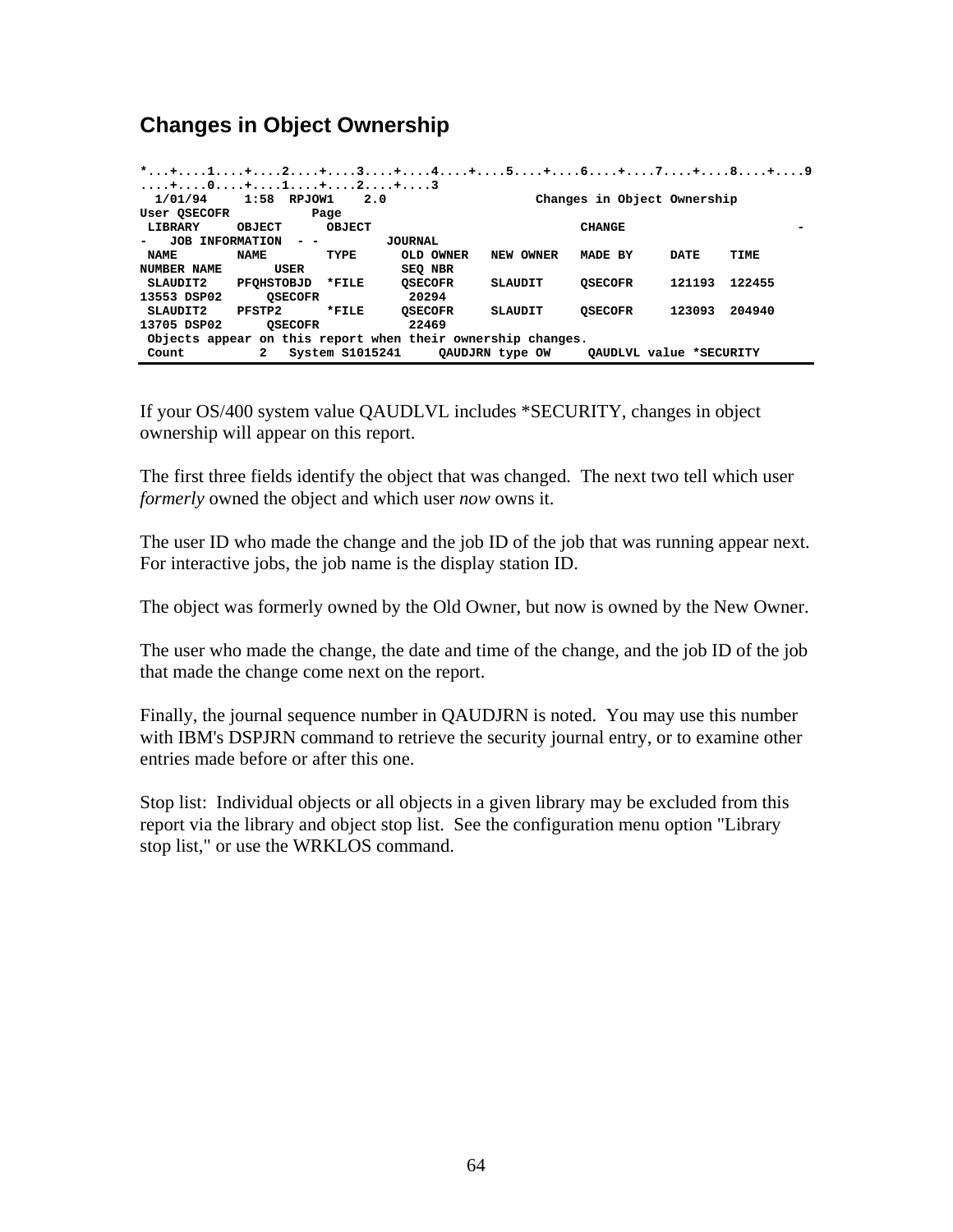## Changes in Object Ownership

```
*...+....1....+....2....+....3....+....4....+....5....+....6....+....7....+....8....+....9
....+....0....+....1....+....2....+....3
  1/01/94     1:58  RPJOW1    2.0                   Changes in Object Ownership
User QSECOFR           Page
 LIBRARY     OBJECT      OBJECT                           CHANGE                      -
-   JOB INFORMATION  - -        JOURNAL
 NAME        NAME        TYPE      OLD OWNER   NEW OWNER   MADE BY     DATE    TIME
NUMBER NAME       USER            SEQ NBR
 SLAUDIT2    PFQHSTOBJD  *FILE     QSECOFR     SLAUDIT     QSECOFR     121193  122455
13553 DSP02      QSECOFR           20294
 SLAUDIT2    PFSTP2      *FILE     QSECOFR     SLAUDIT     QSECOFR     123093  204940
13705 DSP02      QSECOFR           22469
 Objects appear on this report when their ownership changes.
 Count          2   System S1015241     QAUDJRN type OW     QAUDLVL value *SECURITY
```

If your OS/400 system value QAUDLVL includes *SECURITY, changes in object ownership will appear on this report.

The first three fields identify the object that was changed. The next two tell which user *formerly* owned the object and which user *now* owns it.

The user ID who made the change and the job ID of the job that was running appear next. For interactive jobs, the job name is the display station ID.

The object was formerly owned by the Old Owner, but now is owned by the New Owner.

The user who made the change, the date and time of the change, and the job ID of the job that made the change come next on the report.

Finally, the journal sequence number in QAUDJRN is noted. You may use this number with IBM's DSPJRN command to retrieve the security journal entry, or to examine other entries made before or after this one.

Stop list: Individual objects or all objects in a given library may be excluded from this report via the library and object stop list. See the configuration menu option "Library stop list," or use the WRKLOS command.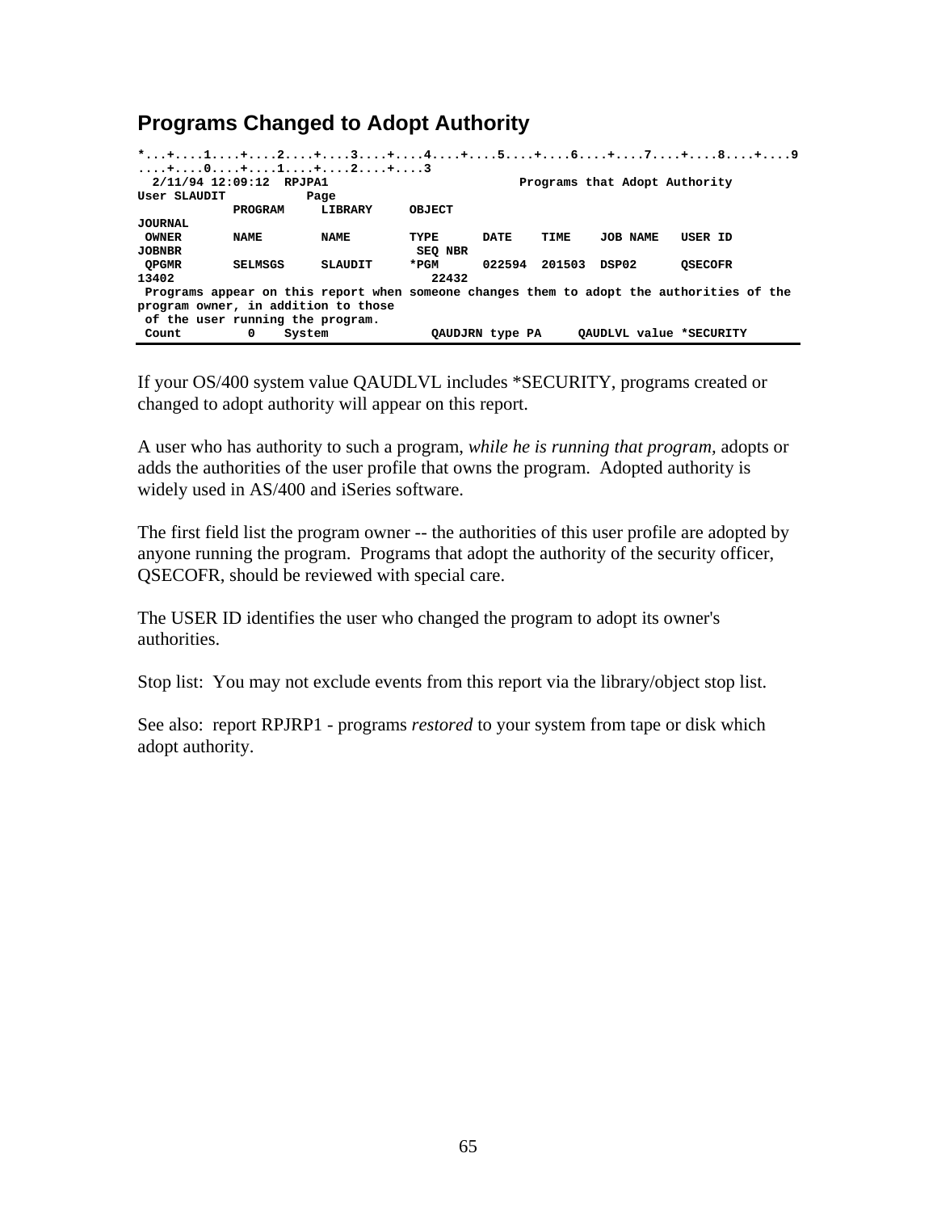## Programs Changed to Adopt Authority

```
*...+....1....+....2....+....3....+....4....+....5....+....6....+....7....+....8....+....9
....+....0....+....1....+....2....+....3
  2/11/94 12:09:12  RPJPA1                          Programs that Adopt Authority
User SLAUDIT           Page
             PROGRAM     LIBRARY     OBJECT
JOURNAL
 OWNER       NAME        NAME        TYPE      DATE    TIME    JOB NAME   USER ID
JOBNBR                                SEQ NBR
 QPGMR       SELMSGS     SLAUDIT     *PGM      022594  201503  DSP02      QSECOFR
13402                                   22432
 Programs appear on this report when someone changes them to adopt the authorities of the
program owner, in addition to those
 of the user running the program.
 Count         0    System              QAUDJRN type PA     QAUDLVL value *SECURITY
```

If your OS/400 system value QAUDLVL includes *SECURITY, programs created or changed to adopt authority will appear on this report.

A user who has authority to such a program, *while he is running that program,* adopts or adds the authorities of the user profile that owns the program. Adopted authority is widely used in AS/400 and iSeries software.

The first field list the program owner -- the authorities of this user profile are adopted by anyone running the program. Programs that adopt the authority of the security officer, QSECOFR, should be reviewed with special care.

The USER ID identifies the user who changed the program to adopt its owner's authorities.

Stop list: You may not exclude events from this report via the library/object stop list.

See also: report RPJRP1 - programs *restored* to your system from tape or disk which adopt authority.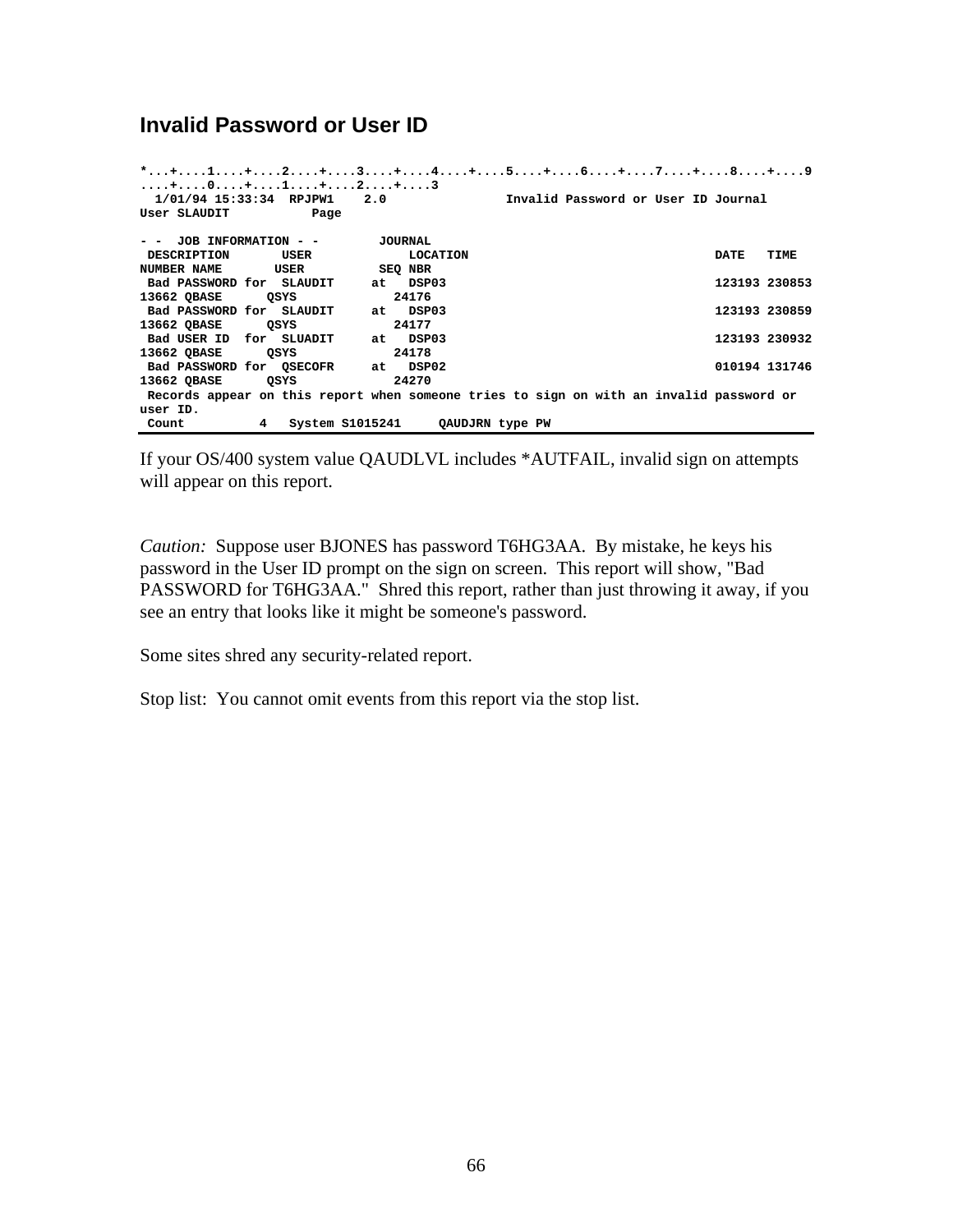## Invalid Password or User ID

```
*...+....1....+....2....+....3....+....4....+....5....+....6....+....7....+....8....+....9
....+....0....+....1....+....2....+....3
  1/01/94 15:33:34  RPJPW1    2.0              Invalid Password or User ID Journal
User SLAUDIT           Page

- -  JOB INFORMATION - -        JOURNAL
 DESCRIPTION       USER             LOCATION                                 DATE   TIME
NUMBER NAME       USER          SEQ NBR
 Bad PASSWORD for  SLAUDIT     at   DSP03                                    123193 230853
13662 QBASE      QSYS            24176
 Bad PASSWORD for  SLAUDIT     at   DSP03                                    123193 230859
13662 QBASE      QSYS            24177
 Bad USER ID  for  SLUADIT     at   DSP03                                    123193 230932
13662 QBASE      QSYS            24178
 Bad PASSWORD for  QSECOFR     at   DSP02                                    010194 131746
13662 QBASE      QSYS            24270
 Records appear on this report when someone tries to sign on with an invalid password or
user ID.
 Count          4   System S1015241     QAUDJRN type PW
```

If your OS/400 system value QAUDLVL includes *AUTFAIL, invalid sign on attempts will appear on this report.

*Caution:* Suppose user BJONES has password T6HG3AA. By mistake, he keys his password in the User ID prompt on the sign on screen. This report will show, "Bad PASSWORD for T6HG3AA." Shred this report, rather than just throwing it away, if you see an entry that looks like it might be someone's password.

Some sites shred any security-related report.

Stop list: You cannot omit events from this report via the stop list.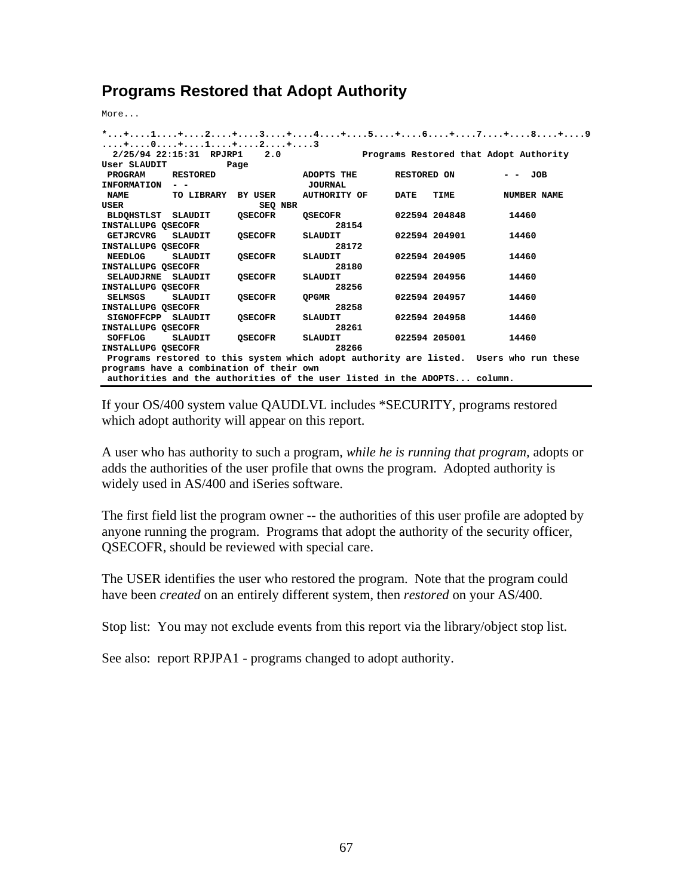## Programs Restored that Adopt Authority

More...

```
*...+....1....+....2....+....3....+....4....+....5....+....6....+....7....+....8....+....9
....+....0....+....1....+....2....+....3
  2/25/94 22:15:31  RPJRP1    2.0              Programs Restored that Adopt Authority
User SLAUDIT           Page
 PROGRAM     RESTORED                 ADOPTS THE       RESTORED ON         - -  JOB
INFORMATION  - -                       JOURNAL
 NAME        TO LIBRARY  BY USER      AUTHORITY OF     DATE   TIME         NUMBER NAME
USER                       SEQ NBR
 BLDQHSTLST  SLAUDIT     QSECOFR      QSECOFR          022594 204848        14460
INSTALLUPG QSECOFR                          28154
 GETJRCVRG   SLAUDIT     QSECOFR      SLAUDIT          022594 204901        14460
INSTALLUPG QSECOFR                          28172
 NEEDLOG     SLAUDIT     QSECOFR      SLAUDIT          022594 204905        14460
INSTALLUPG QSECOFR                          28180
 SELAUDJRNE  SLAUDIT     QSECOFR      SLAUDIT          022594 204956        14460
INSTALLUPG QSECOFR                          28256
 SELMSGS     SLAUDIT     QSECOFR      QPGMR            022594 204957        14460
INSTALLUPG QSECOFR                          28258
 SIGNOFFCPP  SLAUDIT     QSECOFR      SLAUDIT          022594 204958        14460
INSTALLUPG QSECOFR                          28261
 SOFFLOG     SLAUDIT     QSECOFR      SLAUDIT          022594 205001        14460
INSTALLUPG QSECOFR                          28266
 Programs restored to this system which adopt authority are listed.  Users who run these
programs have a combination of their own
 authorities and the authorities of the user listed in the ADOPTS... column.
```

If your OS/400 system value QAUDLVL includes *SECURITY, programs restored which adopt authority will appear on this report.

A user who has authority to such a program, *while he is running that program*, adopts or adds the authorities of the user profile that owns the program. Adopted authority is widely used in AS/400 and iSeries software.

The first field list the program owner -- the authorities of this user profile are adopted by anyone running the program. Programs that adopt the authority of the security officer, QSECOFR, should be reviewed with special care.

The USER identifies the user who restored the program. Note that the program could have been *created* on an entirely different system, then *restored* on your AS/400.

Stop list: You may not exclude events from this report via the library/object stop list.

See also: report RPJPA1 - programs changed to adopt authority.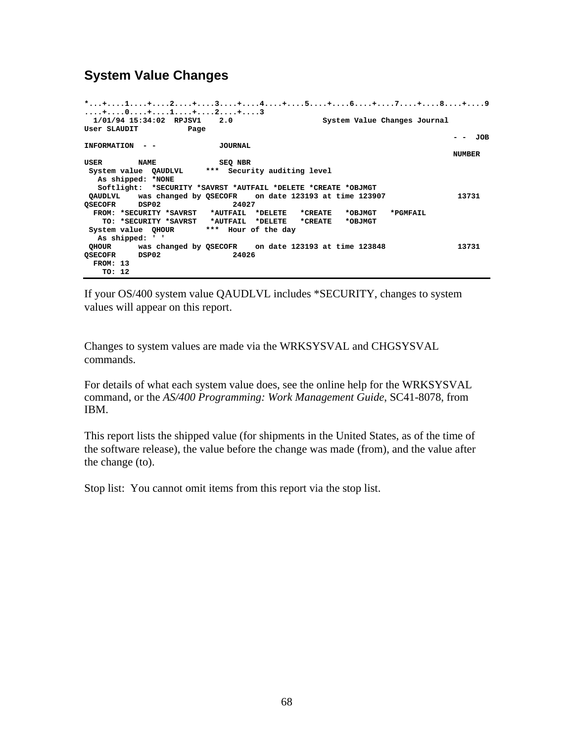## System Value Changes

```
*...+....1....+....2....+....3....+....4....+....5....+....6....+....7....+....8....+....9
....+....0....+....1....+....2....+....3
  1/01/94 15:34:02  RPJSV1    2.0                   System Value Changes Journal
User SLAUDIT           Page
                                                                                 - -  JOB
INFORMATION  - -              JOURNAL
                                                                                  NUMBER
USER        NAME              SEQ NBR
 System value  QAUDLVL     ***  Security auditing level
   As shipped: *NONE
   Softlight:  *SECURITY *SAVRST *AUTFAIL *DELETE *CREATE *OBJMGT
 QAUDLVL    was changed by QSECOFR    on date 123193 at time 123907               13731
QSECOFR     DSP02                24027
  FROM: *SECURITY *SAVRST   *AUTFAIL  *DELETE   *CREATE   *OBJMGT   *PGMFAIL
    TO: *SECURITY *SAVRST   *AUTFAIL  *DELETE   *CREATE   *OBJMGT
 System value  QHOUR       ***  Hour of the day
   As shipped: ' '
 QHOUR      was changed by QSECOFR    on date 123193 at time 123848               13731
QSECOFR     DSP02                24026
  FROM: 13
    TO: 12
```

If your OS/400 system value QAUDLVL includes *SECURITY, changes to system values will appear on this report.

Changes to system values are made via the WRKSYSVAL and CHGSYSVAL commands.

For details of what each system value does, see the online help for the WRKSYSVAL command, or the *AS/400 Programming: Work Management Guide*, SC41-8078, from IBM.

This report lists the shipped value (for shipments in the United States, as of the time of the software release), the value before the change was made (from), and the value after the change (to).

Stop list: You cannot omit items from this report via the stop list.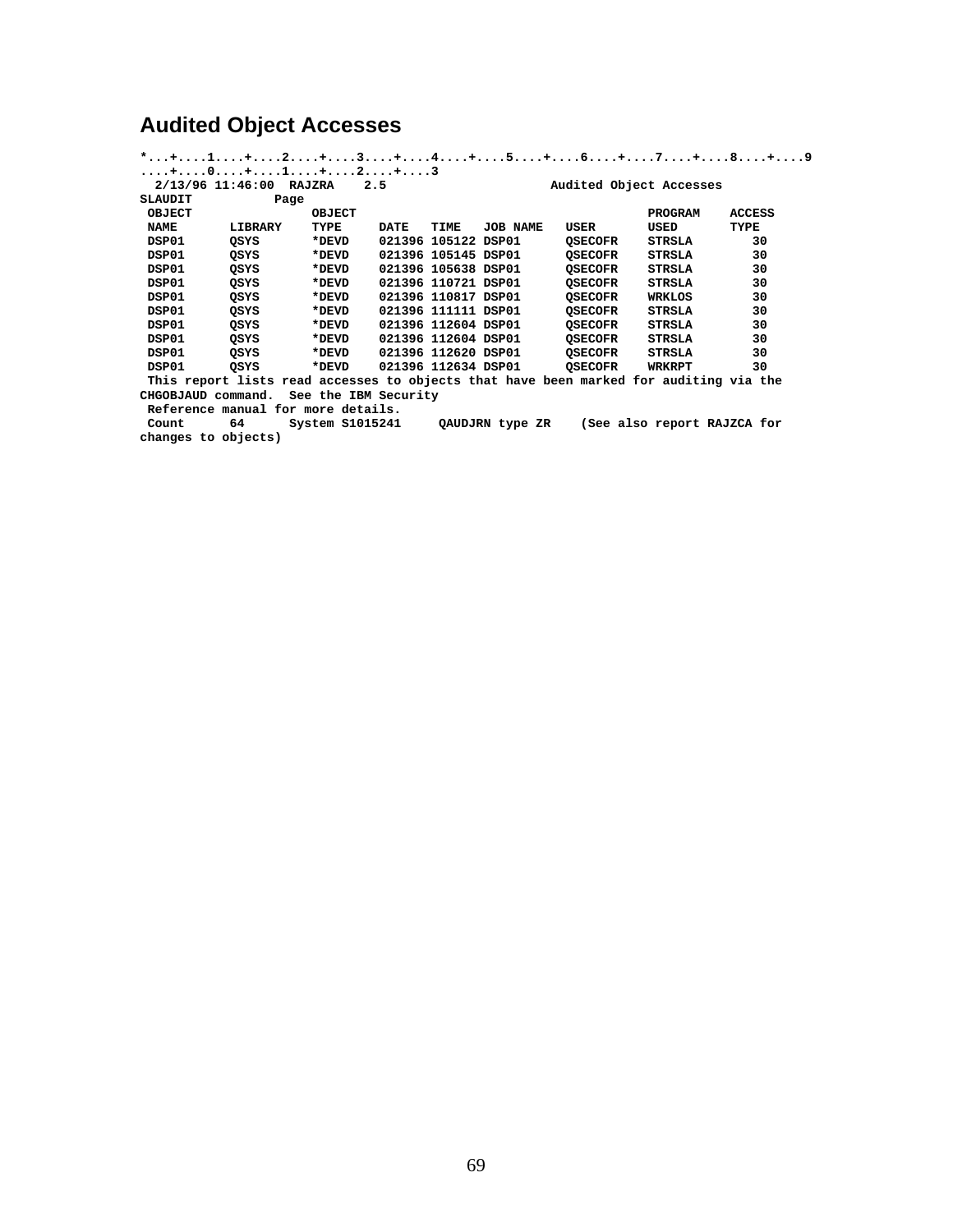# Audited Object Accesses

```
*...+....1....+....2....+....3....+....4....+....5....+....6....+....7....+....8....+....9
....+....0....+....1....+....2....+....3
  2/13/96 11:46:00  RAJZRA    2.5                      Audited Object Accesses
SLAUDIT           Page
 OBJECT                OBJECT                                        PROGRAM    ACCESS
 NAME       LIBRARY    TYPE     DATE   TIME   JOB NAME   USER       USED       TYPE
 DSP01      QSYS       *DEVD    021396 105122 DSP01      QSECOFR    STRSLA        30
 DSP01      QSYS       *DEVD    021396 105145 DSP01      QSECOFR    STRSLA        30
 DSP01      QSYS       *DEVD    021396 105638 DSP01      QSECOFR    STRSLA        30
 DSP01      QSYS       *DEVD    021396 110721 DSP01      QSECOFR    STRSLA        30
 DSP01      QSYS       *DEVD    021396 110817 DSP01      QSECOFR    WRKLOS        30
 DSP01      QSYS       *DEVD    021396 111111 DSP01      QSECOFR    STRSLA        30
 DSP01      QSYS       *DEVD    021396 112604 DSP01      QSECOFR    STRSLA        30
 DSP01      QSYS       *DEVD    021396 112604 DSP01      QSECOFR    STRSLA        30
 DSP01      QSYS       *DEVD    021396 112620 DSP01      QSECOFR    STRSLA        30
 DSP01      QSYS       *DEVD    021396 112634 DSP01      QSECOFR    WRKRPT        30
 This report lists read accesses to objects that have been marked for auditing via the
CHGOBJAUD command.  See the IBM Security
 Reference manual for more details.
 Count      64      System S1015241     QAUDJRN type ZR    (See also report RAJZCA for
changes to objects)
```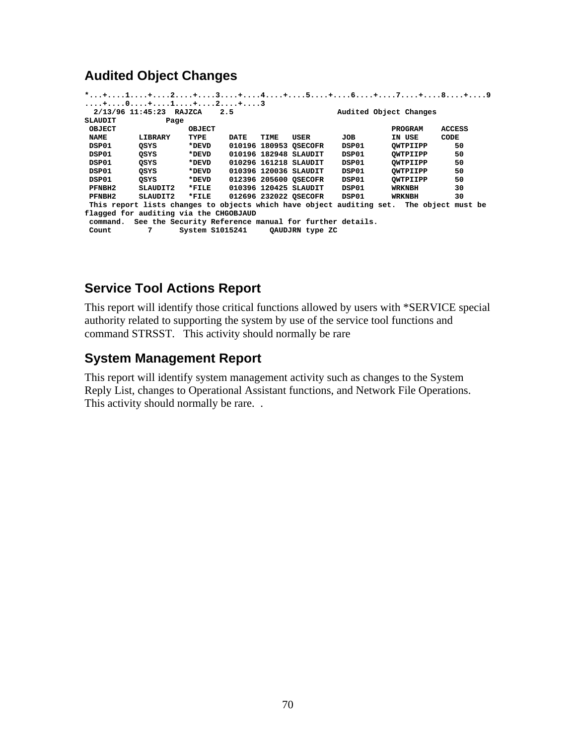## Audited Object Changes

```
*...+....1....+....2....+....3....+....4....+....5....+....6....+....7....+....8....+....9
....+....0....+....1....+....2....+....3
  2/13/96 11:45:23  RAJZCA    2.5                       Audited Object Changes
SLAUDIT           Page
 OBJECT               OBJECT                                          PROGRAM    ACCESS
 NAME       LIBRARY    TYPE     DATE   TIME   USER       JOB        IN USE     CODE
 DSP01      QSYS       *DEVD    010196 180953 QSECOFR    DSP01      QWTPIIPP      50
 DSP01      QSYS       *DEVD    010196 182948 SLAUDIT    DSP01      QWTPIIPP      50
 DSP01      QSYS       *DEVD    010296 161218 SLAUDIT    DSP01      QWTPIIPP      50
 DSP01      QSYS       *DEVD    010396 120036 SLAUDIT    DSP01      QWTPIIPP      50
 DSP01      QSYS       *DEVD    012396 205600 QSECOFR    DSP01      QWTPIIPP      50
 PFNBH2     SLAUDIT2   *FILE    010396 120425 SLAUDIT    DSP01      WRKNBH        30
 PFNBH2     SLAUDIT2   *FILE    012696 232022 QSECOFR    DSP01      WRKNBH        30
 This report lists changes to objects which have object auditing set.  The object must be
flagged for auditing via the CHGOBJAUD
 command.  See the Security Reference manual for further details.
 Count        7      System S1015241     QAUDJRN type ZC
```

## Service Tool Actions Report

This report will identify those critical functions allowed by users with *SERVICE special authority related to supporting the system by use of the service tool functions and command STRSST.   This activity should normally be rare

## System Management Report

This report will identify system management activity such as changes to the System Reply List, changes to Operational Assistant functions, and Network File Operations. This activity should normally be rare.  .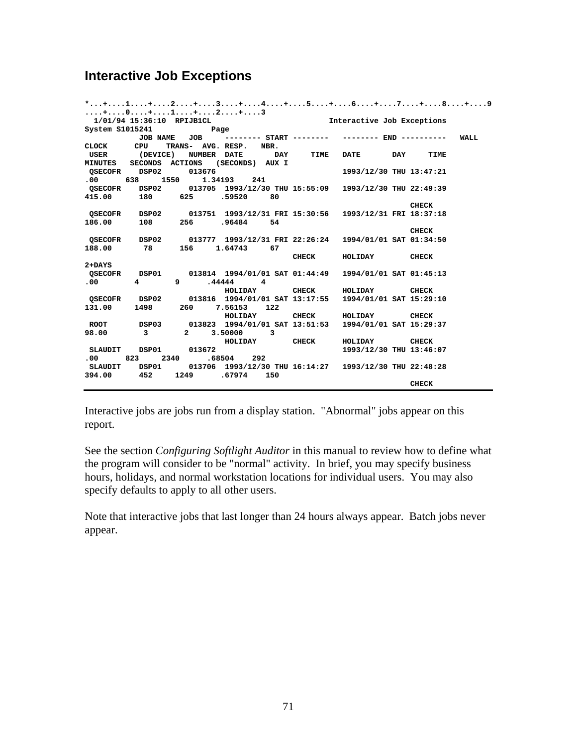## Interactive Job Exceptions

```
*...+....1....+....2....+....3....+....4....+....5....+....6....+....7....+....8....+....9
....+....0....+....1....+....2....+....3
  1/01/94 15:36:10  RPIJB1CL                               Interactive Job Exceptions
System S1015241            Page
            JOB NAME   JOB     -------- START --------   -------- END ----------   WALL
CLOCK      CPU    TRANS-  AVG. RESP.   NBR.
 USER       (DEVICE)   NUMBER  DATE       DAY     TIME   DATE       DAY     TIME
MINUTES   SECONDS  ACTIONS   (SECONDS)  AUX I
 QSECOFR    DSP02      013676                            1993/12/30 THU 13:47:21
.00      638     1550     1.34193    241
 QSECOFR    DSP02      013705  1993/12/30 THU 15:55:09   1993/12/30 THU 22:49:39
415.00      180      625      .59520     80
                                                                        CHECK
 QSECOFR    DSP02      013751  1993/12/31 FRI 15:30:56   1993/12/31 FRI 18:37:18
186.00      108      256      .96484     54
                                                                        CHECK
 QSECOFR    DSP02      013777  1993/12/31 FRI 22:26:24   1994/01/01 SAT 01:34:50
188.00       78      156     1.64743     67
                                          CHECK      HOLIDAY        CHECK
2+DAYS
 QSECOFR    DSP01      013814  1994/01/01 SAT 01:44:49   1994/01/01 SAT 01:45:13
.00       4        9      .44444      4
                              HOLIDAY        CHECK      HOLIDAY        CHECK
 QSECOFR    DSP02      013816  1994/01/01 SAT 13:17:55   1994/01/01 SAT 15:29:10
131.00     1498      260     7.56153    122
                              HOLIDAY        CHECK      HOLIDAY        CHECK
 ROOT       DSP03      013823  1994/01/01 SAT 13:51:53   1994/01/01 SAT 15:29:37
98.00        3        2     3.50000      3
                              HOLIDAY        CHECK      HOLIDAY        CHECK
 SLAUDIT    DSP01      013672                            1993/12/30 THU 13:46:07
.00      823     2340      .68504    292
 SLAUDIT    DSP01      013706  1993/12/30 THU 16:14:27   1993/12/30 THU 22:48:28
394.00      452     1249      .67974    150
                                                                        CHECK
```

Interactive jobs are jobs run from a display station. "Abnormal" jobs appear on this report.

See the section *Configuring Softlight Auditor* in this manual to review how to define what the program will consider to be "normal" activity. In brief, you may specify business hours, holidays, and normal workstation locations for individual users. You may also specify defaults to apply to all other users.

Note that interactive jobs that last longer than 24 hours always appear. Batch jobs never appear.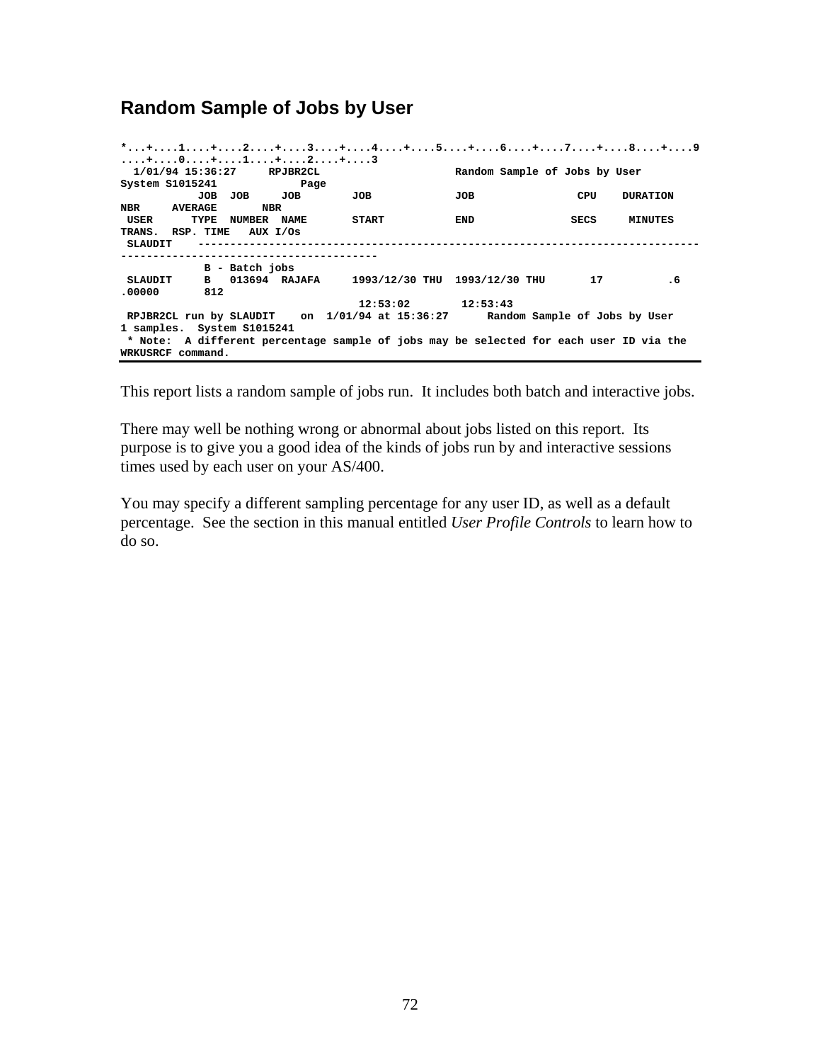## Random Sample of Jobs by User

```
*...+....1....+....2....+....3....+....4....+....5....+....6....+....7....+....8....+....9
....+....0....+....1....+....2....+....3
  1/01/94 15:36:27     RPJBR2CL                        Random Sample of Jobs by User
System S1015241            Page
            JOB  JOB     JOB       JOB             JOB               CPU    DURATION
NBR     AVERAGE       NBR
 USER      TYPE  NUMBER  NAME      START           END               SECS     MINUTES
TRANS.  RSP. TIME   AUX I/Os
 SLAUDIT    ---------------------------------------------------------------------------
----------------------------------------
             B - Batch jobs
 SLAUDIT     B   013694  RAJAFA     1993/12/30 THU  1993/12/30 THU       17          .6
.00000       812
                                     12:53:02        12:53:43
 RPJBR2CL run by SLAUDIT    on  1/01/94 at 15:36:27      Random Sample of Jobs by User
1 samples.  System S1015241
 * Note:  A different percentage sample of jobs may be selected for each user ID via the
WRKUSRCF command.
```

This report lists a random sample of jobs run. It includes both batch and interactive jobs.

There may well be nothing wrong or abnormal about jobs listed on this report. Its purpose is to give you a good idea of the kinds of jobs run by and interactive sessions times used by each user on your AS/400.

You may specify a different sampling percentage for any user ID, as well as a default percentage. See the section in this manual entitled *User Profile Controls* to learn how to do so.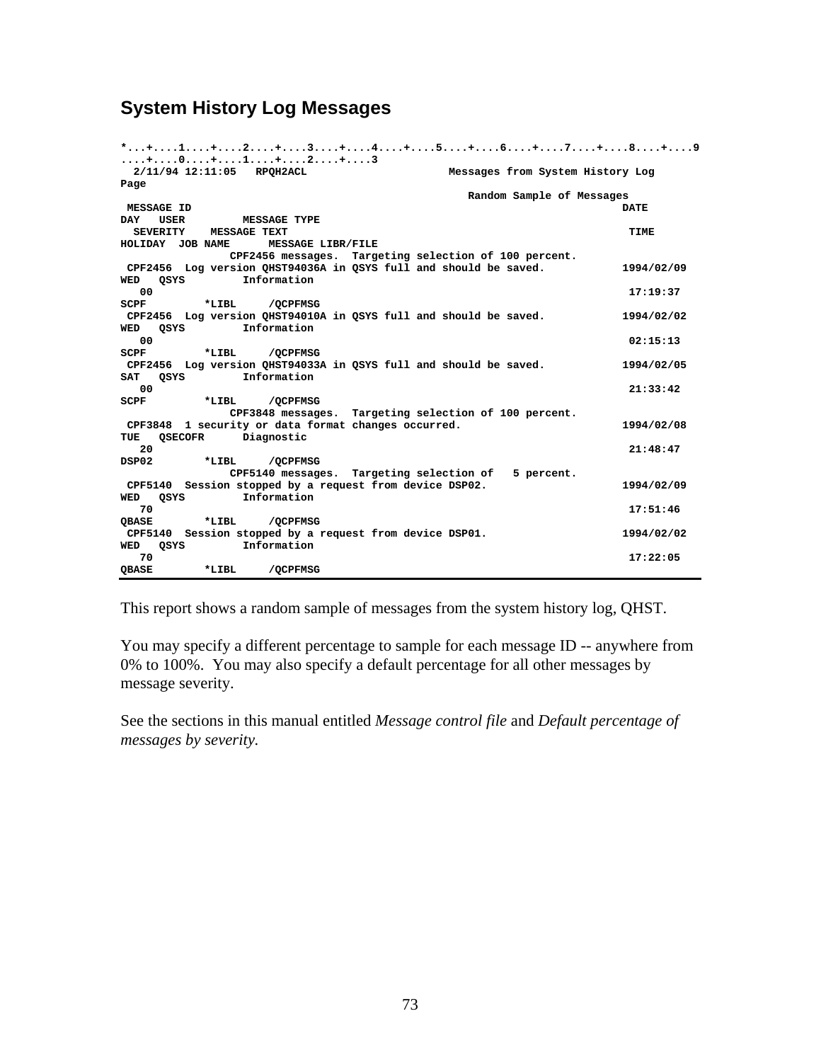## System History Log Messages

```
*...+....1....+....2....+....3....+....4....+....5....+....6....+....7....+....8....+....9
....+....0....+....1....+....2....+....3
  2/11/94 12:11:05   RPQH2ACL                          Messages from System History Log
Page
                                                          Random Sample of Messages
 MESSAGE ID                                                                         DATE
DAY   USER          MESSAGE TYPE
  SEVERITY    MESSAGE TEXT                                                           TIME
HOLIDAY  JOB NAME      MESSAGE LIBR/FILE
                 CPF2456 messages.  Targeting selection of 100 percent.
 CPF2456  Log version QHST94036A in QSYS full and should be saved.          1994/02/09
WED   QSYS          Information
   00                                                                        17:19:37
SCPF         *LIBL     /QCPFMSG
 CPF2456  Log version QHST94010A in QSYS full and should be saved.          1994/02/02
WED   QSYS          Information
   00                                                                        02:15:13
SCPF         *LIBL     /QCPFMSG
 CPF2456  Log version QHST94033A in QSYS full and should be saved.          1994/02/05
SAT   QSYS          Information
   00                                                                        21:33:42
SCPF         *LIBL     /QCPFMSG
                 CPF3848 messages.  Targeting selection of 100 percent.
 CPF3848  1 security or data format changes occurred.                       1994/02/08
TUE   QSECOFR       Diagnostic
   20                                                                        21:48:47
DSP02        *LIBL     /QCPFMSG
                 CPF5140 messages.  Targeting selection of   5 percent.
 CPF5140  Session stopped by a request from device DSP02.                   1994/02/09
WED   QSYS          Information
   70                                                                        17:51:46
QBASE        *LIBL     /QCPFMSG
 CPF5140  Session stopped by a request from device DSP01.                   1994/02/02
WED   QSYS          Information
   70                                                                        17:22:05
QBASE        *LIBL     /QCPFMSG
```

This report shows a random sample of messages from the system history log, QHST.

You may specify a different percentage to sample for each message ID -- anywhere from 0% to 100%. You may also specify a default percentage for all other messages by message severity.

See the sections in this manual entitled *Message control file* and *Default percentage of messages by severity.*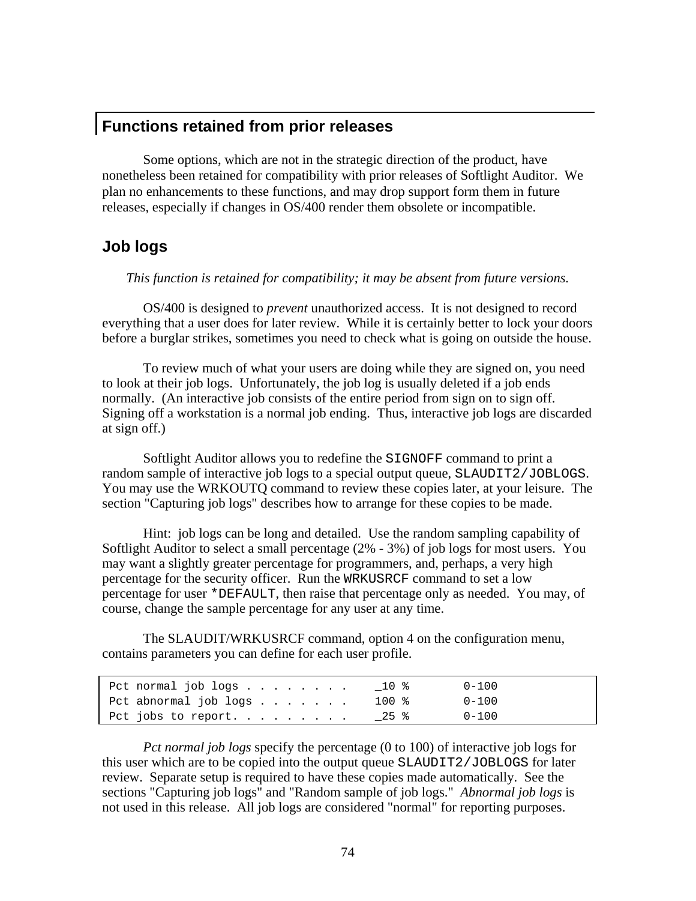## Functions retained from prior releases

Some options, which are not in the strategic direction of the product, have nonetheless been retained for compatibility with prior releases of Softlight Auditor. We plan no enhancements to these functions, and may drop support form them in future releases, especially if changes in OS/400 render them obsolete or incompatible.

## Job logs

*This function is retained for compatibility; it may be absent from future versions.*

OS/400 is designed to *prevent* unauthorized access. It is not designed to record everything that a user does for later review. While it is certainly better to lock your doors before a burglar strikes, sometimes you need to check what is going on outside the house.

To review much of what your users are doing while they are signed on, you need to look at their job logs. Unfortunately, the job log is usually deleted if a job ends normally. (An interactive job consists of the entire period from sign on to sign off. Signing off a workstation is a normal job ending. Thus, interactive job logs are discarded at sign off.)

Softlight Auditor allows you to redefine the `SIGNOFF` command to print a random sample of interactive job logs to a special output queue, `SLAUDIT2/JOBLOGS`. You may use the WRKOUTQ command to review these copies later, at your leisure. The section "Capturing job logs" describes how to arrange for these copies to be made.

Hint: job logs can be long and detailed. Use the random sampling capability of Softlight Auditor to select a small percentage (2% - 3%) of job logs for most users. You may want a slightly greater percentage for programmers, and, perhaps, a very high percentage for the security officer. Run the `WRKUSRCF` command to set a low percentage for user `*DEFAULT`, then raise that percentage only as needed. You may, of course, change the sample percentage for any user at any time.

The SLAUDIT/WRKUSRCF command, option 4 on the configuration menu, contains parameters you can define for each user profile.

```
Pct normal job logs . . . . . . . .    _10 %        0-100
Pct abnormal job logs . . . . . . .    100 %        0-100
Pct jobs to report. . . . . . . . .    _25 %        0-100
```

*Pct normal job logs* specify the percentage (0 to 100) of interactive job logs for this user which are to be copied into the output queue `SLAUDIT2/JOBLOGS` for later review. Separate setup is required to have these copies made automatically. See the sections "Capturing job logs" and "Random sample of job logs." *Abnormal job logs* is not used in this release. All job logs are considered "normal" for reporting purposes.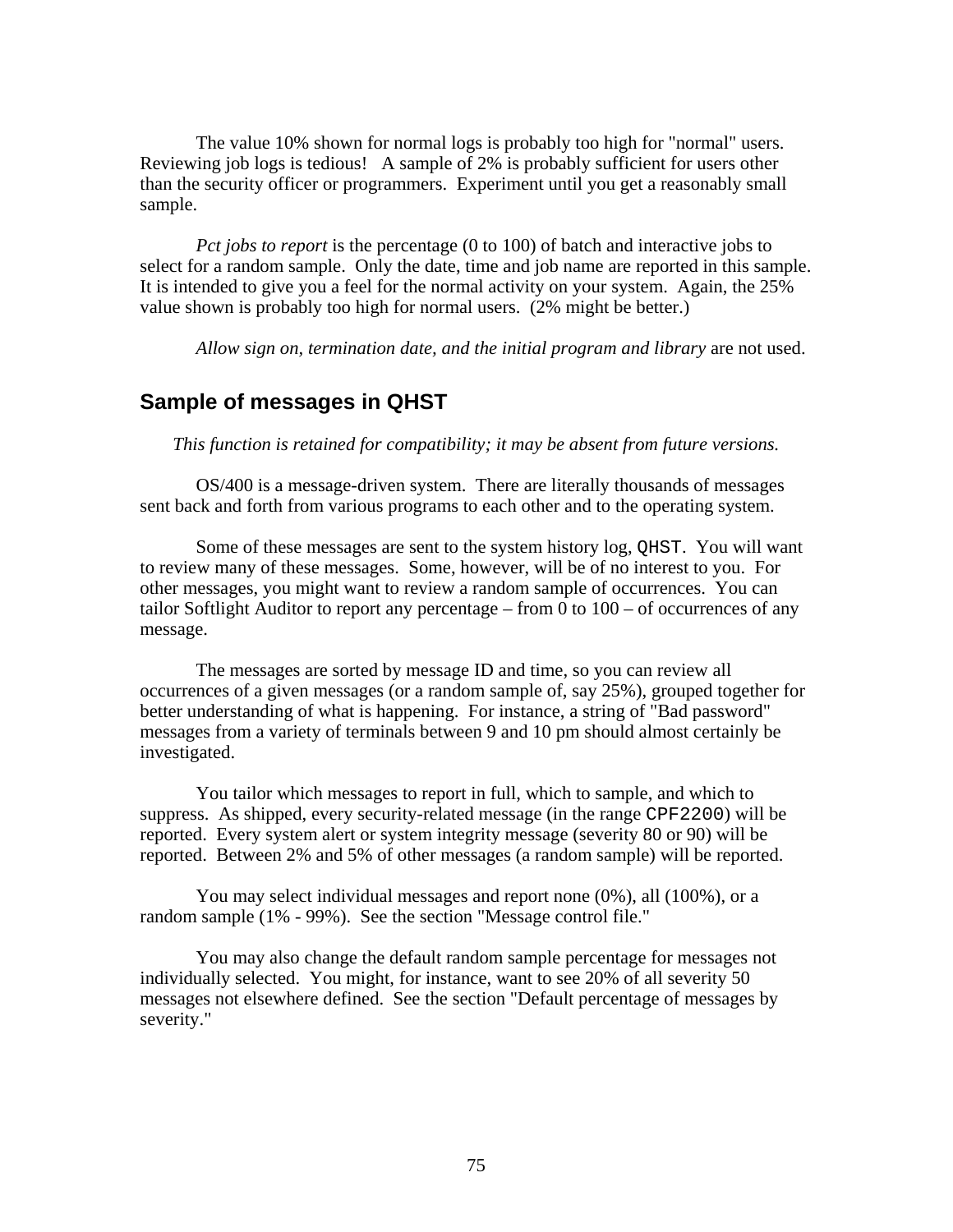The value 10% shown for normal logs is probably too high for "normal" users. Reviewing job logs is tedious! A sample of 2% is probably sufficient for users other than the security officer or programmers. Experiment until you get a reasonably small sample.

*Pct jobs to report* is the percentage (0 to 100) of batch and interactive jobs to select for a random sample. Only the date, time and job name are reported in this sample. It is intended to give you a feel for the normal activity on your system. Again, the 25% value shown is probably too high for normal users. (2% might be better.)

*Allow sign on, termination date, and the initial program and library* are not used.

## Sample of messages in QHST

*This function is retained for compatibility; it may be absent from future versions.*

OS/400 is a message-driven system. There are literally thousands of messages sent back and forth from various programs to each other and to the operating system.

Some of these messages are sent to the system history log, `QHST`. You will want to review many of these messages. Some, however, will be of no interest to you. For other messages, you might want to review a random sample of occurrences. You can tailor Softlight Auditor to report any percentage – from 0 to 100 – of occurrences of any message.

The messages are sorted by message ID and time, so you can review all occurrences of a given messages (or a random sample of, say 25%), grouped together for better understanding of what is happening. For instance, a string of "Bad password" messages from a variety of terminals between 9 and 10 pm should almost certainly be investigated.

You tailor which messages to report in full, which to sample, and which to suppress. As shipped, every security-related message (in the range `CPF2200`) will be reported. Every system alert or system integrity message (severity 80 or 90) will be reported. Between 2% and 5% of other messages (a random sample) will be reported.

You may select individual messages and report none (0%), all (100%), or a random sample (1% - 99%). See the section "Message control file."

You may also change the default random sample percentage for messages not individually selected. You might, for instance, want to see 20% of all severity 50 messages not elsewhere defined. See the section "Default percentage of messages by severity."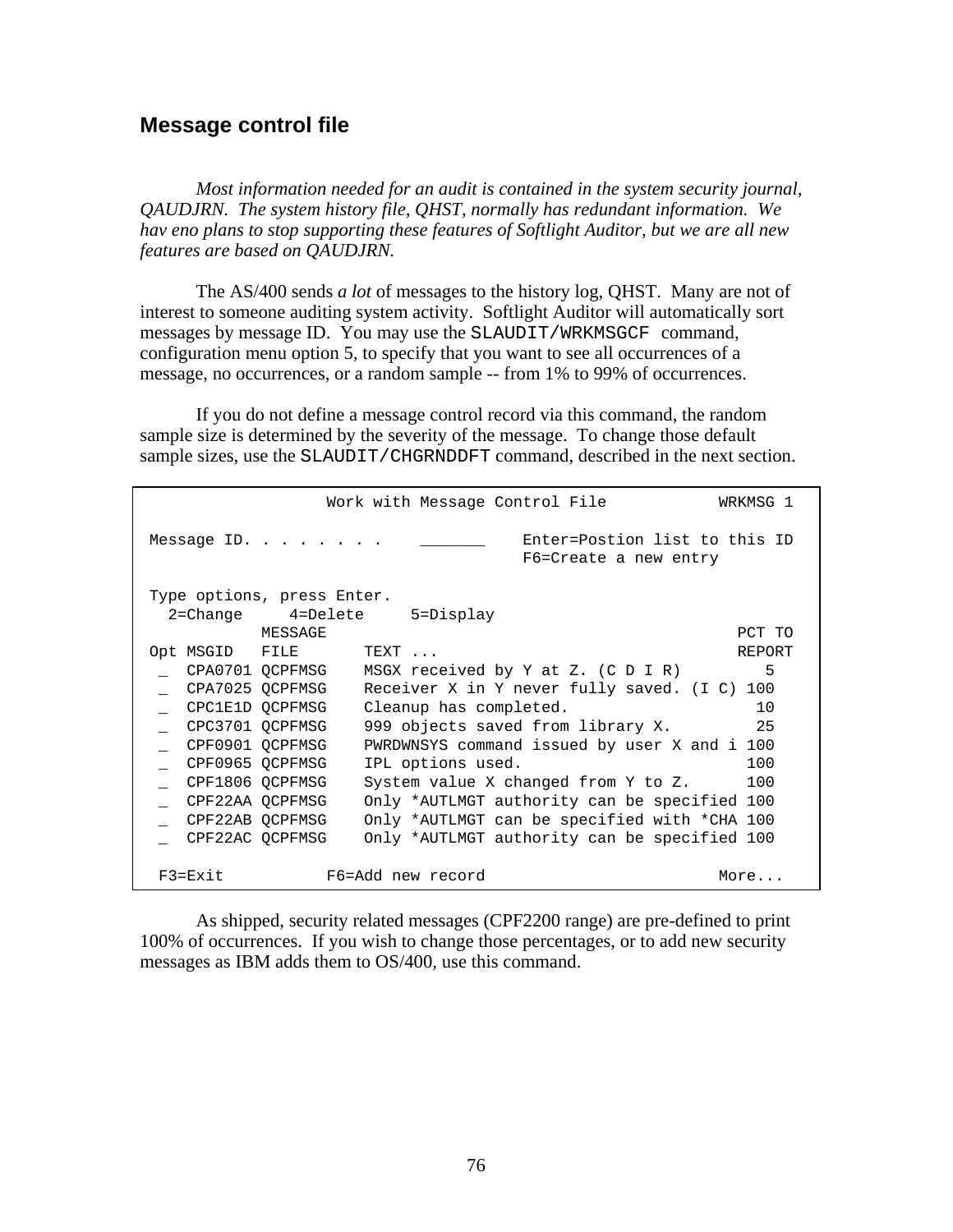## Message control file

*Most information needed for an audit is contained in the system security journal, QAUDJRN. The system history file, QHST, normally has redundant information. We hav eno plans to stop supporting these features of Softlight Auditor, but we are all new features are based on QAUDJRN.*

The AS/400 sends *a lot* of messages to the history log, QHST. Many are not of interest to someone auditing system activity. Softlight Auditor will automatically sort messages by message ID. You may use the `SLAUDIT/WRKMSGCF` command, configuration menu option 5, to specify that you want to see all occurrences of a message, no occurrences, or a random sample -- from 1% to 99% of occurrences.

If you do not define a message control record via this command, the random sample size is determined by the severity of the message. To change those default sample sizes, use the `SLAUDIT/CHGRNDDFT` command, described in the next section.

```
                  Work with Message Control File           WRKMSG 1

Message ID. . . . . . . .    _______    Enter=Postion list to this ID
                                        F6=Create a new entry

Type options, press Enter.
  2=Change     4=Delete     5=Display
            MESSAGE                                              PCT TO
Opt MSGID   FILE       TEXT ...                                  REPORT
 _  CPA0701 QCPFMSG    MSGX received by Y at Z. (C D I R)          5
 _  CPA7025 QCPFMSG    Receiver X in Y never fully saved. (I C) 100
 _  CPC1E1D QCPFMSG    Cleanup has completed.                      10
 _  CPC3701 QCPFMSG    999 objects saved from library X.           25
 _  CPF0901 QCPFMSG    PWRDWNSYS command issued by user X and i 100
 _  CPF0965 QCPFMSG    IPL options used.                          100
 _  CPF1806 QCPFMSG    System value X changed from Y to Z.        100
 _  CPF22AA QCPFMSG    Only *AUTLMGT authority can be specified 100
 _  CPF22AB QCPFMSG    Only *AUTLMGT can be specified with *CHA 100
 _  CPF22AC QCPFMSG    Only *AUTLMGT authority can be specified 100

 F3=Exit          F6=Add new record                          More...
```

As shipped, security related messages (CPF2200 range) are pre-defined to print 100% of occurrences. If you wish to change those percentages, or to add new security messages as IBM adds them to OS/400, use this command.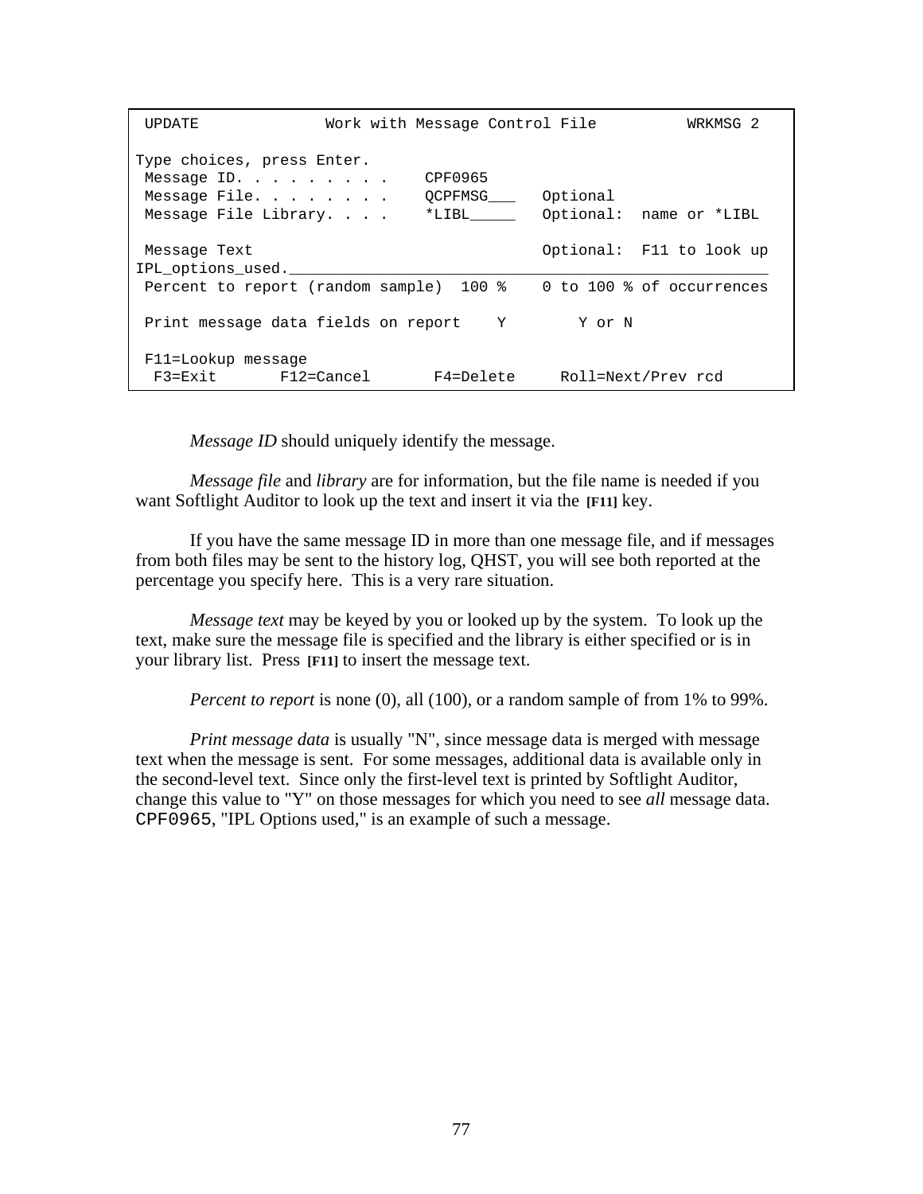```
 UPDATE              Work with Message Control File         WRKMSG 2

Type choices, press Enter.
 Message ID. . . . . . . . .    CPF0965
 Message File. . . . . . . .    QCPFMSG___   Optional
 Message File Library. . . .    *LIBL_____   Optional:  name or *LIBL

 Message Text                                Optional:  F11 to look up
IPL_options_used.___________________________________________________________
 Percent to report (random sample)  100 %    0 to 100 % of occurrences

 Print message data fields on report    Y        Y or N

 F11=Lookup message
  F3=Exit       F12=Cancel       F4=Delete     Roll=Next/Prev rcd
```

*Message ID* should uniquely identify the message.

*Message file* and *library* are for information, but the file name is needed if you want Softlight Auditor to look up the text and insert it via the **[F11]** key.

If you have the same message ID in more than one message file, and if messages from both files may be sent to the history log, QHST, you will see both reported at the percentage you specify here. This is a very rare situation.

*Message text* may be keyed by you or looked up by the system. To look up the text, make sure the message file is specified and the library is either specified or is in your library list. Press **[F11]** to insert the message text.

*Percent to report* is none (0), all (100), or a random sample of from 1% to 99%.

*Print message data* is usually "N", since message data is merged with message text when the message is sent. For some messages, additional data is available only in the second-level text. Since only the first-level text is printed by Softlight Auditor, change this value to "Y" on those messages for which you need to see *all* message data. `CPF0965`, "IPL Options used," is an example of such a message.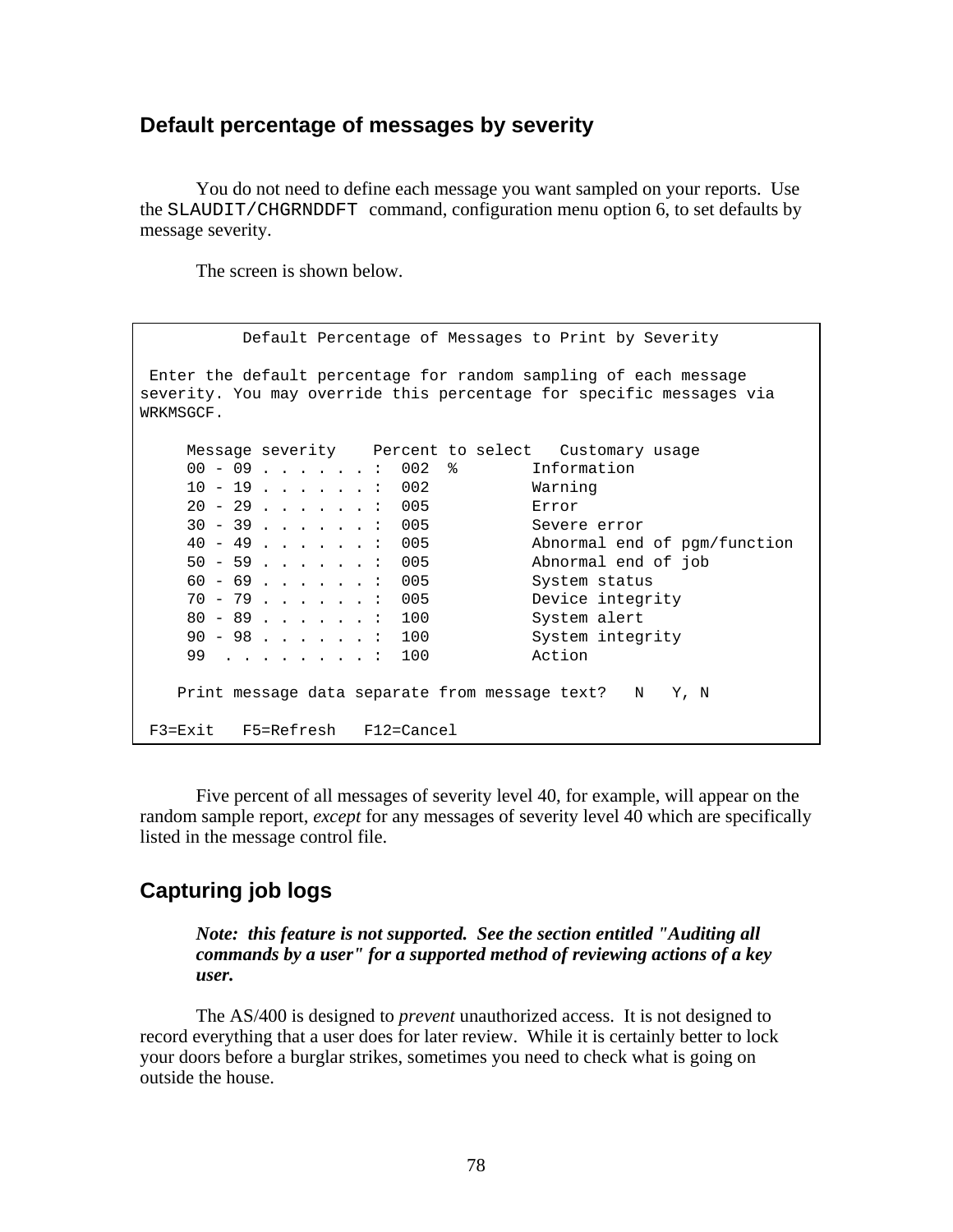## Default percentage of messages by severity

You do not need to define each message you want sampled on your reports. Use the SLAUDIT/CHGRNDDFT command, configuration menu option 6, to set defaults by message severity.

The screen is shown below.

```
           Default Percentage of Messages to Print by Severity

 Enter the default percentage for random sampling of each message
severity. You may override this percentage for specific messages via
WRKMSGCF.

     Message severity    Percent to select   Customary usage
     00 - 09 . . . . . . :  002  %        Information
     10 - 19 . . . . . . :  002           Warning
     20 - 29 . . . . . . :  005           Error
     30 - 39 . . . . . . :  005           Severe error
     40 - 49 . . . . . . :  005           Abnormal end of pgm/function
     50 - 59 . . . . . . :  005           Abnormal end of job
     60 - 69 . . . . . . :  005           System status
     70 - 79 . . . . . . :  005           Device integrity
     80 - 89 . . . . . . :  100           System alert
     90 - 98 . . . . . . :  100           System integrity
     99  . . . . . . . . :  100           Action

    Print message data separate from message text?   N   Y, N

 F3=Exit   F5=Refresh   F12=Cancel
```

Five percent of all messages of severity level 40, for example, will appear on the random sample report, *except* for any messages of severity level 40 which are specifically listed in the message control file.

## Capturing job logs

> ***Note: this feature is not supported. See the section entitled "Auditing all commands by a user" for a supported method of reviewing actions of a key user.***

The AS/400 is designed to *prevent* unauthorized access. It is not designed to record everything that a user does for later review. While it is certainly better to lock your doors before a burglar strikes, sometimes you need to check what is going on outside the house.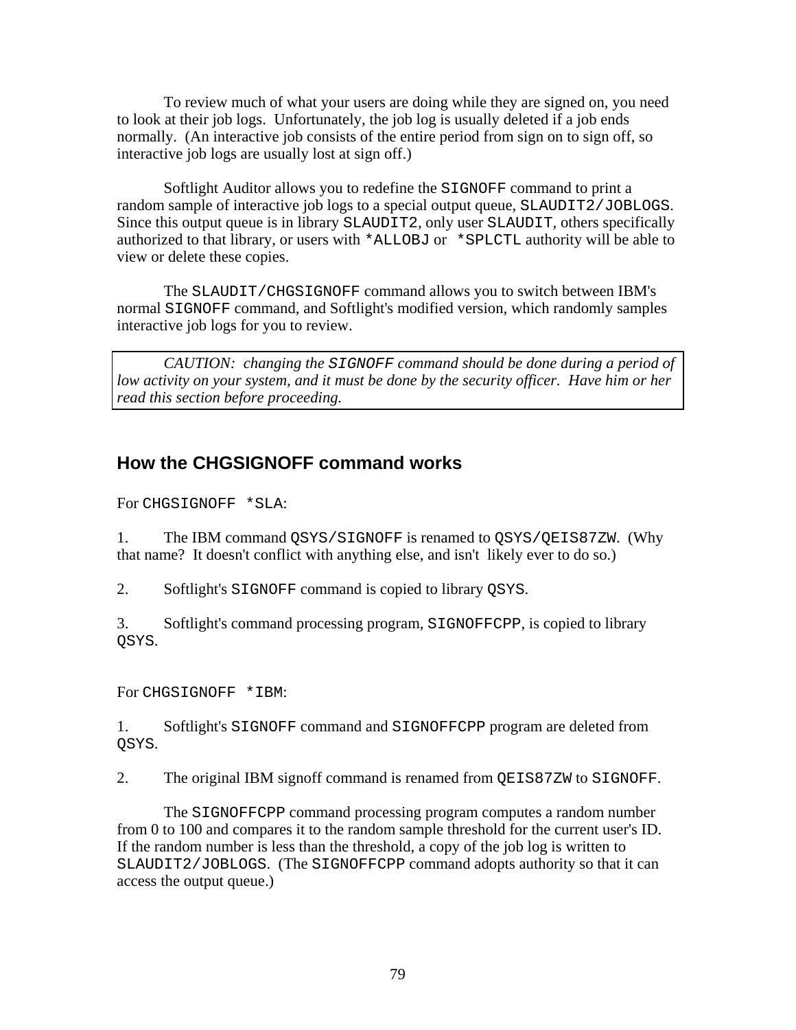To review much of what your users are doing while they are signed on, you need to look at their job logs. Unfortunately, the job log is usually deleted if a job ends normally. (An interactive job consists of the entire period from sign on to sign off, so interactive job logs are usually lost at sign off.)

Softlight Auditor allows you to redefine the `SIGNOFF` command to print a random sample of interactive job logs to a special output queue, `SLAUDIT2/JOBLOGS`. Since this output queue is in library `SLAUDIT2`, only user `SLAUDIT`, others specifically authorized to that library, or users with `*ALLOBJ` or `*SPLCTL` authority will be able to view or delete these copies.

The `SLAUDIT/CHGSIGNOFF` command allows you to switch between IBM's normal `SIGNOFF` command, and Softlight's modified version, which randomly samples interactive job logs for you to review.

> *CAUTION: changing the* `SIGNOFF` *command should be done during a period of low activity on your system, and it must be done by the security officer. Have him or her read this section before proceeding.*

## How the CHGSIGNOFF command works

For `CHGSIGNOFF *SLA`:

1. The IBM command `QSYS/SIGNOFF` is renamed to `QSYS/QEIS87ZW`. (Why that name? It doesn't conflict with anything else, and isn't likely ever to do so.)

2. Softlight's `SIGNOFF` command is copied to library `QSYS`.

3. Softlight's command processing program, `SIGNOFFCPP`, is copied to library `QSYS`.

For `CHGSIGNOFF *IBM`:

1. Softlight's `SIGNOFF` command and `SIGNOFFCPP` program are deleted from `QSYS`.

2. The original IBM signoff command is renamed from `QEIS87ZW` to `SIGNOFF`.

The `SIGNOFFCPP` command processing program computes a random number from 0 to 100 and compares it to the random sample threshold for the current user's ID. If the random number is less than the threshold, a copy of the job log is written to `SLAUDIT2/JOBLOGS`. (The `SIGNOFFCPP` command adopts authority so that it can access the output queue.)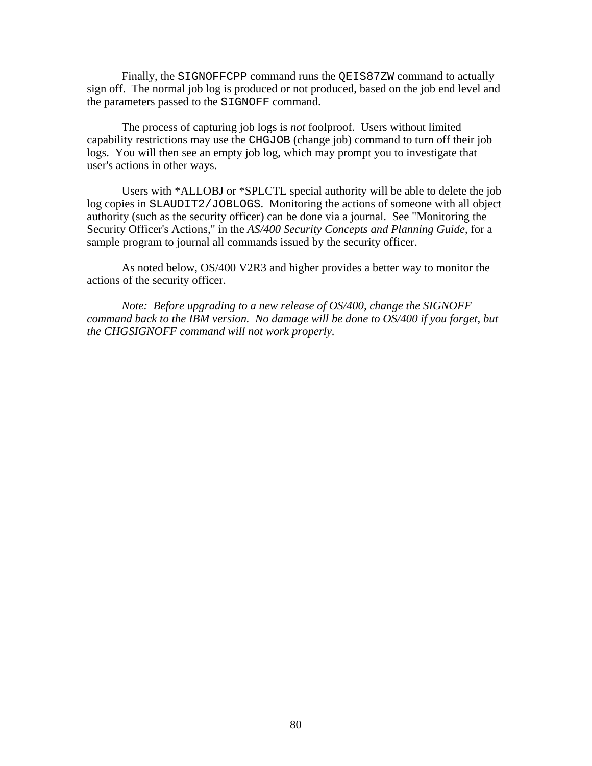Finally, the `SIGNOFFCPP` command runs the `QEIS87ZW` command to actually sign off. The normal job log is produced or not produced, based on the job end level and the parameters passed to the `SIGNOFF` command.

The process of capturing job logs is *not* foolproof. Users without limited capability restrictions may use the `CHGJOB` (change job) command to turn off their job logs. You will then see an empty job log, which may prompt you to investigate that user's actions in other ways.

Users with *ALLOBJ or *SPLCTL special authority will be able to delete the job log copies in `SLAUDIT2/JOBLOGS`. Monitoring the actions of someone with all object authority (such as the security officer) can be done via a journal. See "Monitoring the Security Officer's Actions," in the *AS/400 Security Concepts and Planning Guide*, for a sample program to journal all commands issued by the security officer.

As noted below, OS/400 V2R3 and higher provides a better way to monitor the actions of the security officer.

*Note: Before upgrading to a new release of OS/400, change the SIGNOFF command back to the IBM version. No damage will be done to OS/400 if you forget, but the CHGSIGNOFF command will not work properly.*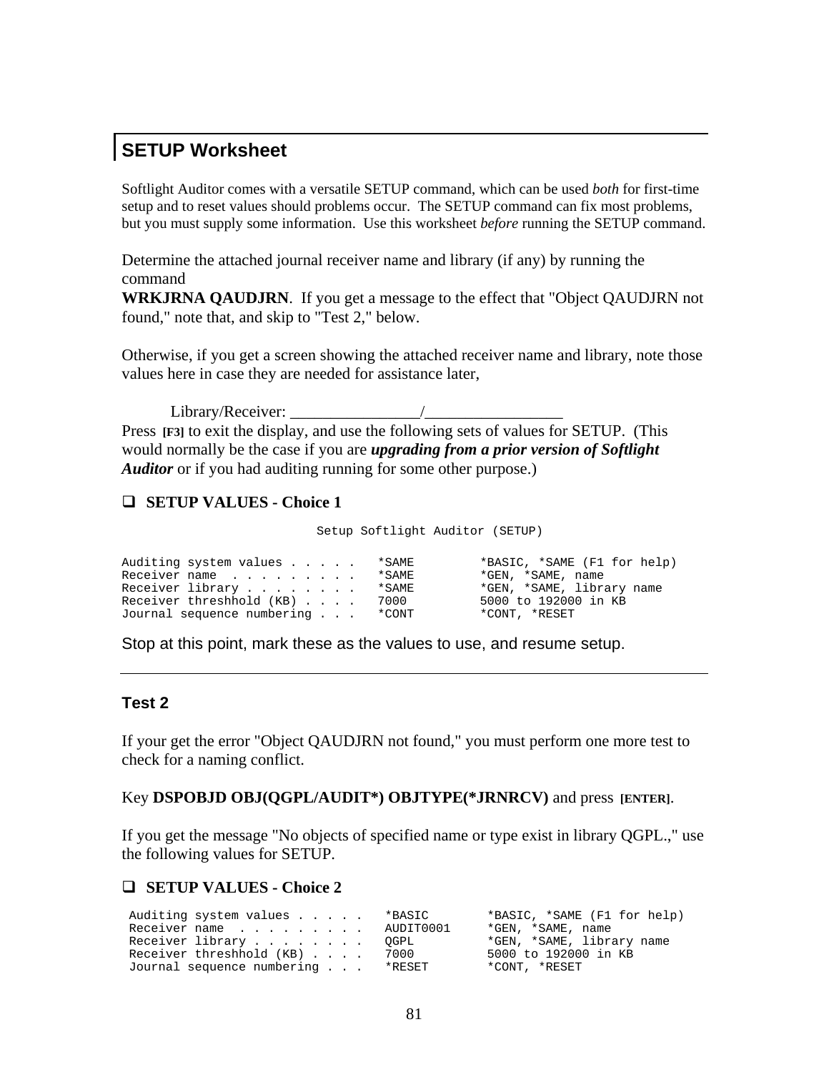## SETUP Worksheet

Softlight Auditor comes with a versatile SETUP command, which can be used *both* for first-time setup and to reset values should problems occur. The SETUP command can fix most problems, but you must supply some information. Use this worksheet *before* running the SETUP command.

Determine the attached journal receiver name and library (if any) by running the command
**WRKJRNA QAUDJRN**. If you get a message to the effect that "Object QAUDJRN not found," note that, and skip to "Test 2," below.

Otherwise, if you get a screen showing the attached receiver name and library, note those values here in case they are needed for assistance later,

Library/Receiver: _______________/________________

Press **[F3]** to exit the display, and use the following sets of values for SETUP. (This would normally be the case if you are ***upgrading from a prior version of Softlight Auditor*** or if you had auditing running for some other purpose.)

- ❑ **SETUP VALUES - Choice 1**

```
                         Setup Softlight Auditor (SETUP)

Auditing system values . . . . .   *SAME         *BASIC, *SAME (F1 for help)
Receiver name  . . . . . . . . .   *SAME         *GEN, *SAME, name
Receiver library . . . . . . . .   *SAME         *GEN, *SAME, library name
Receiver threshhold (KB) . . . .   7000          5000 to 192000 in KB
Journal sequence numbering . . .   *CONT         *CONT, *RESET
```

Stop at this point, mark these as the values to use, and resume setup.

---

### Test 2

If your get the error "Object QAUDJRN not found," you must perform one more test to check for a naming conflict.

Key **DSPOBJD OBJ(QGPL/AUDIT*) OBJTYPE(*JRNRCV)** and press **[ENTER]**.

If you get the message "No objects of specified name or type exist in library QGPL.," use the following values for SETUP.

- ❑ **SETUP VALUES - Choice 2**

```
Auditing system values . . . . .   *BASIC        *BASIC, *SAME (F1 for help)
Receiver name  . . . . . . . . .   AUDIT0001     *GEN, *SAME, name
Receiver library . . . . . . . .   QGPL          *GEN, *SAME, library name
Receiver threshhold (KB) . . . .   7000          5000 to 192000 in KB
Journal sequence numbering . . .   *RESET        *CONT, *RESET
```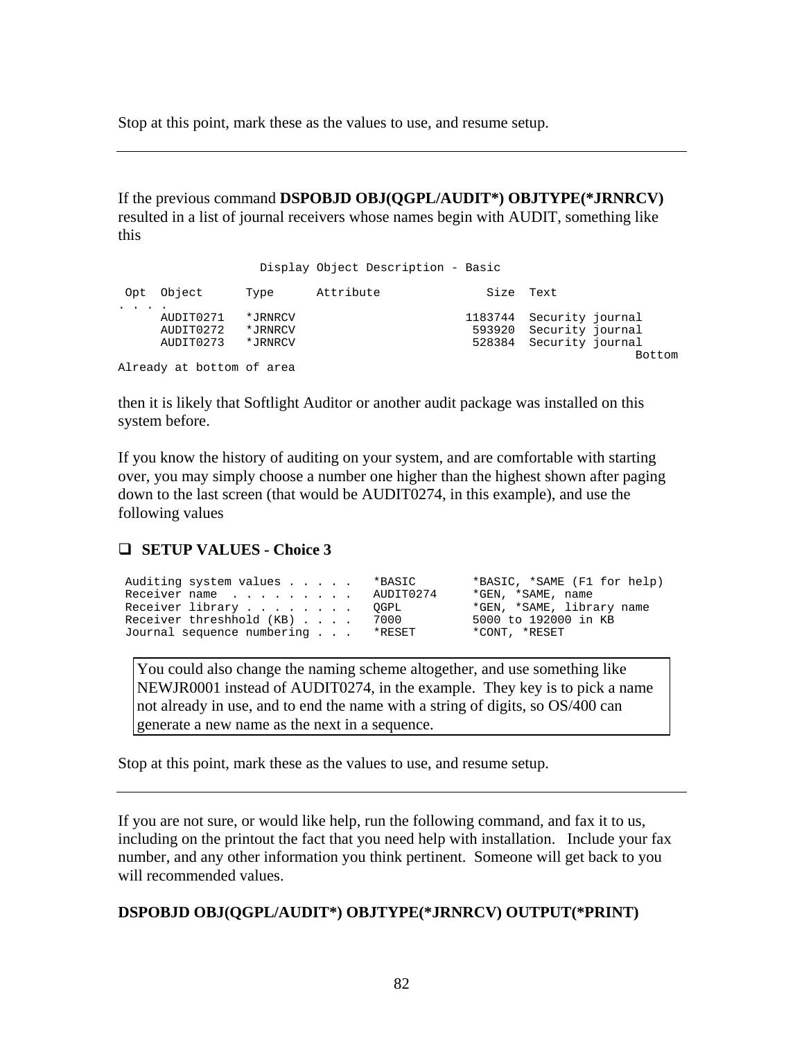Stop at this point, mark these as the values to use, and resume setup.

---

If the previous command **DSPOBJD OBJ(QGPL/AUDIT*) OBJTYPE(*JRNRCV)** resulted in a list of journal receivers whose names begin with AUDIT, something like this

```
                   Display Object Description - Basic

 Opt  Object      Type      Attribute              Size  Text
. . . .
      AUDIT0271   *JRNRCV                       1183744  Security journal
      AUDIT0272   *JRNRCV                        593920  Security journal
      AUDIT0273   *JRNRCV                        528384  Security journal
                                                                      Bottom
Already at bottom of area
```

then it is likely that Softlight Auditor or another audit package was installed on this system before.

If you know the history of auditing on your system, and are comfortable with starting over, you may simply choose a number one higher than the highest shown after paging down to the last screen (that would be AUDIT0274, in this example), and use the following values

- [ ] **SETUP VALUES - Choice 3**

```
 Auditing system values . . . . .   *BASIC        *BASIC, *SAME (F1 for help)
 Receiver name  . . . . . . . . .   AUDIT0274     *GEN, *SAME, name
 Receiver library . . . . . . . .   QGPL          *GEN, *SAME, library name
 Receiver threshhold (KB) . . . .   7000          5000 to 192000 in KB
 Journal sequence numbering . . .   *RESET        *CONT, *RESET
```

> You could also change the naming scheme altogether, and use something like NEWJR0001 instead of AUDIT0274, in the example. They key is to pick a name not already in use, and to end the name with a string of digits, so OS/400 can generate a new name as the next in a sequence.

Stop at this point, mark these as the values to use, and resume setup.

---

If you are not sure, or would like help, run the following command, and fax it to us, including on the printout the fact that you need help with installation. Include your fax number, and any other information you think pertinent. Someone will get back to you will recommended values.

**DSPOBJD OBJ(QGPL/AUDIT*) OBJTYPE(*JRNRCV) OUTPUT(*PRINT)**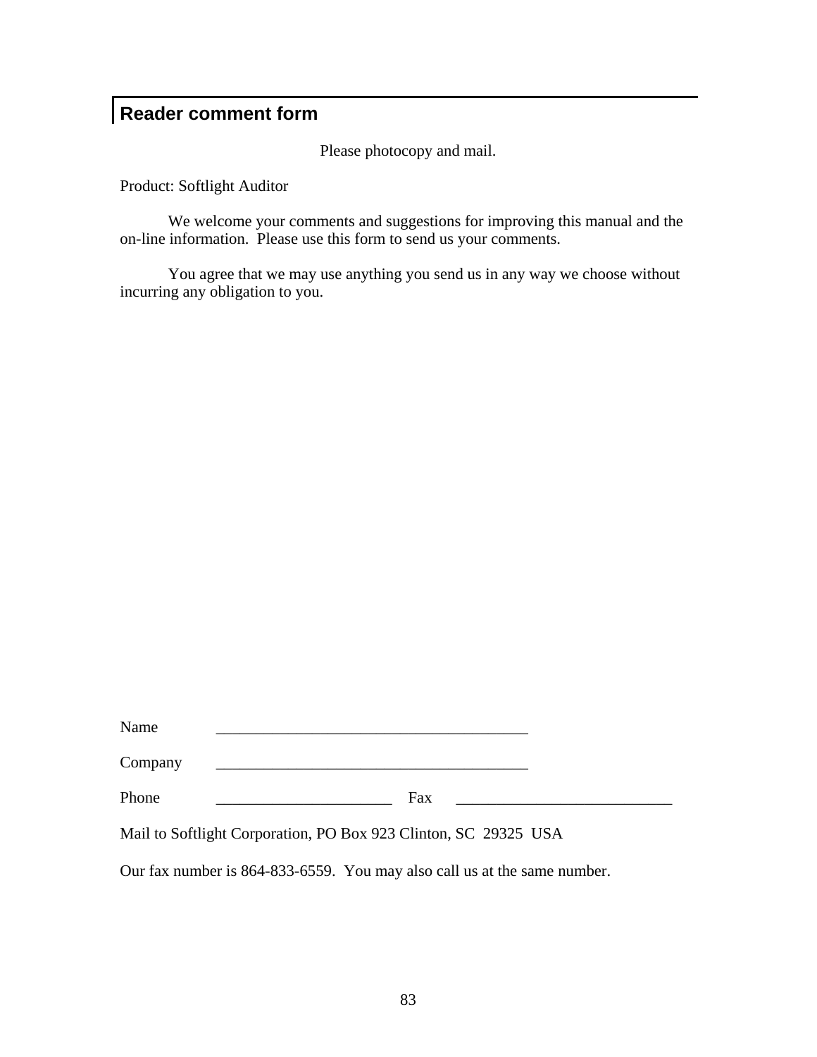## Reader comment form

Please photocopy and mail.

Product: Softlight Auditor

We welcome your comments and suggestions for improving this manual and the on-line information. Please use this form to send us your comments.

You agree that we may use anything you send us in any way we choose without incurring any obligation to you.

Name ________________________________________

Company ________________________________________

Phone ______________________ Fax ___________________________

Mail to Softlight Corporation, PO Box 923 Clinton, SC 29325 USA

Our fax number is 864-833-6559. You may also call us at the same number.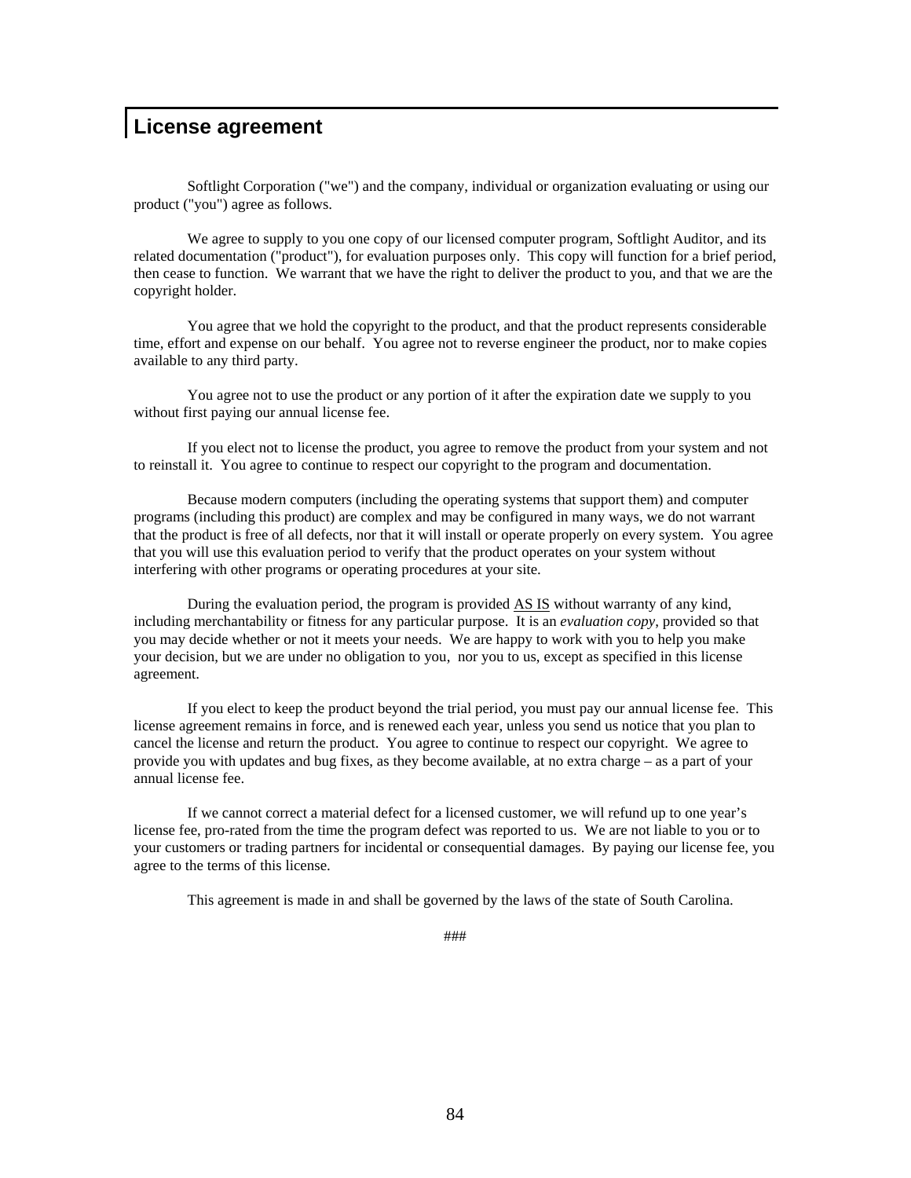# License agreement

Softlight Corporation ("we") and the company, individual or organization evaluating or using our product ("you") agree as follows.

We agree to supply to you one copy of our licensed computer program, Softlight Auditor, and its related documentation ("product"), for evaluation purposes only. This copy will function for a brief period, then cease to function. We warrant that we have the right to deliver the product to you, and that we are the copyright holder.

You agree that we hold the copyright to the product, and that the product represents considerable time, effort and expense on our behalf. You agree not to reverse engineer the product, nor to make copies available to any third party.

You agree not to use the product or any portion of it after the expiration date we supply to you without first paying our annual license fee.

If you elect not to license the product, you agree to remove the product from your system and not to reinstall it. You agree to continue to respect our copyright to the program and documentation.

Because modern computers (including the operating systems that support them) and computer programs (including this product) are complex and may be configured in many ways, we do not warrant that the product is free of all defects, nor that it will install or operate properly on every system. You agree that you will use this evaluation period to verify that the product operates on your system without interfering with other programs or operating procedures at your site.

During the evaluation period, the program is provided <u>AS IS</u> without warranty of any kind, including merchantability or fitness for any particular purpose. It is an *evaluation copy*, provided so that you may decide whether or not it meets your needs. We are happy to work with you to help you make your decision, but we are under no obligation to you, nor you to us, except as specified in this license agreement.

If you elect to keep the product beyond the trial period, you must pay our annual license fee. This license agreement remains in force, and is renewed each year, unless you send us notice that you plan to cancel the license and return the product. You agree to continue to respect our copyright. We agree to provide you with updates and bug fixes, as they become available, at no extra charge – as a part of your annual license fee.

If we cannot correct a material defect for a licensed customer, we will refund up to one year's license fee, pro-rated from the time the program defect was reported to us. We are not liable to you or to your customers or trading partners for incidental or consequential damages. By paying our license fee, you agree to the terms of this license.

This agreement is made in and shall be governed by the laws of the state of South Carolina.

###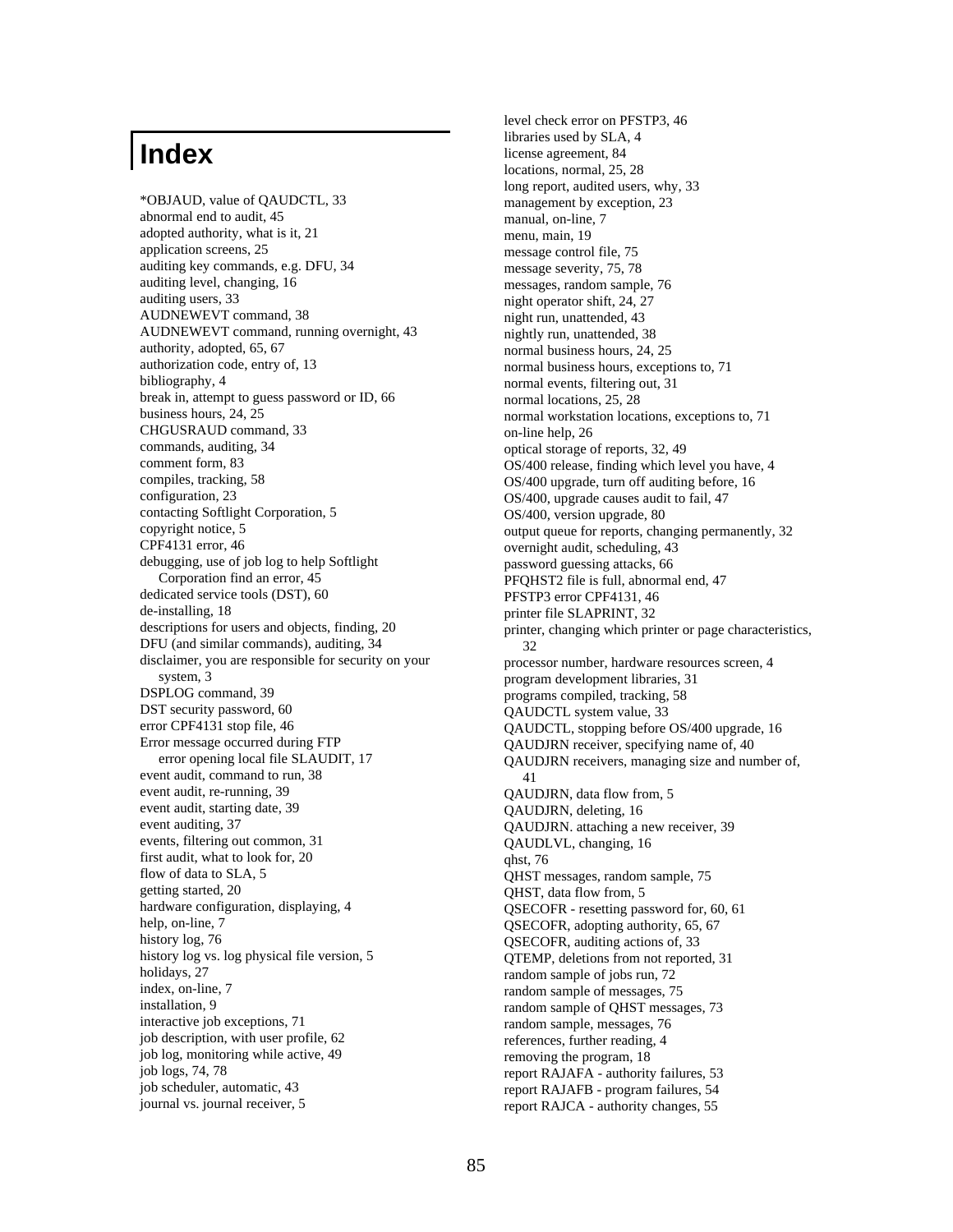# Index

*OBJAUD, value of QAUDCTL, 33
abnormal end to audit, 45
adopted authority, what is it, 21
application screens, 25
auditing key commands, e.g. DFU, 34
auditing level, changing, 16
auditing users, 33
AUDNEWEVT command, 38
AUDNEWEVT command, running overnight, 43
authority, adopted, 65, 67
authorization code, entry of, 13
bibliography, 4
break in, attempt to guess password or ID, 66
business hours, 24, 25
CHGUSRAUD command, 33
commands, auditing, 34
comment form, 83
compiles, tracking, 58
configuration, 23
contacting Softlight Corporation, 5
copyright notice, 5
CPF4131 error, 46
debugging, use of job log to help Softlight Corporation find an error, 45
dedicated service tools (DST), 60
de-installing, 18
descriptions for users and objects, finding, 20
DFU (and similar commands), auditing, 34
disclaimer, you are responsible for security on your system, 3
DSPLOG command, 39
DST security password, 60
error CPF4131 stop file, 46
Error message occurred during FTP error opening local file SLAUDIT, 17
event audit, command to run, 38
event audit, re-running, 39
event audit, starting date, 39
event auditing, 37
events, filtering out common, 31
first audit, what to look for, 20
flow of data to SLA, 5
getting started, 20
hardware configuration, displaying, 4
help, on-line, 7
history log, 76
history log vs. log physical file version, 5
holidays, 27
index, on-line, 7
installation, 9
interactive job exceptions, 71
job description, with user profile, 62
job log, monitoring while active, 49
job logs, 74, 78
job scheduler, automatic, 43
journal vs. journal receiver, 5
level check error on PFSTP3, 46
libraries used by SLA, 4
license agreement, 84
locations, normal, 25, 28
long report, audited users, why, 33
management by exception, 23
manual, on-line, 7
menu, main, 19
message control file, 75
message severity, 75, 78
messages, random sample, 76
night operator shift, 24, 27
night run, unattended, 43
nightly run, unattended, 38
normal business hours, 24, 25
normal business hours, exceptions to, 71
normal events, filtering out, 31
normal locations, 25, 28
normal workstation locations, exceptions to, 71
on-line help, 26
optical storage of reports, 32, 49
OS/400 release, finding which level you have, 4
OS/400 upgrade, turn off auditing before, 16
OS/400, upgrade causes audit to fail, 47
OS/400, version upgrade, 80
output queue for reports, changing permanently, 32
overnight audit, scheduling, 43
password guessing attacks, 66
PFQHST2 file is full, abnormal end, 47
PFSTP3 error CPF4131, 46
printer file SLAPRINT, 32
printer, changing which printer or page characteristics, 32
processor number, hardware resources screen, 4
program development libraries, 31
programs compiled, tracking, 58
QAUDCTL system value, 33
QAUDCTL, stopping before OS/400 upgrade, 16
QAUDJRN receiver, specifying name of, 40
QAUDJRN receivers, managing size and number of, 41
QAUDJRN, data flow from, 5
QAUDJRN, deleting, 16
QAUDJRN. attaching a new receiver, 39
QAUDLVL, changing, 16
qhst, 76
QHST messages, random sample, 75
QHST, data flow from, 5
QSECOFR - resetting password for, 60, 61
QSECOFR, adopting authority, 65, 67
QSECOFR, auditing actions of, 33
QTEMP, deletions from not reported, 31
random sample of jobs run, 72
random sample of messages, 75
random sample of QHST messages, 73
random sample, messages, 76
references, further reading, 4
removing the program, 18
report RAJAFA - authority failures, 53
report RAJAFB - program failures, 54
report RAJCA - authority changes, 55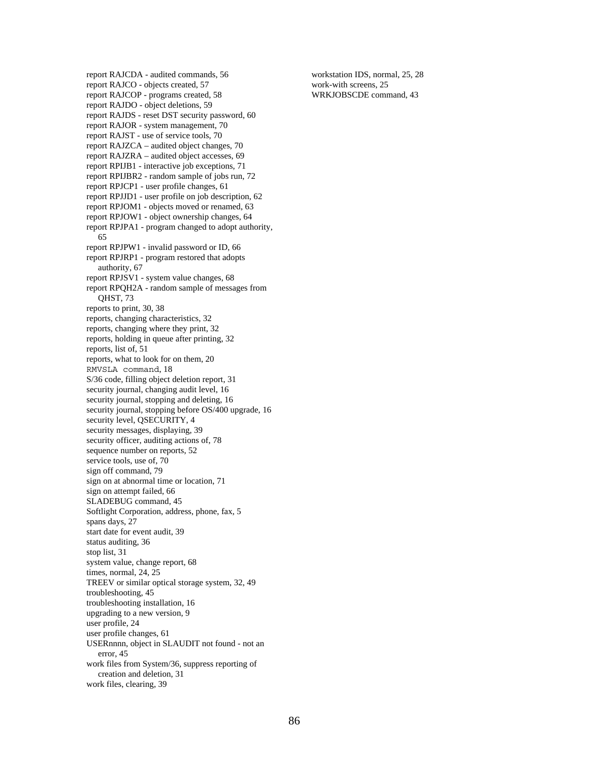report RAJCDA - audited commands, 56
report RAJCO - objects created, 57
report RAJCOP - programs created, 58
report RAJDO - object deletions, 59
report RAJDS - reset DST security password, 60
report RAJOR - system management, 70
report RAJST - use of service tools, 70
report RAJZCA – audited object changes, 70
report RAJZRA – audited object accesses, 69
report RPIJB1 - interactive job exceptions, 71
report RPIJBR2 - random sample of jobs run, 72
report RPJCP1 - user profile changes, 61
report RPJJD1 - user profile on job description, 62
report RPJOM1 - objects moved or renamed, 63
report RPJOW1 - object ownership changes, 64
report RPJPA1 - program changed to adopt authority, 65
report RPJPW1 - invalid password or ID, 66
report RPJRP1 - program restored that adopts authority, 67
report RPJSV1 - system value changes, 68
report RPQH2A - random sample of messages from QHST, 73
reports to print, 30, 38
reports, changing characteristics, 32
reports, changing where they print, 32
reports, holding in queue after printing, 32
reports, list of, 51
reports, what to look for on them, 20
RMVSLA command, 18
S/36 code, filling object deletion report, 31
security journal, changing audit level, 16
security journal, stopping and deleting, 16
security journal, stopping before OS/400 upgrade, 16
security level, QSECURITY, 4
security messages, displaying, 39
security officer, auditing actions of, 78
sequence number on reports, 52
service tools, use of, 70
sign off command, 79
sign on at abnormal time or location, 71
sign on attempt failed, 66
SLADEBUG command, 45
Softlight Corporation, address, phone, fax, 5
spans days, 27
start date for event audit, 39
status auditing, 36
stop list, 31
system value, change report, 68
times, normal, 24, 25
TREEV or similar optical storage system, 32, 49
troubleshooting, 45
troubleshooting installation, 16
upgrading to a new version, 9
user profile, 24
user profile changes, 61
USERnnnn, object in SLAUDIT not found - not an error, 45
work files from System/36, suppress reporting of creation and deletion, 31
work files, clearing, 39
workstation IDS, normal, 25, 28
work-with screens, 25
WRKJOBSCDE command, 43